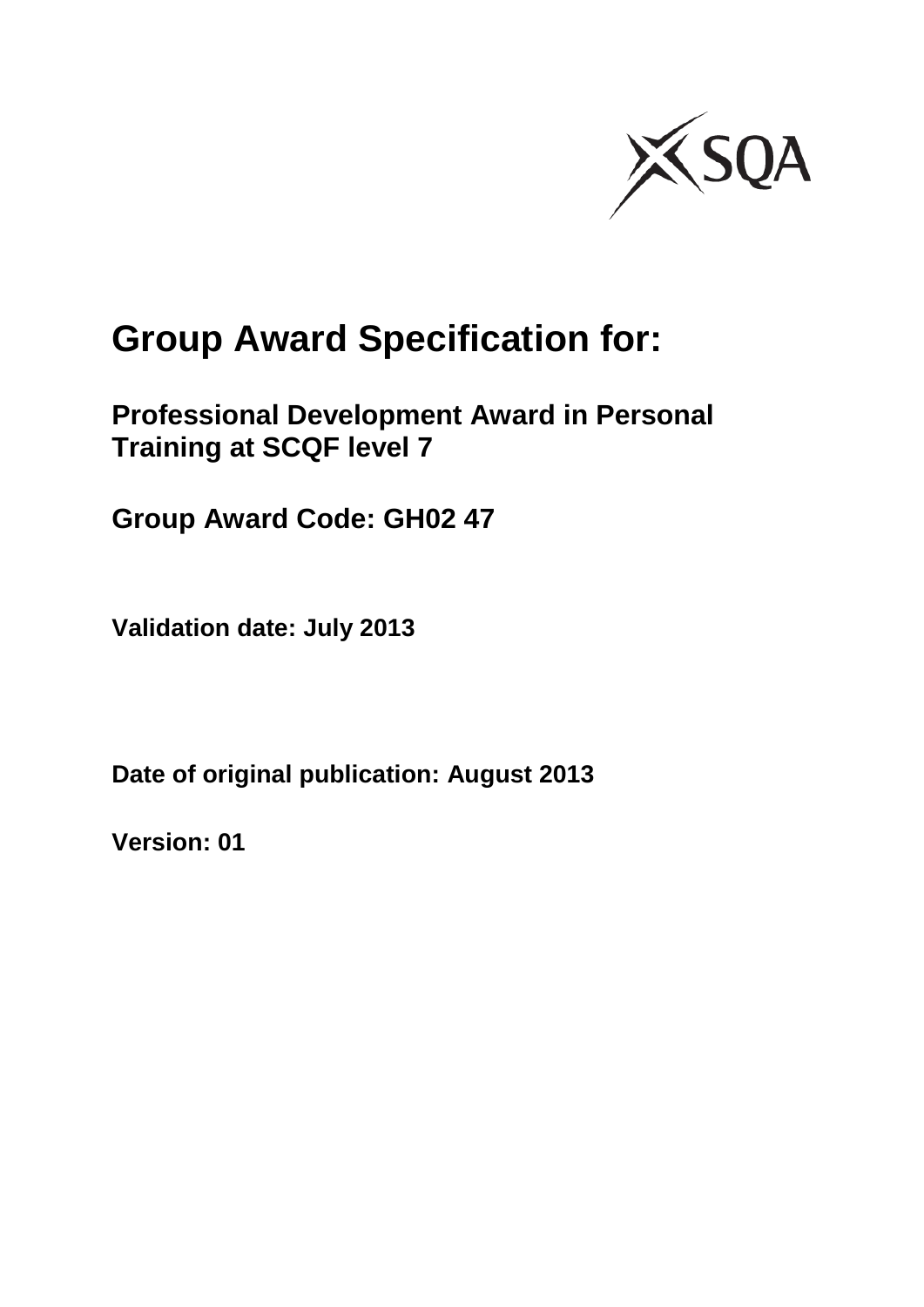# Group Award Specification for:

## Professional Development Award in Personal Training at SCQF level 7

## Group Award Code: GH02 47

**Validation date: July 2013**

**Date of original publication: August 2013**

**Version: 01**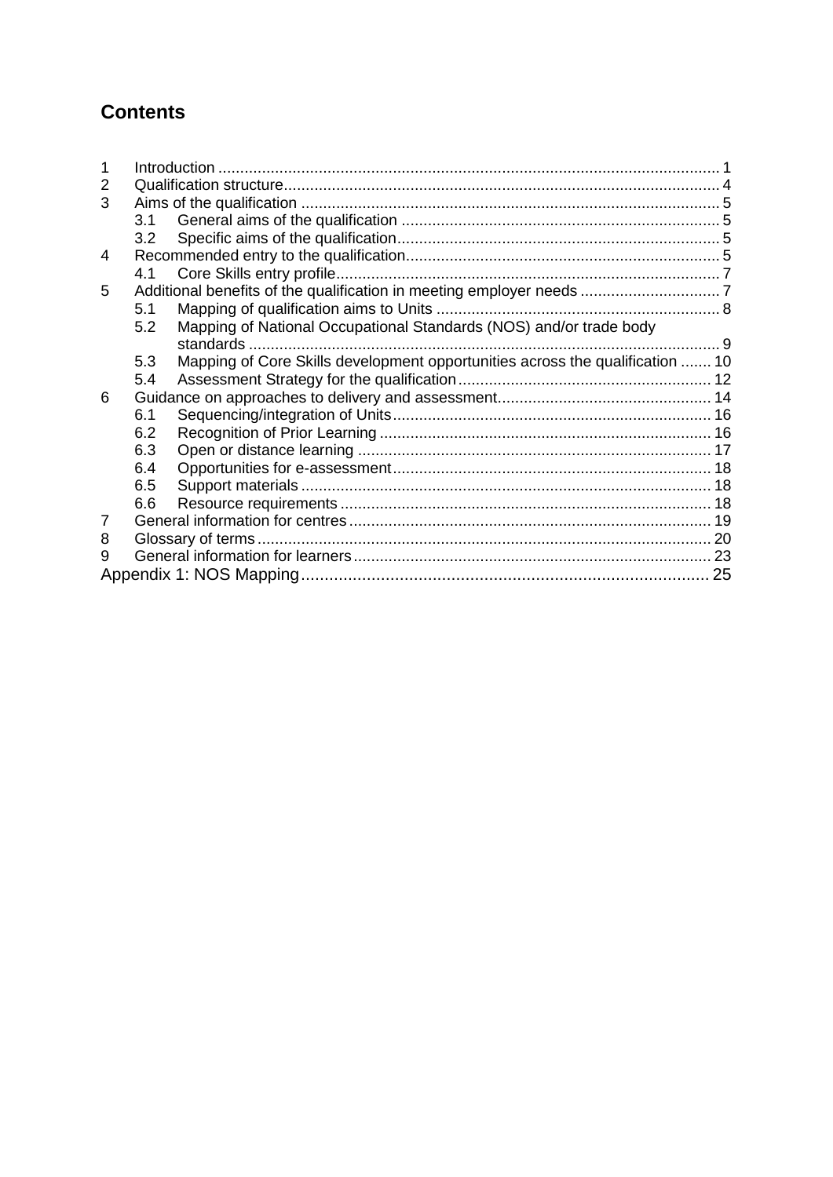## Contents

1 Introduction ... 1
2 Qualification structure ... 4
3 Aims of the qualification ... 5
  3.1 General aims of the qualification ... 5
  3.2 Specific aims of the qualification ... 5
4 Recommended entry to the qualification ... 5
  4.1 Core Skills entry profile ... 7
5 Additional benefits of the qualification in meeting employer needs ... 7
  5.1 Mapping of qualification aims to Units ... 8
  5.2 Mapping of National Occupational Standards (NOS) and/or trade body standards ... 9
  5.3 Mapping of Core Skills development opportunities across the qualification ... 10
  5.4 Assessment Strategy for the qualification ... 12
6 Guidance on approaches to delivery and assessment ... 14
  6.1 Sequencing/integration of Units ... 16
  6.2 Recognition of Prior Learning ... 16
  6.3 Open or distance learning ... 17
  6.4 Opportunities for e-assessment ... 18
  6.5 Support materials ... 18
  6.6 Resource requirements ... 18
7 General information for centres ... 19
8 Glossary of terms ... 20
9 General information for learners ... 23
Appendix 1: NOS Mapping ... 25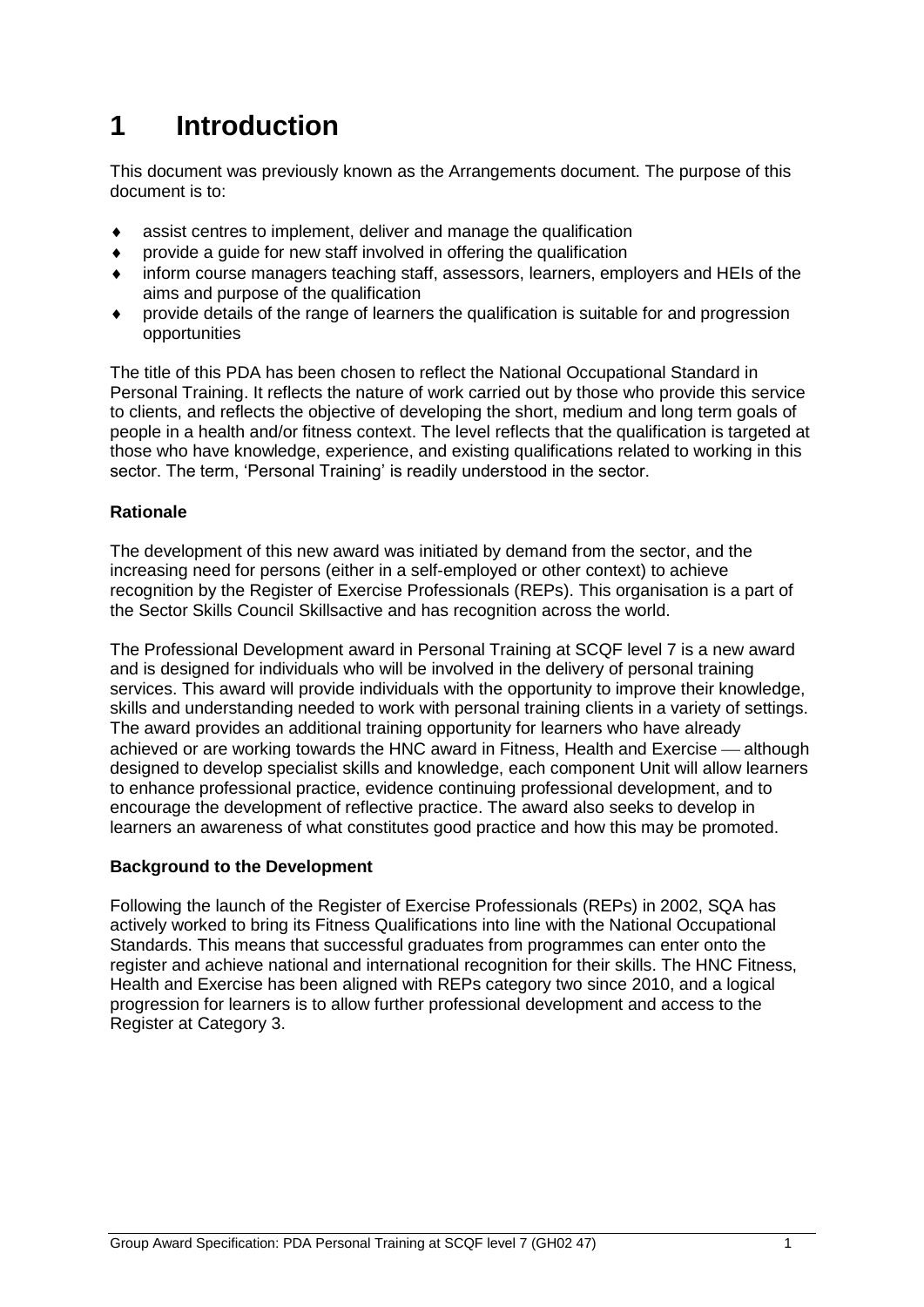# 1 Introduction

This document was previously known as the Arrangements document. The purpose of this document is to:

- assist centres to implement, deliver and manage the qualification
- provide a guide for new staff involved in offering the qualification
- inform course managers teaching staff, assessors, learners, employers and HEIs of the aims and purpose of the qualification
- provide details of the range of learners the qualification is suitable for and progression opportunities

The title of this PDA has been chosen to reflect the National Occupational Standard in Personal Training. It reflects the nature of work carried out by those who provide this service to clients, and reflects the objective of developing the short, medium and long term goals of people in a health and/or fitness context. The level reflects that the qualification is targeted at those who have knowledge, experience, and existing qualifications related to working in this sector. The term, 'Personal Training' is readily understood in the sector.

**Rationale**

The development of this new award was initiated by demand from the sector, and the increasing need for persons (either in a self-employed or other context) to achieve recognition by the Register of Exercise Professionals (REPs). This organisation is a part of the Sector Skills Council Skillsactive and has recognition across the world.

The Professional Development award in Personal Training at SCQF level 7 is a new award and is designed for individuals who will be involved in the delivery of personal training services. This award will provide individuals with the opportunity to improve their knowledge, skills and understanding needed to work with personal training clients in a variety of settings. The award provides an additional training opportunity for learners who have already achieved or are working towards the HNC award in Fitness, Health and Exercise — although designed to develop specialist skills and knowledge, each component Unit will allow learners to enhance professional practice, evidence continuing professional development, and to encourage the development of reflective practice. The award also seeks to develop in learners an awareness of what constitutes good practice and how this may be promoted.

**Background to the Development**

Following the launch of the Register of Exercise Professionals (REPs) in 2002, SQA has actively worked to bring its Fitness Qualifications into line with the National Occupational Standards. This means that successful graduates from programmes can enter onto the register and achieve national and international recognition for their skills. The HNC Fitness, Health and Exercise has been aligned with REPs category two since 2010, and a logical progression for learners is to allow further professional development and access to the Register at Category 3.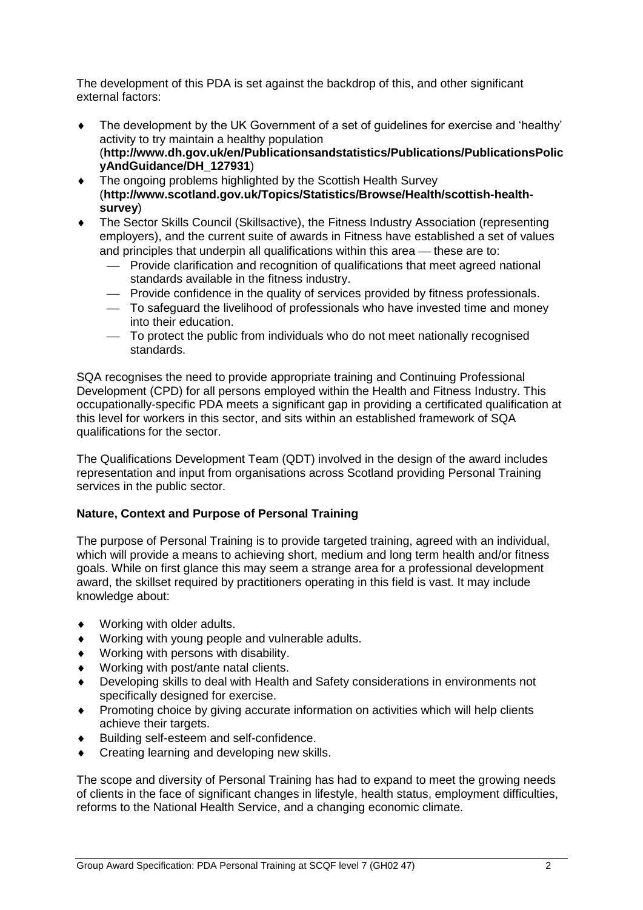The development of this PDA is set against the backdrop of this, and other significant external factors:

- The development by the UK Government of a set of guidelines for exercise and 'healthy' activity to try maintain a healthy population (**http://www.dh.gov.uk/en/Publicationsandstatistics/Publications/PublicationsPolicyAndGuidance/DH_127931**)
- The ongoing problems highlighted by the Scottish Health Survey (**http://www.scotland.gov.uk/Topics/Statistics/Browse/Health/scottish-health-survey**)
- The Sector Skills Council (Skillsactive), the Fitness Industry Association (representing employers), and the current suite of awards in Fitness have established a set of values and principles that underpin all qualifications within this area — these are to:
  - Provide clarification and recognition of qualifications that meet agreed national standards available in the fitness industry.
  - Provide confidence in the quality of services provided by fitness professionals.
  - To safeguard the livelihood of professionals who have invested time and money into their education.
  - To protect the public from individuals who do not meet nationally recognised standards.

SQA recognises the need to provide appropriate training and Continuing Professional Development (CPD) for all persons employed within the Health and Fitness Industry. This occupationally-specific PDA meets a significant gap in providing a certificated qualification at this level for workers in this sector, and sits within an established framework of SQA qualifications for the sector.

The Qualifications Development Team (QDT) involved in the design of the award includes representation and input from organisations across Scotland providing Personal Training services in the public sector.

**Nature, Context and Purpose of Personal Training**

The purpose of Personal Training is to provide targeted training, agreed with an individual, which will provide a means to achieving short, medium and long term health and/or fitness goals. While on first glance this may seem a strange area for a professional development award, the skillset required by practitioners operating in this field is vast. It may include knowledge about:

- Working with older adults.
- Working with young people and vulnerable adults.
- Working with persons with disability.
- Working with post/ante natal clients.
- Developing skills to deal with Health and Safety considerations in environments not specifically designed for exercise.
- Promoting choice by giving accurate information on activities which will help clients achieve their targets.
- Building self-esteem and self-confidence.
- Creating learning and developing new skills.

The scope and diversity of Personal Training has had to expand to meet the growing needs of clients in the face of significant changes in lifestyle, health status, employment difficulties, reforms to the National Health Service, and a changing economic climate.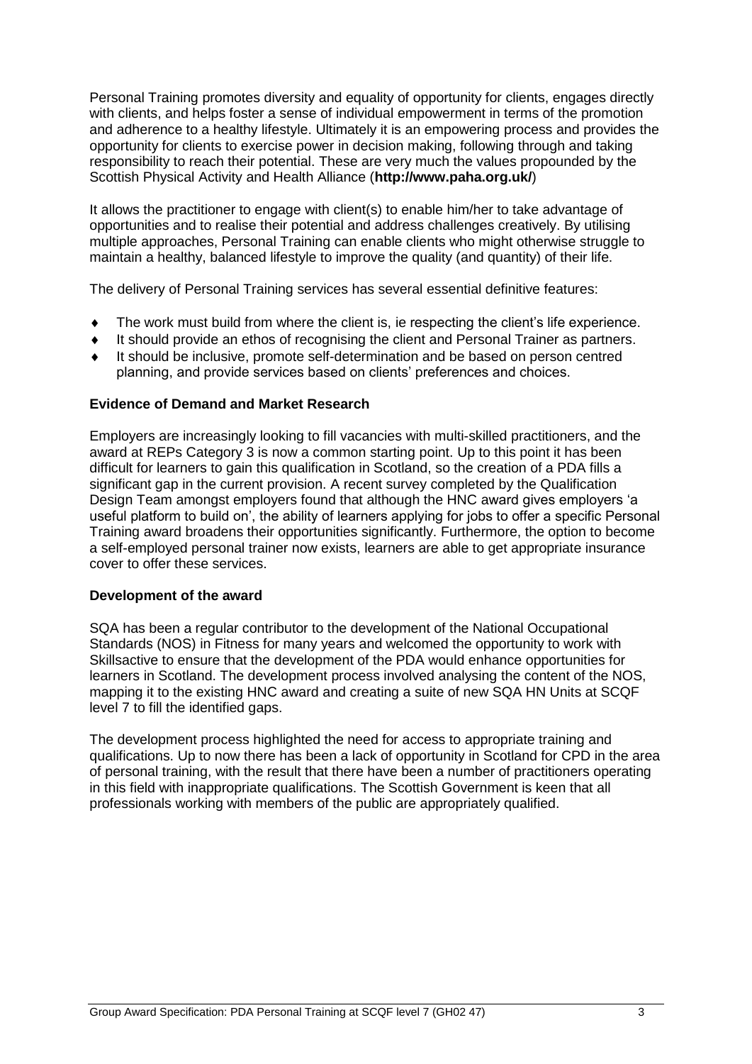Personal Training promotes diversity and equality of opportunity for clients, engages directly with clients, and helps foster a sense of individual empowerment in terms of the promotion and adherence to a healthy lifestyle. Ultimately it is an empowering process and provides the opportunity for clients to exercise power in decision making, following through and taking responsibility to reach their potential. These are very much the values propounded by the Scottish Physical Activity and Health Alliance (**http://www.paha.org.uk/**)

It allows the practitioner to engage with client(s) to enable him/her to take advantage of opportunities and to realise their potential and address challenges creatively. By utilising multiple approaches, Personal Training can enable clients who might otherwise struggle to maintain a healthy, balanced lifestyle to improve the quality (and quantity) of their life.

The delivery of Personal Training services has several essential definitive features:

- The work must build from where the client is, ie respecting the client's life experience.
- It should provide an ethos of recognising the client and Personal Trainer as partners.
- It should be inclusive, promote self-determination and be based on person centred planning, and provide services based on clients' preferences and choices.

**Evidence of Demand and Market Research**

Employers are increasingly looking to fill vacancies with multi-skilled practitioners, and the award at REPs Category 3 is now a common starting point. Up to this point it has been difficult for learners to gain this qualification in Scotland, so the creation of a PDA fills a significant gap in the current provision. A recent survey completed by the Qualification Design Team amongst employers found that although the HNC award gives employers 'a useful platform to build on', the ability of learners applying for jobs to offer a specific Personal Training award broadens their opportunities significantly. Furthermore, the option to become a self-employed personal trainer now exists, learners are able to get appropriate insurance cover to offer these services.

**Development of the award**

SQA has been a regular contributor to the development of the National Occupational Standards (NOS) in Fitness for many years and welcomed the opportunity to work with Skillsactive to ensure that the development of the PDA would enhance opportunities for learners in Scotland. The development process involved analysing the content of the NOS, mapping it to the existing HNC award and creating a suite of new SQA HN Units at SCQF level 7 to fill the identified gaps.

The development process highlighted the need for access to appropriate training and qualifications. Up to now there has been a lack of opportunity in Scotland for CPD in the area of personal training, with the result that there have been a number of practitioners operating in this field with inappropriate qualifications. The Scottish Government is keen that all professionals working with members of the public are appropriately qualified.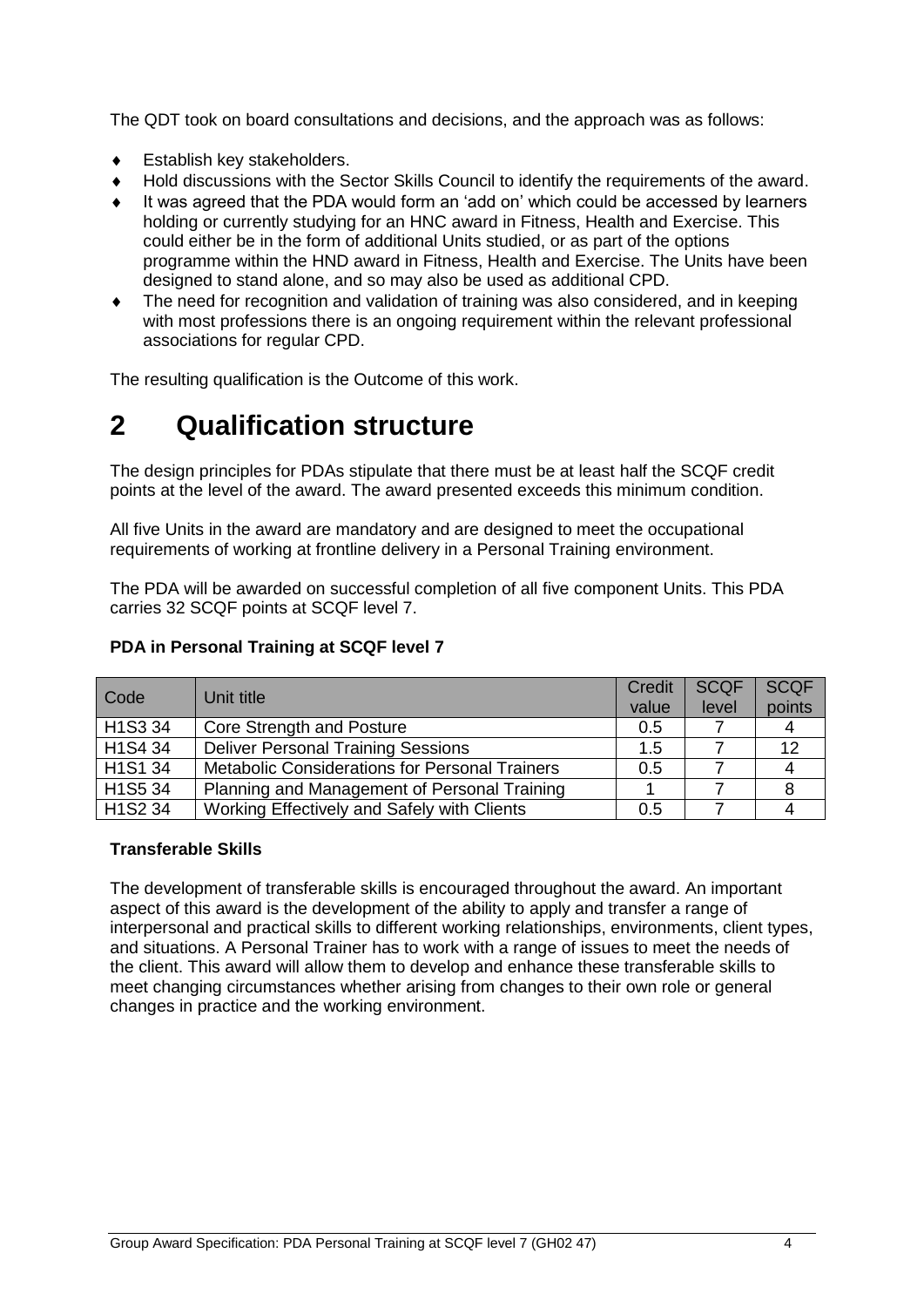The QDT took on board consultations and decisions, and the approach was as follows:

- Establish key stakeholders.
- Hold discussions with the Sector Skills Council to identify the requirements of the award.
- It was agreed that the PDA would form an 'add on' which could be accessed by learners holding or currently studying for an HNC award in Fitness, Health and Exercise. This could either be in the form of additional Units studied, or as part of the options programme within the HND award in Fitness, Health and Exercise. The Units have been designed to stand alone, and so may also be used as additional CPD.
- The need for recognition and validation of training was also considered, and in keeping with most professions there is an ongoing requirement within the relevant professional associations for regular CPD.

The resulting qualification is the Outcome of this work.

# 2 Qualification structure

The design principles for PDAs stipulate that there must be at least half the SCQF credit points at the level of the award. The award presented exceeds this minimum condition.

All five Units in the award are mandatory and are designed to meet the occupational requirements of working at frontline delivery in a Personal Training environment.

The PDA will be awarded on successful completion of all five component Units. This PDA carries 32 SCQF points at SCQF level 7.

**PDA in Personal Training at SCQF level 7**

| Code | Unit title | Credit value | SCQF level | SCQF points |
|---|---|---|---|---|
| H1S3 34 | Core Strength and Posture | 0.5 | 7 | 4 |
| H1S4 34 | Deliver Personal Training Sessions | 1.5 | 7 | 12 |
| H1S1 34 | Metabolic Considerations for Personal Trainers | 0.5 | 7 | 4 |
| H1S5 34 | Planning and Management of Personal Training | 1 | 7 | 8 |
| H1S2 34 | Working Effectively and Safely with Clients | 0.5 | 7 | 4 |

**Transferable Skills**

The development of transferable skills is encouraged throughout the award. An important aspect of this award is the development of the ability to apply and transfer a range of interpersonal and practical skills to different working relationships, environments, client types, and situations. A Personal Trainer has to work with a range of issues to meet the needs of the client. This award will allow them to develop and enhance these transferable skills to meet changing circumstances whether arising from changes to their own role or general changes in practice and the working environment.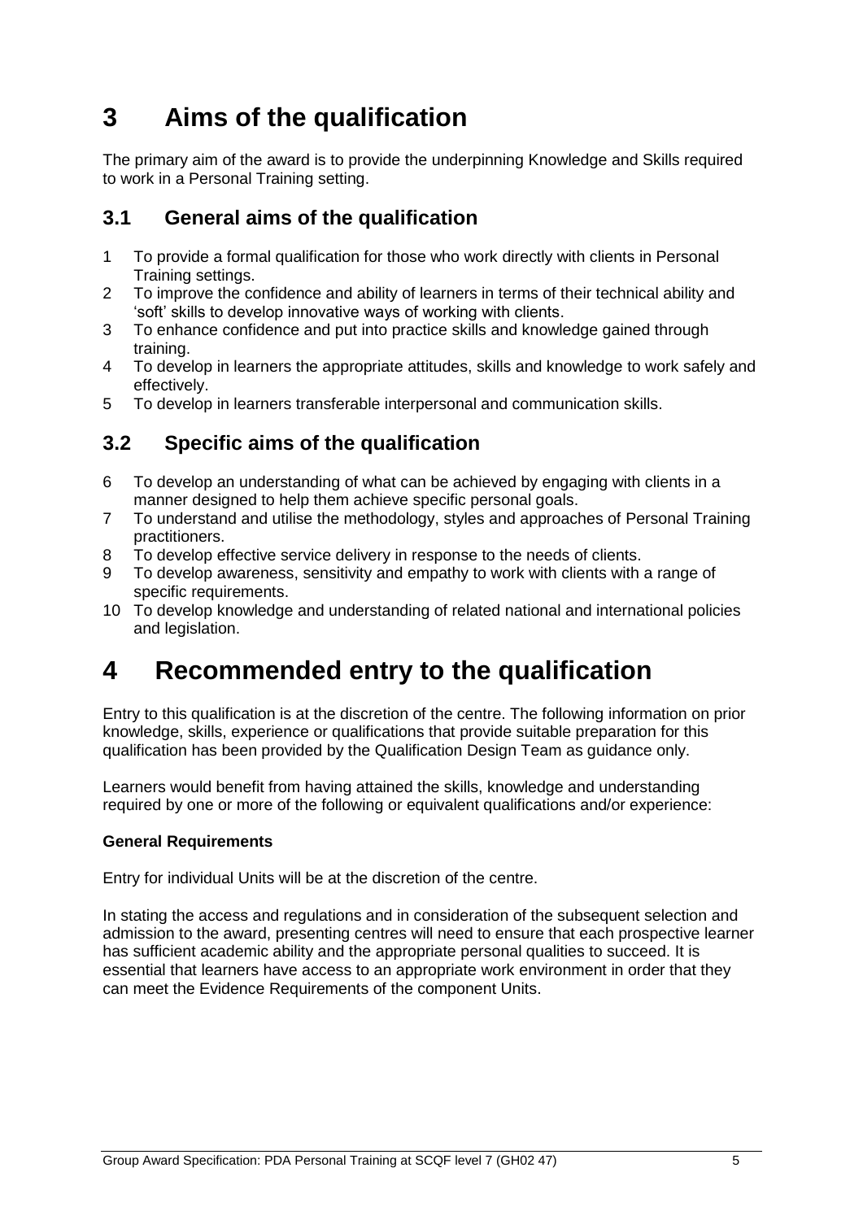# 3 Aims of the qualification

The primary aim of the award is to provide the underpinning Knowledge and Skills required to work in a Personal Training setting.

## 3.1 General aims of the qualification

1. To provide a formal qualification for those who work directly with clients in Personal Training settings.
2. To improve the confidence and ability of learners in terms of their technical ability and 'soft' skills to develop innovative ways of working with clients.
3. To enhance confidence and put into practice skills and knowledge gained through training.
4. To develop in learners the appropriate attitudes, skills and knowledge to work safely and effectively.
5. To develop in learners transferable interpersonal and communication skills.

## 3.2 Specific aims of the qualification

6. To develop an understanding of what can be achieved by engaging with clients in a manner designed to help them achieve specific personal goals.
7. To understand and utilise the methodology, styles and approaches of Personal Training practitioners.
8. To develop effective service delivery in response to the needs of clients.
9. To develop awareness, sensitivity and empathy to work with clients with a range of specific requirements.
10. To develop knowledge and understanding of related national and international policies and legislation.

# 4 Recommended entry to the qualification

Entry to this qualification is at the discretion of the centre. The following information on prior knowledge, skills, experience or qualifications that provide suitable preparation for this qualification has been provided by the Qualification Design Team as guidance only.

Learners would benefit from having attained the skills, knowledge and understanding required by one or more of the following or equivalent qualifications and/or experience:

**General Requirements**

Entry for individual Units will be at the discretion of the centre.

In stating the access and regulations and in consideration of the subsequent selection and admission to the award, presenting centres will need to ensure that each prospective learner has sufficient academic ability and the appropriate personal qualities to succeed. It is essential that learners have access to an appropriate work environment in order that they can meet the Evidence Requirements of the component Units.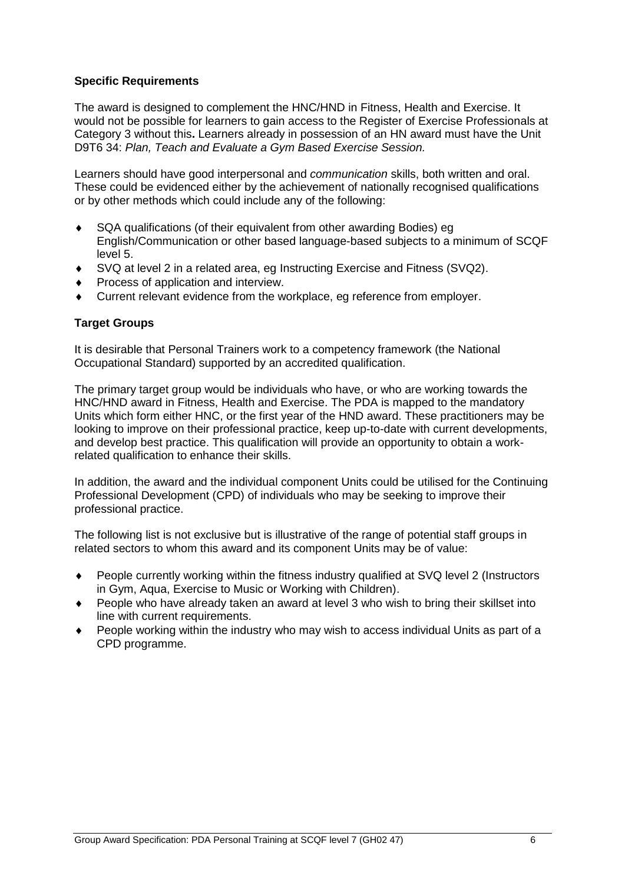**Specific Requirements**

The award is designed to complement the HNC/HND in Fitness, Health and Exercise. It would not be possible for learners to gain access to the Register of Exercise Professionals at Category 3 without this**.** Learners already in possession of an HN award must have the Unit D9T6 34: *Plan, Teach and Evaluate a Gym Based Exercise Session.*

Learners should have good interpersonal and *communication* skills, both written and oral. These could be evidenced either by the achievement of nationally recognised qualifications or by other methods which could include any of the following:

- SQA qualifications (of their equivalent from other awarding Bodies) eg English/Communication or other based language-based subjects to a minimum of SCQF level 5.
- SVQ at level 2 in a related area, eg Instructing Exercise and Fitness (SVQ2).
- Process of application and interview.
- Current relevant evidence from the workplace, eg reference from employer.

**Target Groups**

It is desirable that Personal Trainers work to a competency framework (the National Occupational Standard) supported by an accredited qualification.

The primary target group would be individuals who have, or who are working towards the HNC/HND award in Fitness, Health and Exercise. The PDA is mapped to the mandatory Units which form either HNC, or the first year of the HND award. These practitioners may be looking to improve on their professional practice, keep up-to-date with current developments, and develop best practice. This qualification will provide an opportunity to obtain a work-related qualification to enhance their skills.

In addition, the award and the individual component Units could be utilised for the Continuing Professional Development (CPD) of individuals who may be seeking to improve their professional practice.

The following list is not exclusive but is illustrative of the range of potential staff groups in related sectors to whom this award and its component Units may be of value:

- People currently working within the fitness industry qualified at SVQ level 2 (Instructors in Gym, Aqua, Exercise to Music or Working with Children).
- People who have already taken an award at level 3 who wish to bring their skillset into line with current requirements.
- People working within the industry who may wish to access individual Units as part of a CPD programme.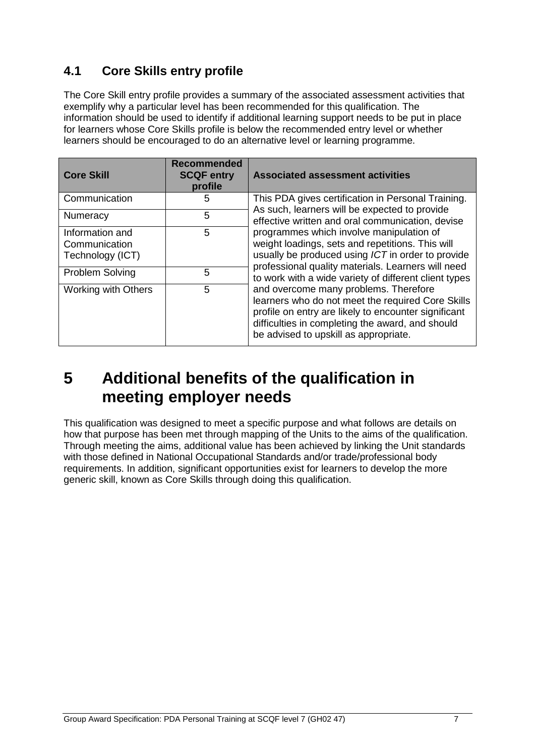## 4.1 Core Skills entry profile

The Core Skill entry profile provides a summary of the associated assessment activities that exemplify why a particular level has been recommended for this qualification. The information should be used to identify if additional learning support needs to be put in place for learners whose Core Skills profile is below the recommended entry level or whether learners should be encouraged to do an alternative level or learning programme.

| Core Skill | Recommended SCQF entry profile | Associated assessment activities |
|---|---|---|
| Communication | 5 | This PDA gives certification in Personal Training. As such, learners will be expected to provide effective written and oral communication, devise programmes which involve manipulation of weight loadings, sets and repetitions. This will usually be produced using *ICT* in order to provide professional quality materials. Learners will need to work with a wide variety of different client types and overcome many problems. Therefore learners who do not meet the required Core Skills profile on entry are likely to encounter significant difficulties in completing the award, and should be advised to upskill as appropriate. |
| Numeracy | 5 | |
| Information and Communication Technology (ICT) | 5 | |
| Problem Solving | 5 | |
| Working with Others | 5 | |

# 5 Additional benefits of the qualification in meeting employer needs

This qualification was designed to meet a specific purpose and what follows are details on how that purpose has been met through mapping of the Units to the aims of the qualification. Through meeting the aims, additional value has been achieved by linking the Unit standards with those defined in National Occupational Standards and/or trade/professional body requirements. In addition, significant opportunities exist for learners to develop the more generic skill, known as Core Skills through doing this qualification.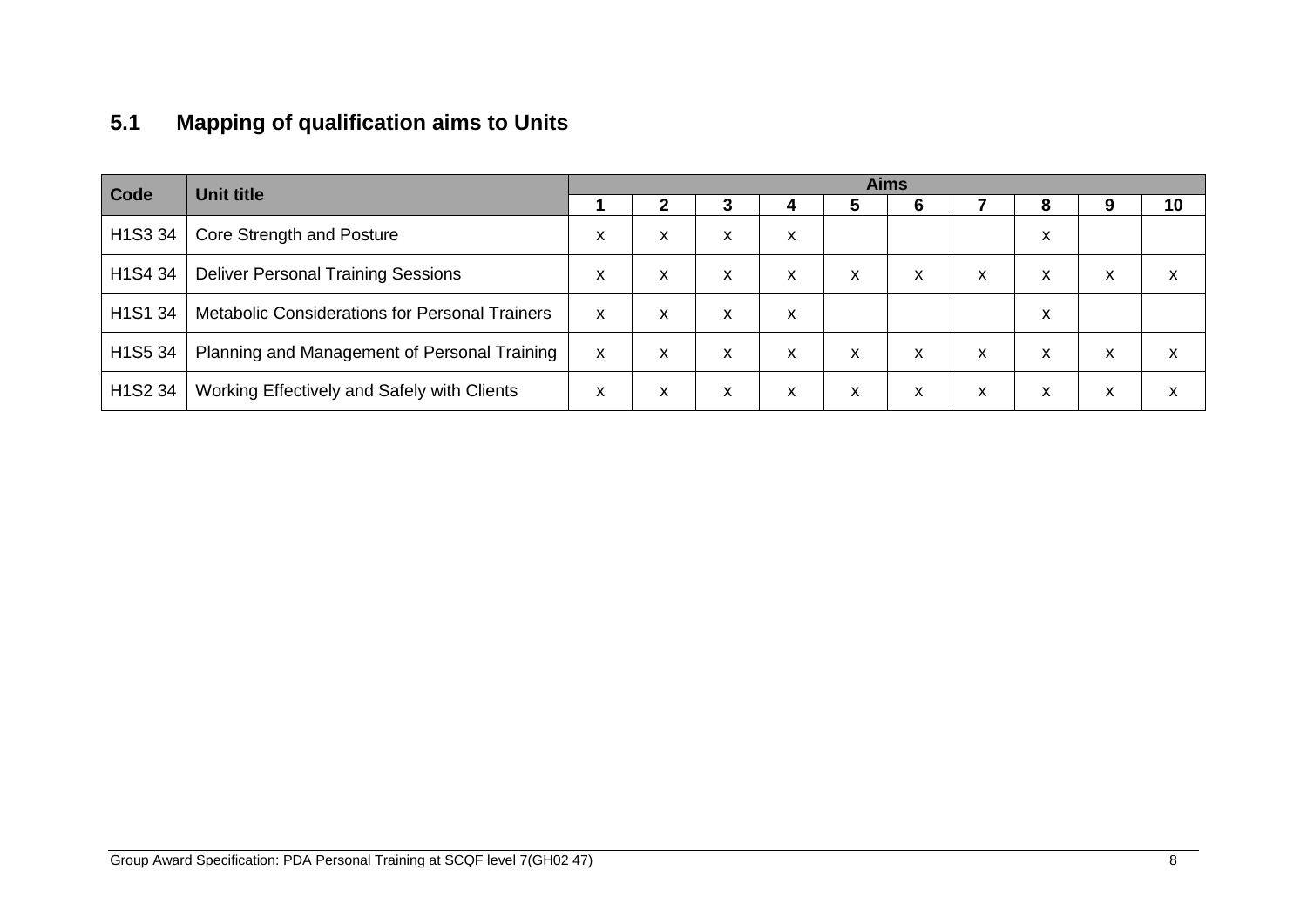## 5.1 Mapping of qualification aims to Units

| Code | Unit title | Aims | | | | | | | | | |
|---|---|---|---|---|---|---|---|---|---|---|---|
| | | 1 | 2 | 3 | 4 | 5 | 6 | 7 | 8 | 9 | 10 |
| H1S3 34 | Core Strength and Posture | x | x | x | x | | | | x | | |
| H1S4 34 | Deliver Personal Training Sessions | x | x | x | x | x | x | x | x | x | x |
| H1S1 34 | Metabolic Considerations for Personal Trainers | x | x | x | x | | | | x | | |
| H1S5 34 | Planning and Management of Personal Training | x | x | x | x | x | x | x | x | x | x |
| H1S2 34 | Working Effectively and Safely with Clients | x | x | x | x | x | x | x | x | x | x |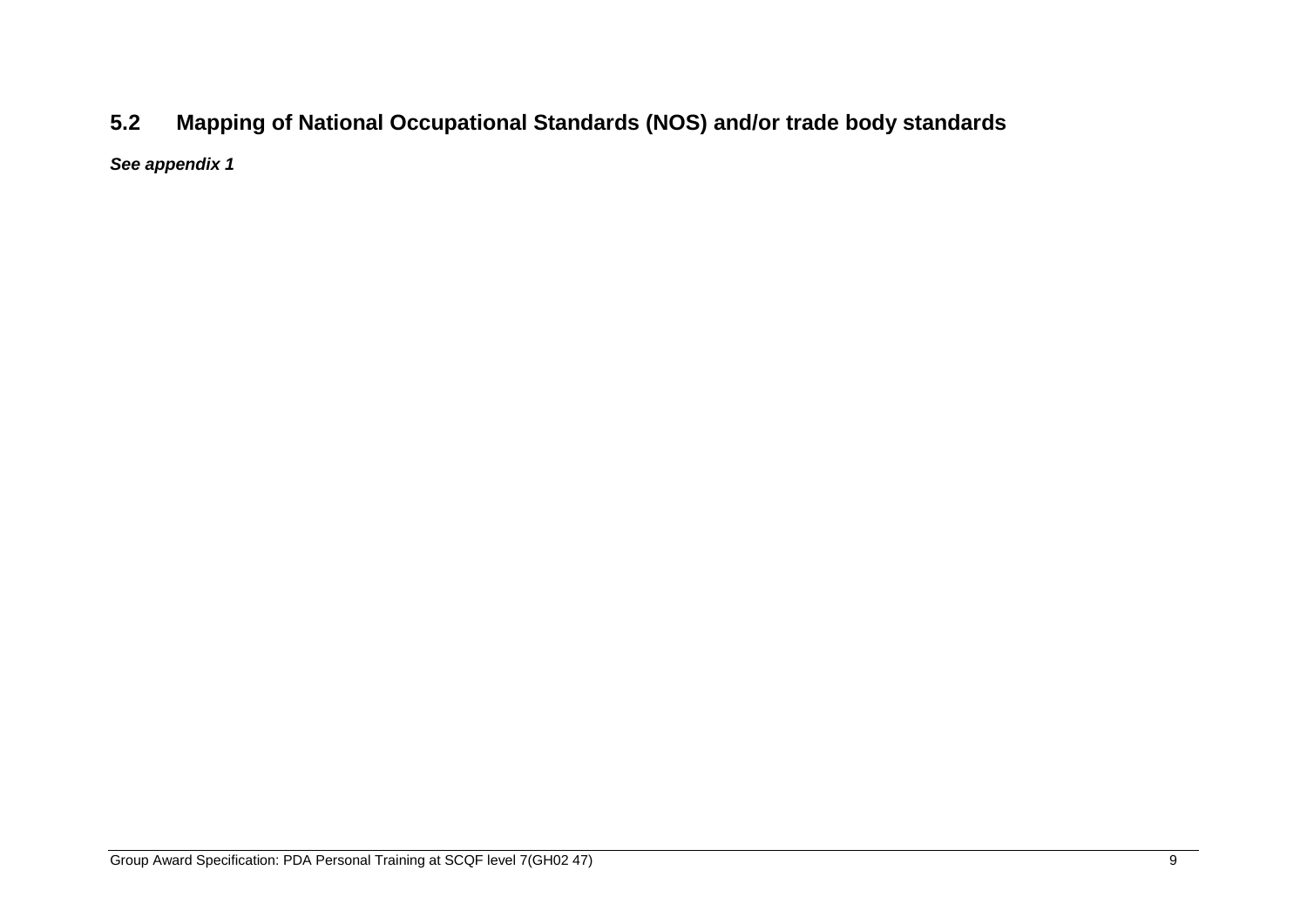## 5.2 Mapping of National Occupational Standards (NOS) and/or trade body standards

***See appendix 1***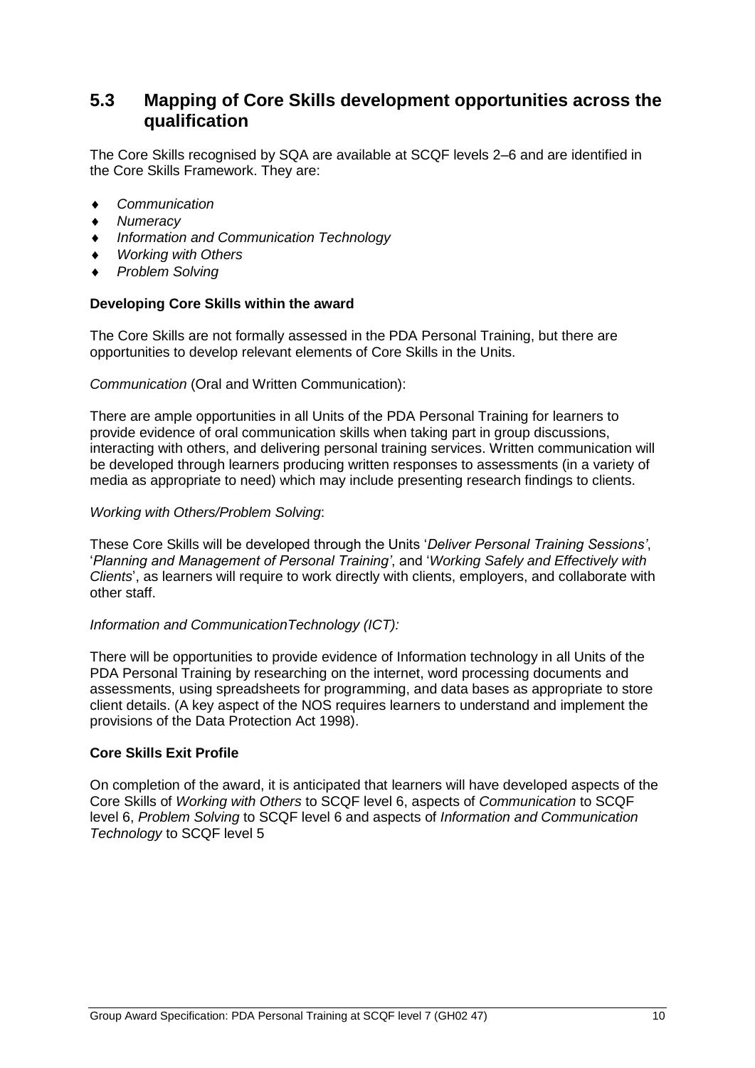## 5.3 Mapping of Core Skills development opportunities across the qualification

The Core Skills recognised by SQA are available at SCQF levels 2–6 and are identified in the Core Skills Framework. They are:

- *Communication*
- *Numeracy*
- *Information and Communication Technology*
- *Working with Others*
- *Problem Solving*

**Developing Core Skills within the award**

The Core Skills are not formally assessed in the PDA Personal Training, but there are opportunities to develop relevant elements of Core Skills in the Units.

*Communication* (Oral and Written Communication):

There are ample opportunities in all Units of the PDA Personal Training for learners to provide evidence of oral communication skills when taking part in group discussions, interacting with others, and delivering personal training services. Written communication will be developed through learners producing written responses to assessments (in a variety of media as appropriate to need) which may include presenting research findings to clients.

*Working with Others/Problem Solving*:

These Core Skills will be developed through the Units '*Deliver Personal Training Sessions'*, '*Planning and Management of Personal Training'*, and '*Working Safely and Effectively with Clients*', as learners will require to work directly with clients, employers, and collaborate with other staff.

*Information and CommunicationTechnology (ICT):*

There will be opportunities to provide evidence of Information technology in all Units of the PDA Personal Training by researching on the internet, word processing documents and assessments, using spreadsheets for programming, and data bases as appropriate to store client details. (A key aspect of the NOS requires learners to understand and implement the provisions of the Data Protection Act 1998).

**Core Skills Exit Profile**

On completion of the award, it is anticipated that learners will have developed aspects of the Core Skills of *Working with Others* to SCQF level 6, aspects of *Communication* to SCQF level 6, *Problem Solving* to SCQF level 6 and aspects of *Information and Communication Technology* to SCQF level 5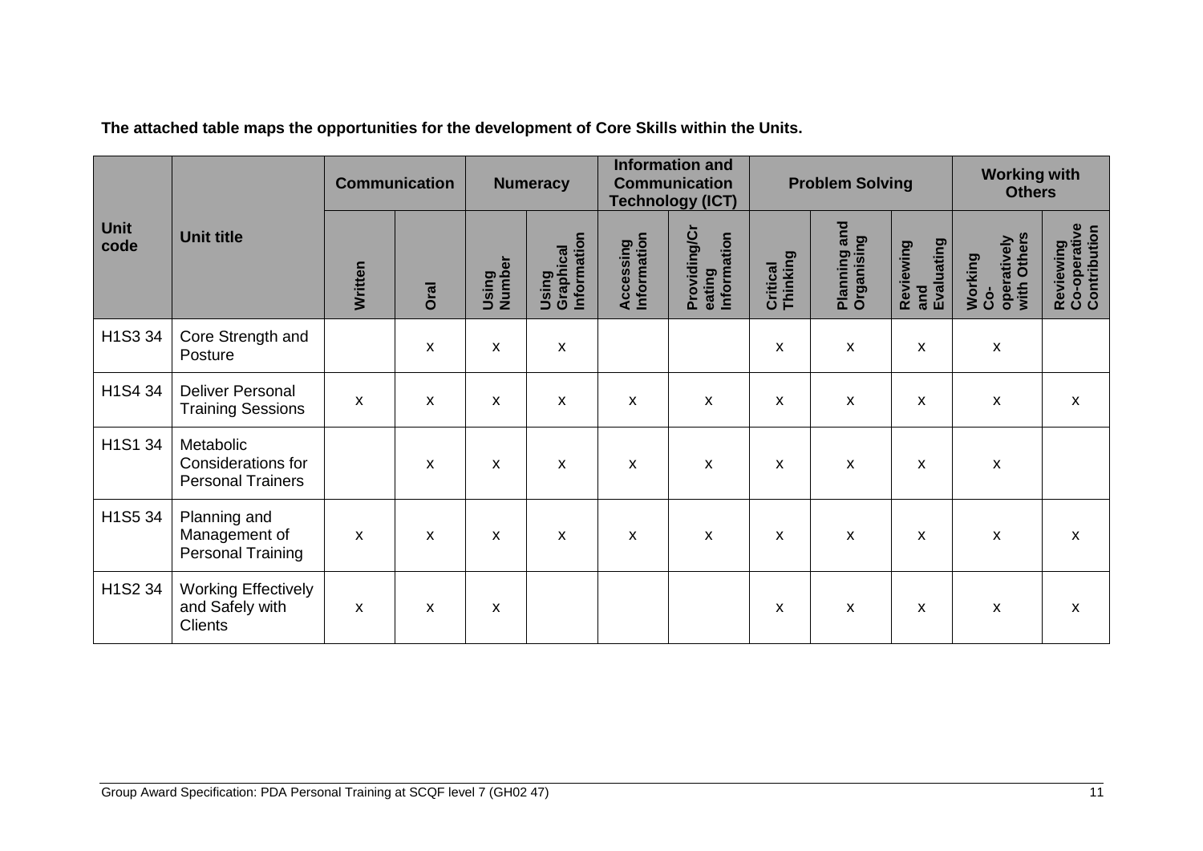**The attached table maps the opportunities for the development of Core Skills within the Units.**

| Unit code | Unit title | Communication | | Numeracy | | Information and Communication Technology (ICT) | | Problem Solving | | | Working with Others | |
|---|---|---|---|---|---|---|---|---|---|---|---|---|
| | | Written | Oral | Using Number | Using Graphical Information | Accessing Information | Providing/Creating Information | Critical Thinking | Planning and Organising | Reviewing and Evaluating | Working Co-operatively with Others | Reviewing Co-operative Contribution |
| H1S3 34 | Core Strength and Posture | | x | x | x | | | x | x | x | x | |
| H1S4 34 | Deliver Personal Training Sessions | x | x | x | x | x | x | x | x | x | x | x |
| H1S1 34 | Metabolic Considerations for Personal Trainers | | x | x | x | x | x | x | x | x | x | |
| H1S5 34 | Planning and Management of Personal Training | x | x | x | x | x | x | x | x | x | x | x |
| H1S2 34 | Working Effectively and Safely with Clients | x | x | x | | | | x | x | x | x | x |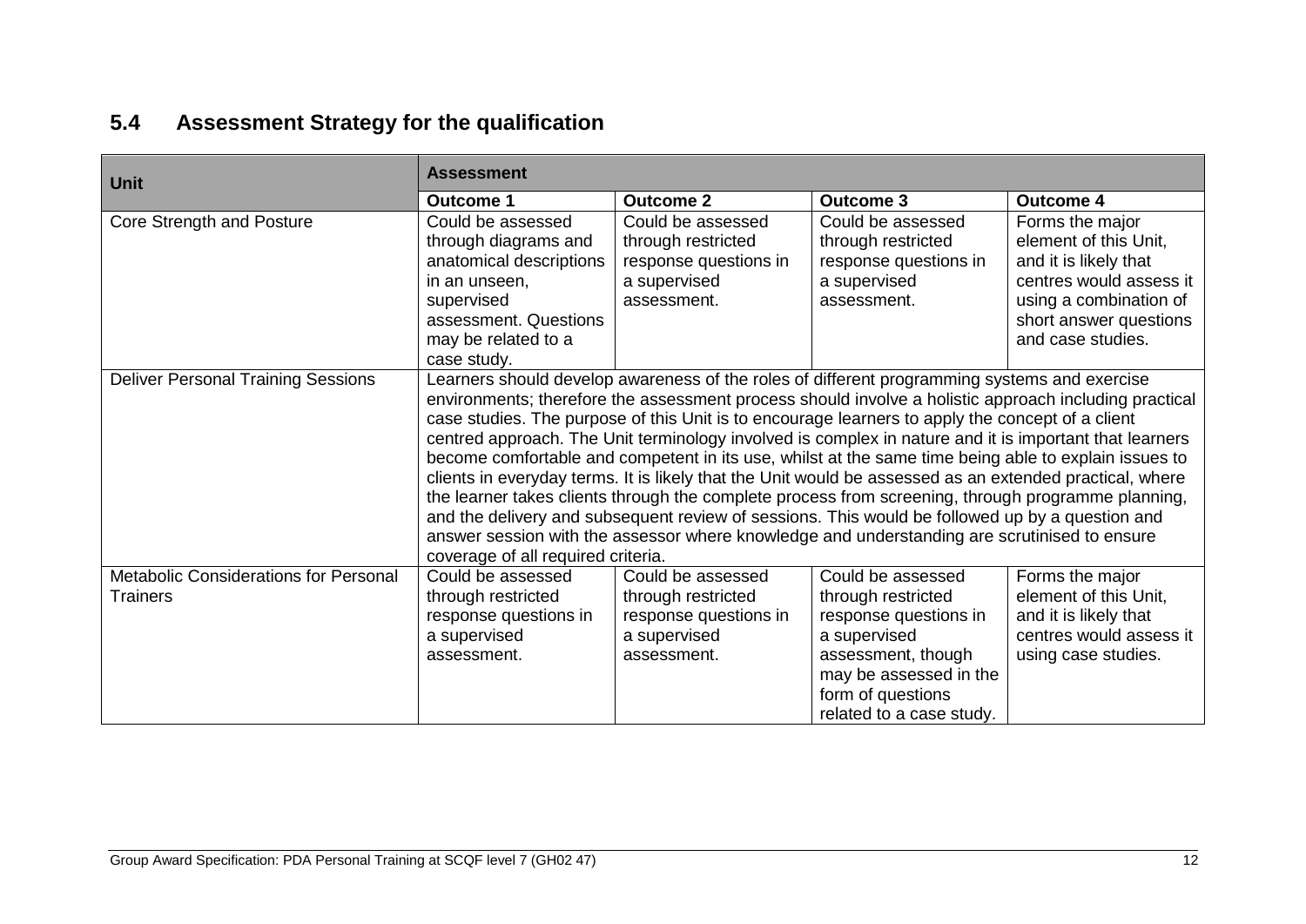## 5.4 Assessment Strategy for the qualification

| Unit | Assessment | | | |
|---|---|---|---|---|
| | **Outcome 1** | **Outcome 2** | **Outcome 3** | **Outcome 4** |
| Core Strength and Posture | Could be assessed through diagrams and anatomical descriptions in an unseen, supervised assessment. Questions may be related to a case study. | Could be assessed through restricted response questions in a supervised assessment. | Could be assessed through restricted response questions in a supervised assessment. | Forms the major element of this Unit, and it is likely that centres would assess it using a combination of short answer questions and case studies. |
| Deliver Personal Training Sessions | Learners should develop awareness of the roles of different programming systems and exercise environments; therefore the assessment process should involve a holistic approach including practical case studies. The purpose of this Unit is to encourage learners to apply the concept of a client centred approach. The Unit terminology involved is complex in nature and it is important that learners become comfortable and competent in its use, whilst at the same time being able to explain issues to clients in everyday terms. It is likely that the Unit would be assessed as an extended practical, where the learner takes clients through the complete process from screening, through programme planning, and the delivery and subsequent review of sessions. This would be followed up by a question and answer session with the assessor where knowledge and understanding are scrutinised to ensure coverage of all required criteria. | | | |
| Metabolic Considerations for Personal Trainers | Could be assessed through restricted response questions in a supervised assessment. | Could be assessed through restricted response questions in a supervised assessment. | Could be assessed through restricted response questions in a supervised assessment, though may be assessed in the form of questions related to a case study. | Forms the major element of this Unit, and it is likely that centres would assess it using case studies. |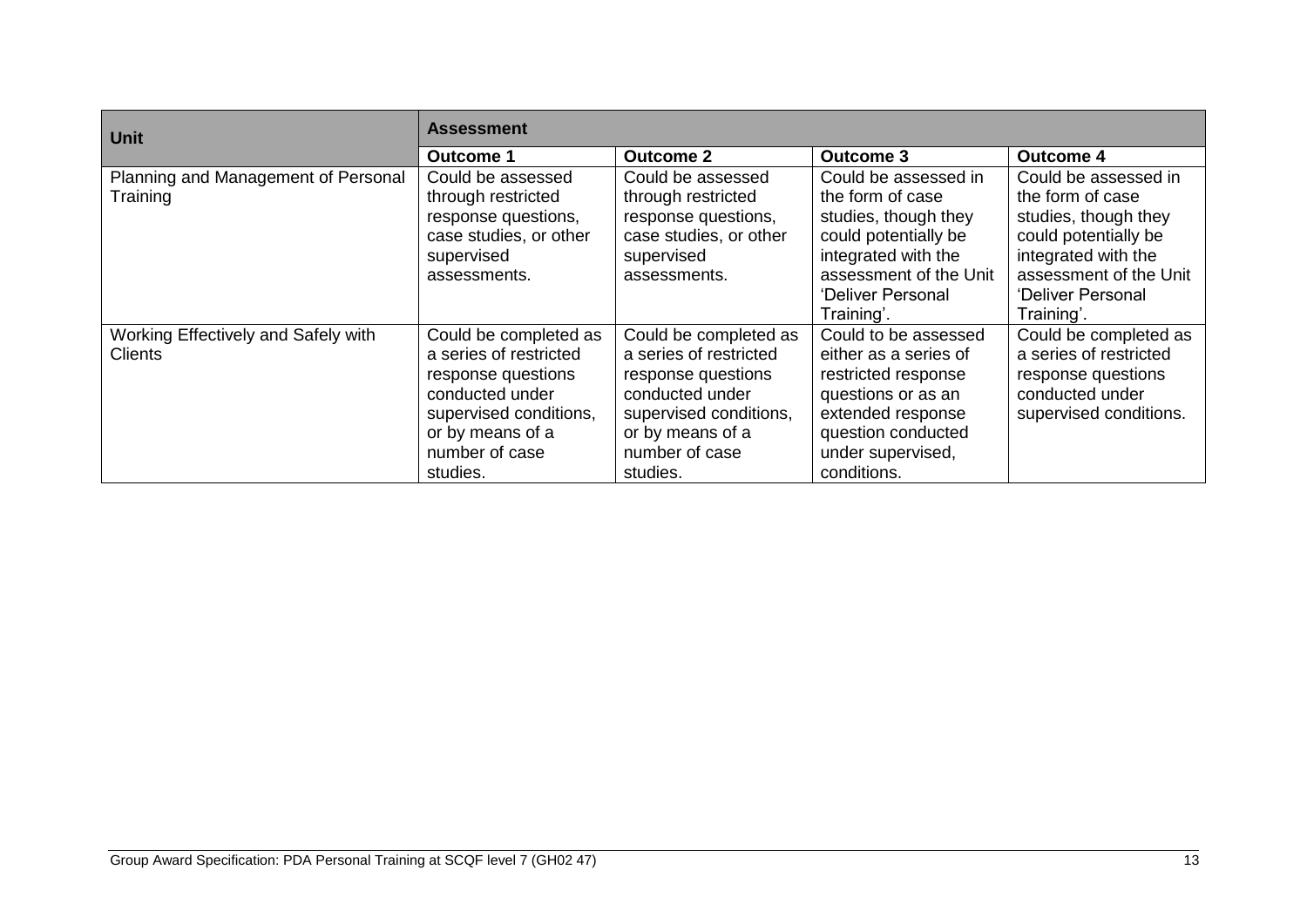| Unit | Assessment | | | |
|---|---|---|---|---|
| | **Outcome 1** | **Outcome 2** | **Outcome 3** | **Outcome 4** |
| Planning and Management of Personal Training | Could be assessed through restricted response questions, case studies, or other supervised assessments. | Could be assessed through restricted response questions, case studies, or other supervised assessments. | Could be assessed in the form of case studies, though they could potentially be integrated with the assessment of the Unit 'Deliver Personal Training'. | Could be assessed in the form of case studies, though they could potentially be integrated with the assessment of the Unit 'Deliver Personal Training'. |
| Working Effectively and Safely with Clients | Could be completed as a series of restricted response questions conducted under supervised conditions, or by means of a number of case studies. | Could be completed as a series of restricted response questions conducted under supervised conditions, or by means of a number of case studies. | Could to be assessed either as a series of restricted response questions or as an extended response question conducted under supervised, conditions. | Could be completed as a series of restricted response questions conducted under supervised conditions. |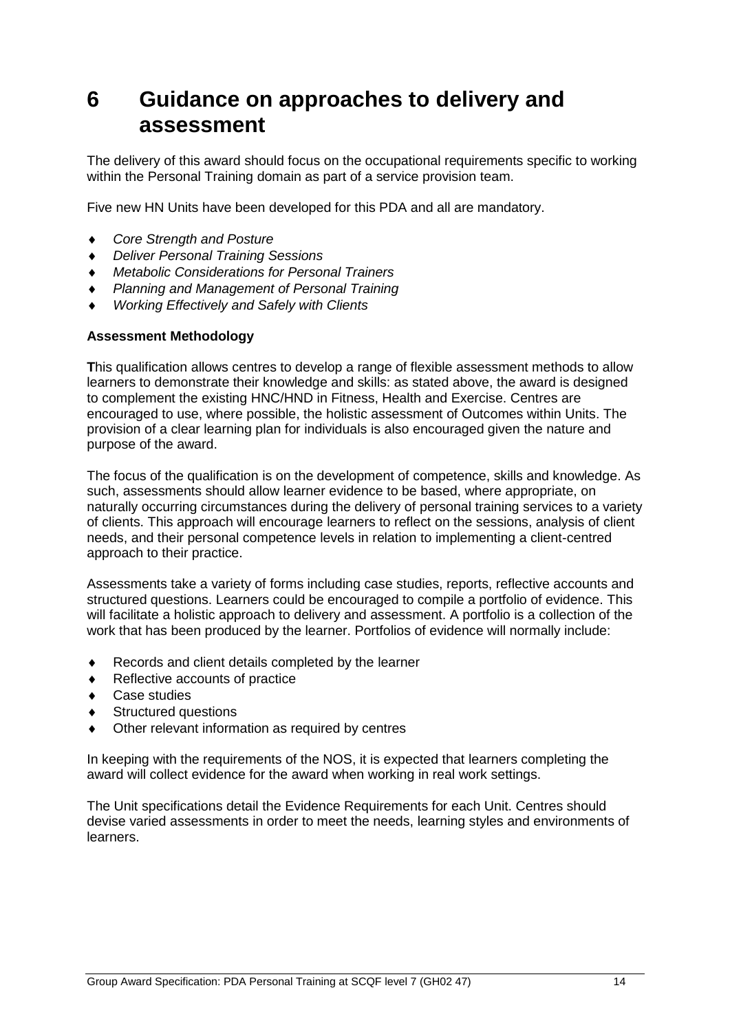# 6 Guidance on approaches to delivery and assessment

The delivery of this award should focus on the occupational requirements specific to working within the Personal Training domain as part of a service provision team.

Five new HN Units have been developed for this PDA and all are mandatory.

- *Core Strength and Posture*
- *Deliver Personal Training Sessions*
- *Metabolic Considerations for Personal Trainers*
- *Planning and Management of Personal Training*
- *Working Effectively and Safely with Clients*

**Assessment Methodology**

**T**his qualification allows centres to develop a range of flexible assessment methods to allow learners to demonstrate their knowledge and skills: as stated above, the award is designed to complement the existing HNC/HND in Fitness, Health and Exercise. Centres are encouraged to use, where possible, the holistic assessment of Outcomes within Units. The provision of a clear learning plan for individuals is also encouraged given the nature and purpose of the award.

The focus of the qualification is on the development of competence, skills and knowledge. As such, assessments should allow learner evidence to be based, where appropriate, on naturally occurring circumstances during the delivery of personal training services to a variety of clients. This approach will encourage learners to reflect on the sessions, analysis of client needs, and their personal competence levels in relation to implementing a client-centred approach to their practice.

Assessments take a variety of forms including case studies, reports, reflective accounts and structured questions. Learners could be encouraged to compile a portfolio of evidence. This will facilitate a holistic approach to delivery and assessment. A portfolio is a collection of the work that has been produced by the learner. Portfolios of evidence will normally include:

- Records and client details completed by the learner
- Reflective accounts of practice
- Case studies
- Structured questions
- Other relevant information as required by centres

In keeping with the requirements of the NOS, it is expected that learners completing the award will collect evidence for the award when working in real work settings.

The Unit specifications detail the Evidence Requirements for each Unit. Centres should devise varied assessments in order to meet the needs, learning styles and environments of learners.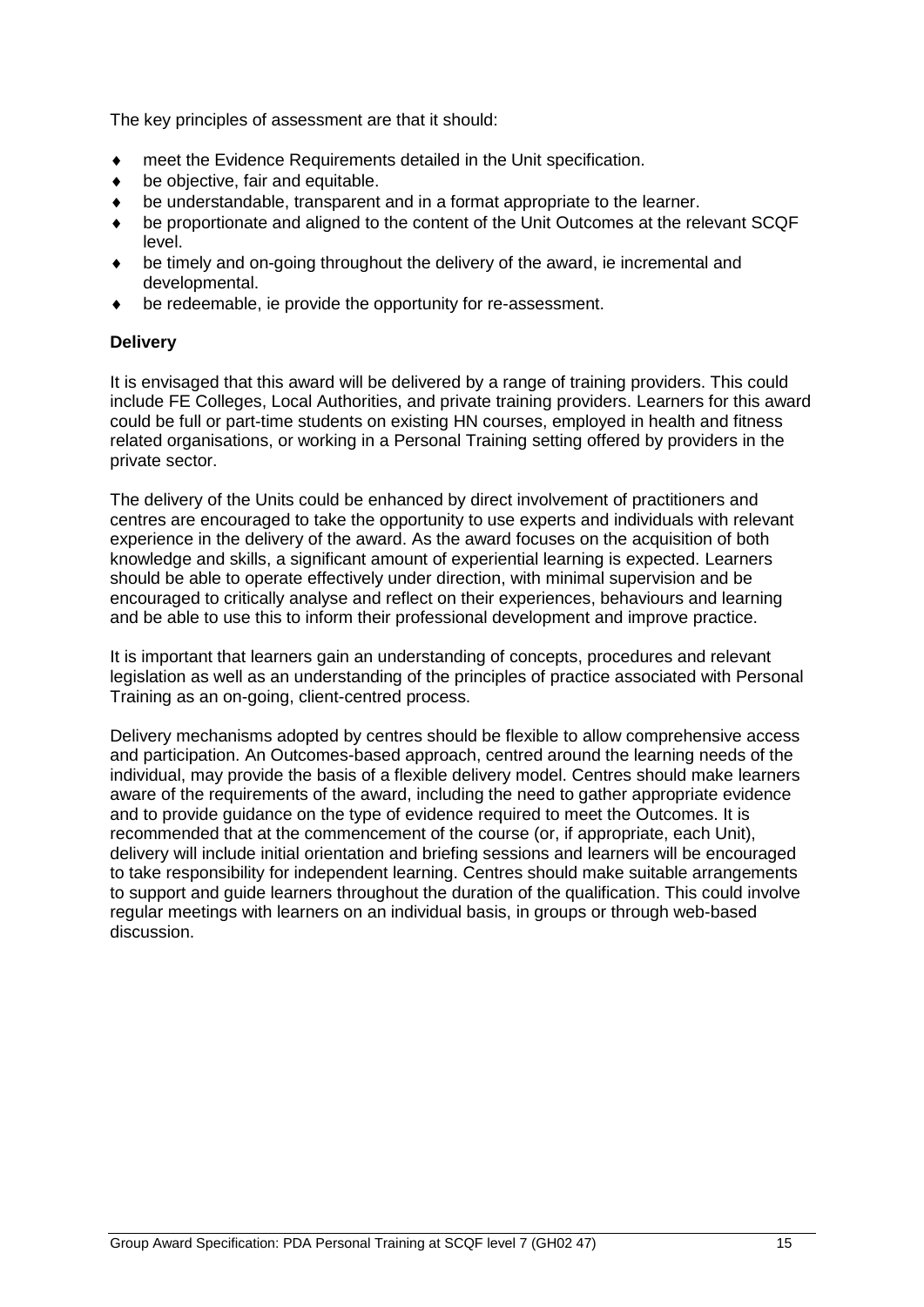The key principles of assessment are that it should:

- meet the Evidence Requirements detailed in the Unit specification.
- be objective, fair and equitable.
- be understandable, transparent and in a format appropriate to the learner.
- be proportionate and aligned to the content of the Unit Outcomes at the relevant SCQF level.
- be timely and on-going throughout the delivery of the award, ie incremental and developmental.
- be redeemable, ie provide the opportunity for re-assessment.

**Delivery**

It is envisaged that this award will be delivered by a range of training providers. This could include FE Colleges, Local Authorities, and private training providers. Learners for this award could be full or part-time students on existing HN courses, employed in health and fitness related organisations, or working in a Personal Training setting offered by providers in the private sector.

The delivery of the Units could be enhanced by direct involvement of practitioners and centres are encouraged to take the opportunity to use experts and individuals with relevant experience in the delivery of the award. As the award focuses on the acquisition of both knowledge and skills, a significant amount of experiential learning is expected. Learners should be able to operate effectively under direction, with minimal supervision and be encouraged to critically analyse and reflect on their experiences, behaviours and learning and be able to use this to inform their professional development and improve practice.

It is important that learners gain an understanding of concepts, procedures and relevant legislation as well as an understanding of the principles of practice associated with Personal Training as an on-going, client-centred process.

Delivery mechanisms adopted by centres should be flexible to allow comprehensive access and participation. An Outcomes-based approach, centred around the learning needs of the individual, may provide the basis of a flexible delivery model. Centres should make learners aware of the requirements of the award, including the need to gather appropriate evidence and to provide guidance on the type of evidence required to meet the Outcomes. It is recommended that at the commencement of the course (or, if appropriate, each Unit), delivery will include initial orientation and briefing sessions and learners will be encouraged to take responsibility for independent learning. Centres should make suitable arrangements to support and guide learners throughout the duration of the qualification. This could involve regular meetings with learners on an individual basis, in groups or through web-based discussion.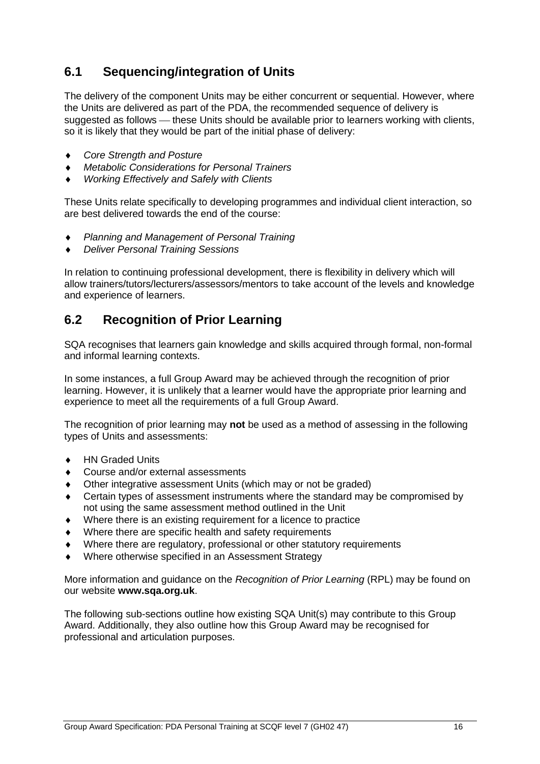## 6.1 Sequencing/integration of Units

The delivery of the component Units may be either concurrent or sequential. However, where the Units are delivered as part of the PDA, the recommended sequence of delivery is suggested as follows — these Units should be available prior to learners working with clients, so it is likely that they would be part of the initial phase of delivery:

- *Core Strength and Posture*
- *Metabolic Considerations for Personal Trainers*
- *Working Effectively and Safely with Clients*

These Units relate specifically to developing programmes and individual client interaction, so are best delivered towards the end of the course:

- *Planning and Management of Personal Training*
- *Deliver Personal Training Sessions*

In relation to continuing professional development, there is flexibility in delivery which will allow trainers/tutors/lecturers/assessors/mentors to take account of the levels and knowledge and experience of learners.

## 6.2 Recognition of Prior Learning

SQA recognises that learners gain knowledge and skills acquired through formal, non-formal and informal learning contexts.

In some instances, a full Group Award may be achieved through the recognition of prior learning. However, it is unlikely that a learner would have the appropriate prior learning and experience to meet all the requirements of a full Group Award.

The recognition of prior learning may **not** be used as a method of assessing in the following types of Units and assessments:

- HN Graded Units
- Course and/or external assessments
- Other integrative assessment Units (which may or not be graded)
- Certain types of assessment instruments where the standard may be compromised by not using the same assessment method outlined in the Unit
- Where there is an existing requirement for a licence to practice
- Where there are specific health and safety requirements
- Where there are regulatory, professional or other statutory requirements
- Where otherwise specified in an Assessment Strategy

More information and guidance on the *Recognition of Prior Learning* (RPL) may be found on our website **www.sqa.org.uk**.

The following sub-sections outline how existing SQA Unit(s) may contribute to this Group Award. Additionally, they also outline how this Group Award may be recognised for professional and articulation purposes.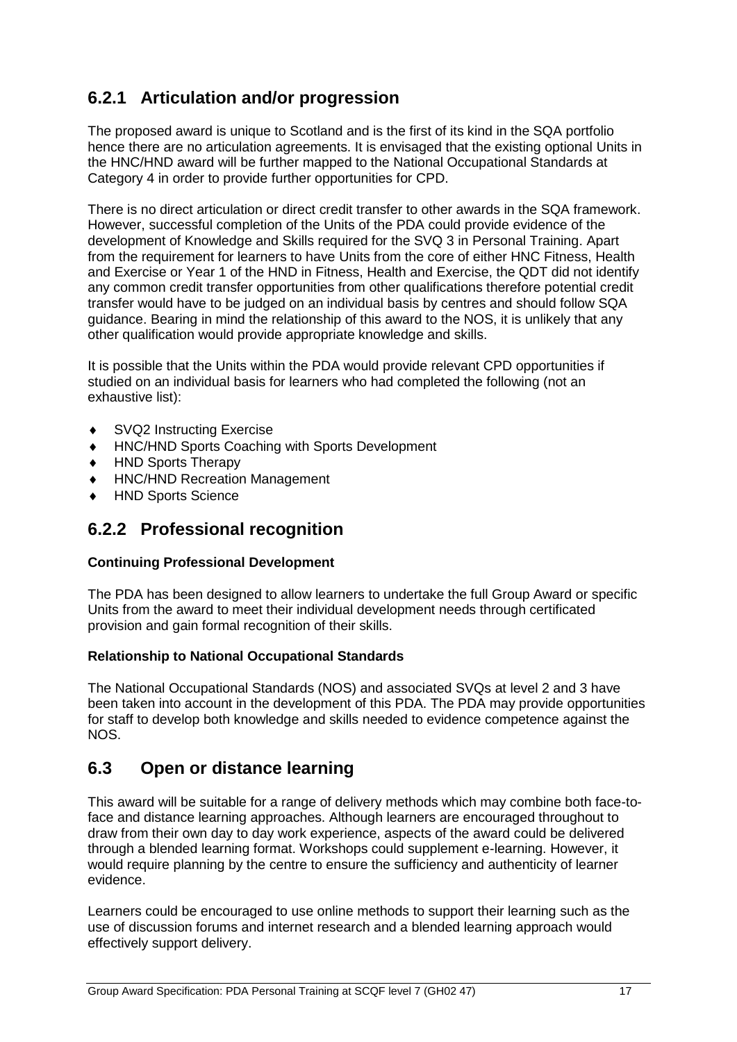### 6.2.1 Articulation and/or progression

The proposed award is unique to Scotland and is the first of its kind in the SQA portfolio hence there are no articulation agreements. It is envisaged that the existing optional Units in the HNC/HND award will be further mapped to the National Occupational Standards at Category 4 in order to provide further opportunities for CPD.

There is no direct articulation or direct credit transfer to other awards in the SQA framework. However, successful completion of the Units of the PDA could provide evidence of the development of Knowledge and Skills required for the SVQ 3 in Personal Training. Apart from the requirement for learners to have Units from the core of either HNC Fitness, Health and Exercise or Year 1 of the HND in Fitness, Health and Exercise, the QDT did not identify any common credit transfer opportunities from other qualifications therefore potential credit transfer would have to be judged on an individual basis by centres and should follow SQA guidance. Bearing in mind the relationship of this award to the NOS, it is unlikely that any other qualification would provide appropriate knowledge and skills.

It is possible that the Units within the PDA would provide relevant CPD opportunities if studied on an individual basis for learners who had completed the following (not an exhaustive list):

- SVQ2 Instructing Exercise
- HNC/HND Sports Coaching with Sports Development
- HND Sports Therapy
- HNC/HND Recreation Management
- HND Sports Science

### 6.2.2 Professional recognition

**Continuing Professional Development**

The PDA has been designed to allow learners to undertake the full Group Award or specific Units from the award to meet their individual development needs through certificated provision and gain formal recognition of their skills.

**Relationship to National Occupational Standards**

The National Occupational Standards (NOS) and associated SVQs at level 2 and 3 have been taken into account in the development of this PDA. The PDA may provide opportunities for staff to develop both knowledge and skills needed to evidence competence against the NOS.

## 6.3 Open or distance learning

This award will be suitable for a range of delivery methods which may combine both face-to-face and distance learning approaches. Although learners are encouraged throughout to draw from their own day to day work experience, aspects of the award could be delivered through a blended learning format. Workshops could supplement e-learning. However, it would require planning by the centre to ensure the sufficiency and authenticity of learner evidence.

Learners could be encouraged to use online methods to support their learning such as the use of discussion forums and internet research and a blended learning approach would effectively support delivery.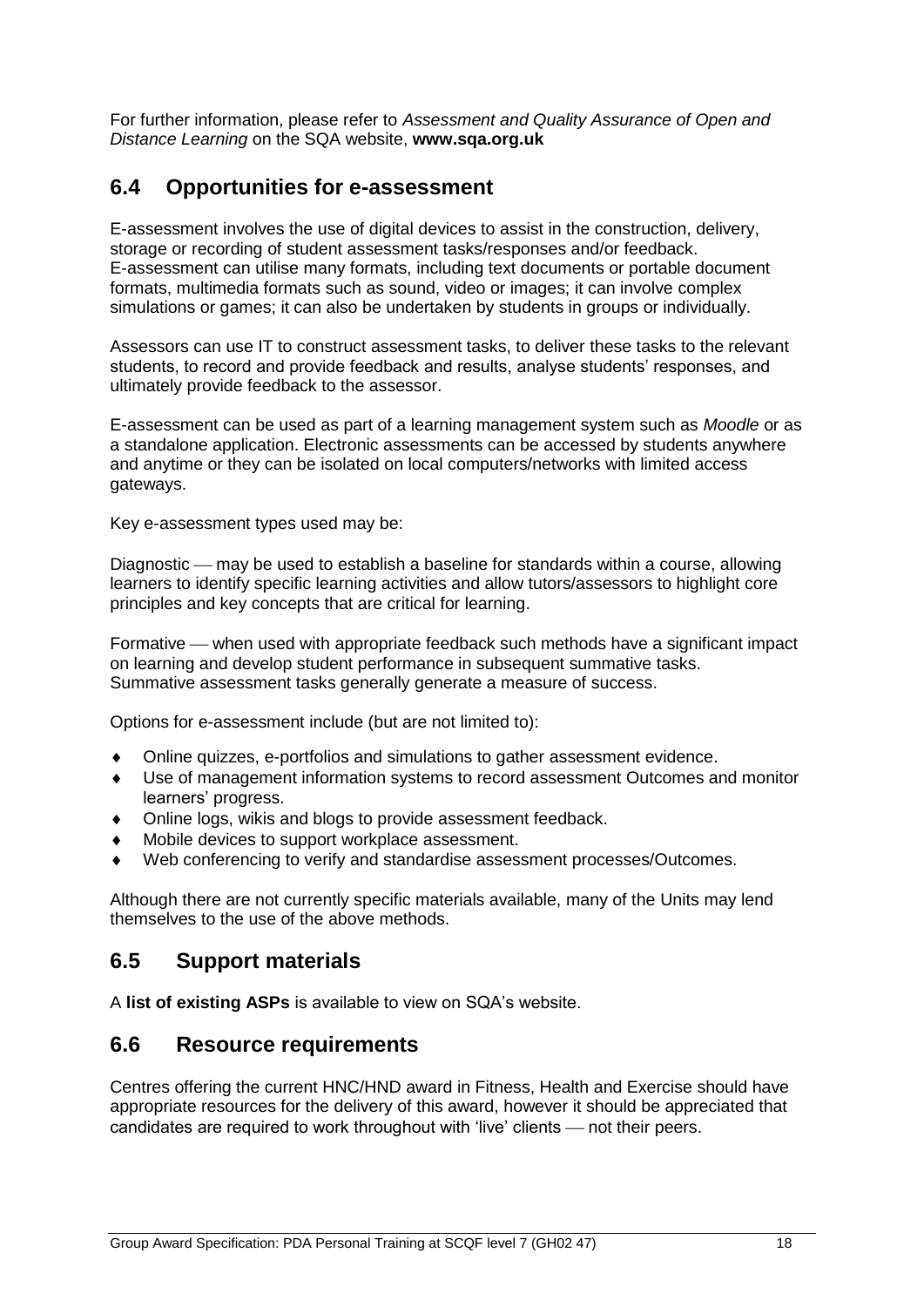For further information, please refer to *Assessment and Quality Assurance of Open and Distance Learning* on the SQA website, **www.sqa.org.uk**

## 6.4 Opportunities for e-assessment

E-assessment involves the use of digital devices to assist in the construction, delivery, storage or recording of student assessment tasks/responses and/or feedback. E-assessment can utilise many formats, including text documents or portable document formats, multimedia formats such as sound, video or images; it can involve complex simulations or games; it can also be undertaken by students in groups or individually.

Assessors can use IT to construct assessment tasks, to deliver these tasks to the relevant students, to record and provide feedback and results, analyse students' responses, and ultimately provide feedback to the assessor.

E-assessment can be used as part of a learning management system such as *Moodle* or as a standalone application. Electronic assessments can be accessed by students anywhere and anytime or they can be isolated on local computers/networks with limited access gateways.

Key e-assessment types used may be:

Diagnostic — may be used to establish a baseline for standards within a course, allowing learners to identify specific learning activities and allow tutors/assessors to highlight core principles and key concepts that are critical for learning.

Formative — when used with appropriate feedback such methods have a significant impact on learning and develop student performance in subsequent summative tasks. Summative assessment tasks generally generate a measure of success.

Options for e-assessment include (but are not limited to):

- Online quizzes, e-portfolios and simulations to gather assessment evidence.
- Use of management information systems to record assessment Outcomes and monitor learners' progress.
- Online logs, wikis and blogs to provide assessment feedback.
- Mobile devices to support workplace assessment.
- Web conferencing to verify and standardise assessment processes/Outcomes.

Although there are not currently specific materials available, many of the Units may lend themselves to the use of the above methods.

## 6.5 Support materials

A **list of existing ASPs** is available to view on SQA's website.

## 6.6 Resource requirements

Centres offering the current HNC/HND award in Fitness, Health and Exercise should have appropriate resources for the delivery of this award, however it should be appreciated that candidates are required to work throughout with 'live' clients — not their peers.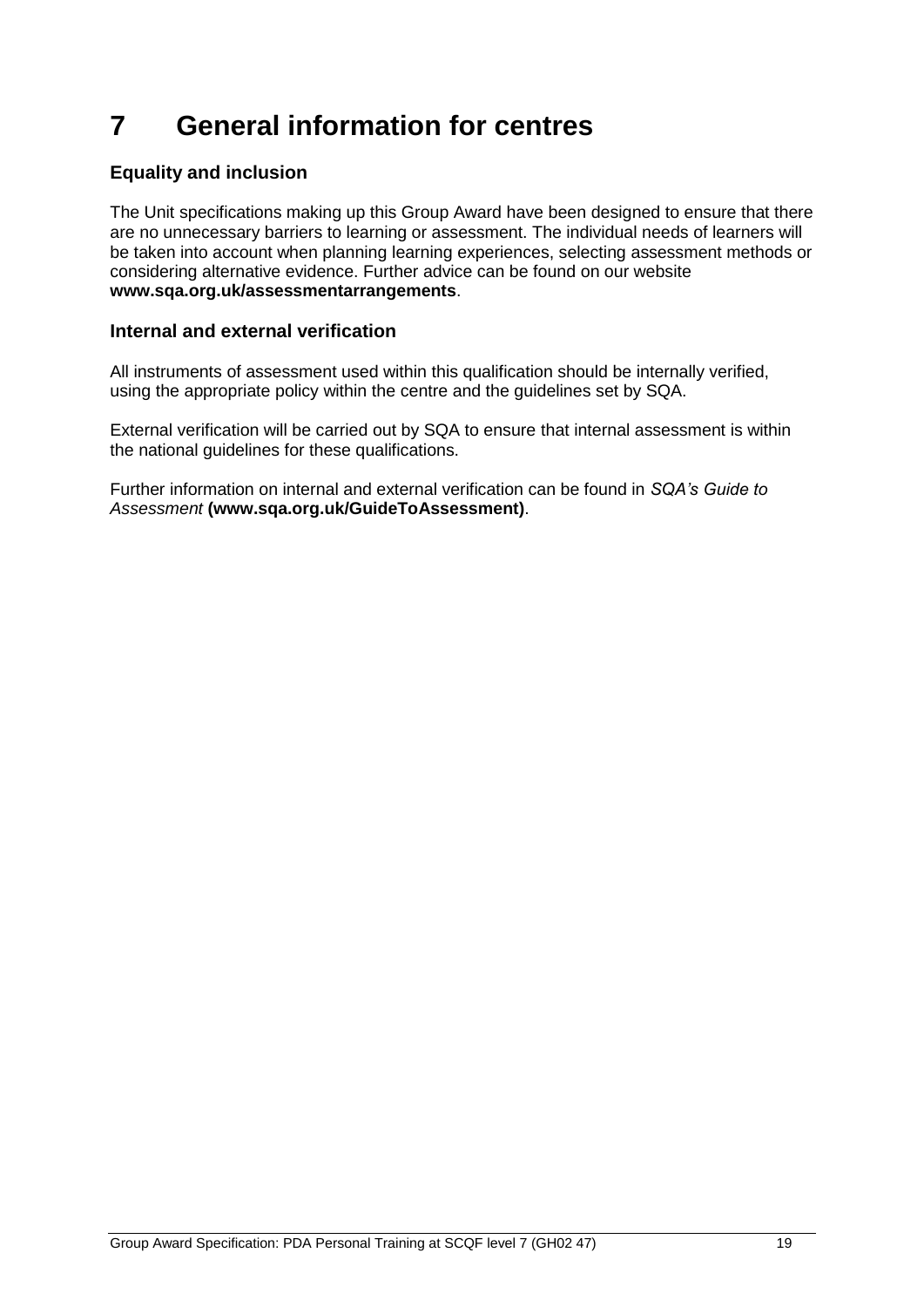# 7 General information for centres

### Equality and inclusion

The Unit specifications making up this Group Award have been designed to ensure that there are no unnecessary barriers to learning or assessment. The individual needs of learners will be taken into account when planning learning experiences, selecting assessment methods or considering alternative evidence. Further advice can be found on our website **www.sqa.org.uk/assessmentarrangements**.

### Internal and external verification

All instruments of assessment used within this qualification should be internally verified, using the appropriate policy within the centre and the guidelines set by SQA.

External verification will be carried out by SQA to ensure that internal assessment is within the national guidelines for these qualifications.

Further information on internal and external verification can be found in *SQA's Guide to Assessment* **(www.sqa.org.uk/GuideToAssessment)**.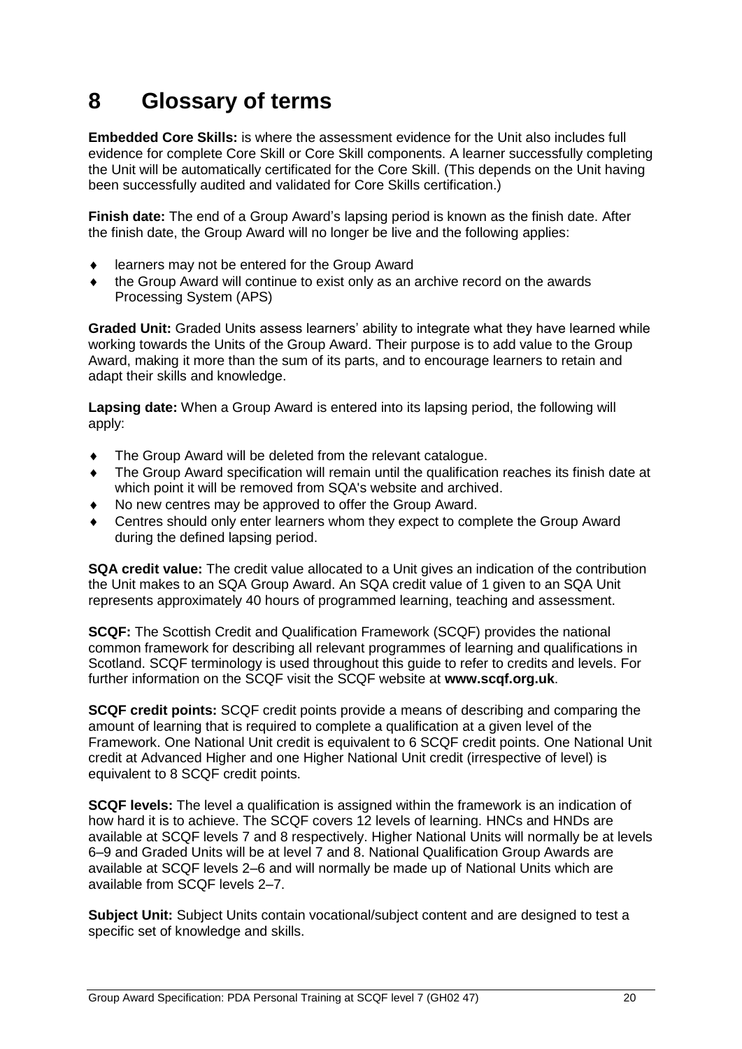# 8 Glossary of terms

**Embedded Core Skills:** is where the assessment evidence for the Unit also includes full evidence for complete Core Skill or Core Skill components. A learner successfully completing the Unit will be automatically certificated for the Core Skill. (This depends on the Unit having been successfully audited and validated for Core Skills certification.)

**Finish date:** The end of a Group Award's lapsing period is known as the finish date. After the finish date, the Group Award will no longer be live and the following applies:

- learners may not be entered for the Group Award
- the Group Award will continue to exist only as an archive record on the awards Processing System (APS)

**Graded Unit:** Graded Units assess learners' ability to integrate what they have learned while working towards the Units of the Group Award. Their purpose is to add value to the Group Award, making it more than the sum of its parts, and to encourage learners to retain and adapt their skills and knowledge.

**Lapsing date:** When a Group Award is entered into its lapsing period, the following will apply:

- The Group Award will be deleted from the relevant catalogue.
- The Group Award specification will remain until the qualification reaches its finish date at which point it will be removed from SQA's website and archived.
- No new centres may be approved to offer the Group Award.
- Centres should only enter learners whom they expect to complete the Group Award during the defined lapsing period.

**SQA credit value:** The credit value allocated to a Unit gives an indication of the contribution the Unit makes to an SQA Group Award. An SQA credit value of 1 given to an SQA Unit represents approximately 40 hours of programmed learning, teaching and assessment.

**SCQF:** The Scottish Credit and Qualification Framework (SCQF) provides the national common framework for describing all relevant programmes of learning and qualifications in Scotland. SCQF terminology is used throughout this guide to refer to credits and levels. For further information on the SCQF visit the SCQF website at **www.scqf.org.uk**.

**SCQF credit points:** SCQF credit points provide a means of describing and comparing the amount of learning that is required to complete a qualification at a given level of the Framework. One National Unit credit is equivalent to 6 SCQF credit points. One National Unit credit at Advanced Higher and one Higher National Unit credit (irrespective of level) is equivalent to 8 SCQF credit points.

**SCQF levels:** The level a qualification is assigned within the framework is an indication of how hard it is to achieve. The SCQF covers 12 levels of learning. HNCs and HNDs are available at SCQF levels 7 and 8 respectively. Higher National Units will normally be at levels 6–9 and Graded Units will be at level 7 and 8. National Qualification Group Awards are available at SCQF levels 2–6 and will normally be made up of National Units which are available from SCQF levels 2–7.

**Subject Unit:** Subject Units contain vocational/subject content and are designed to test a specific set of knowledge and skills.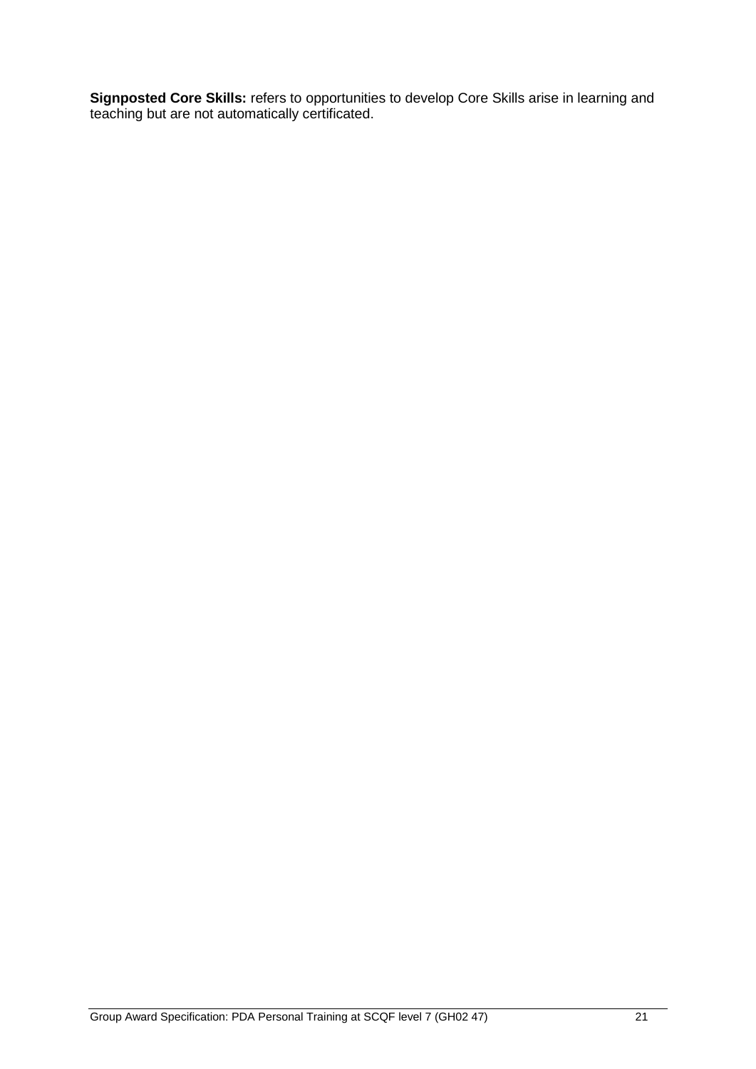**Signposted Core Skills:** refers to opportunities to develop Core Skills arise in learning and teaching but are not automatically certificated.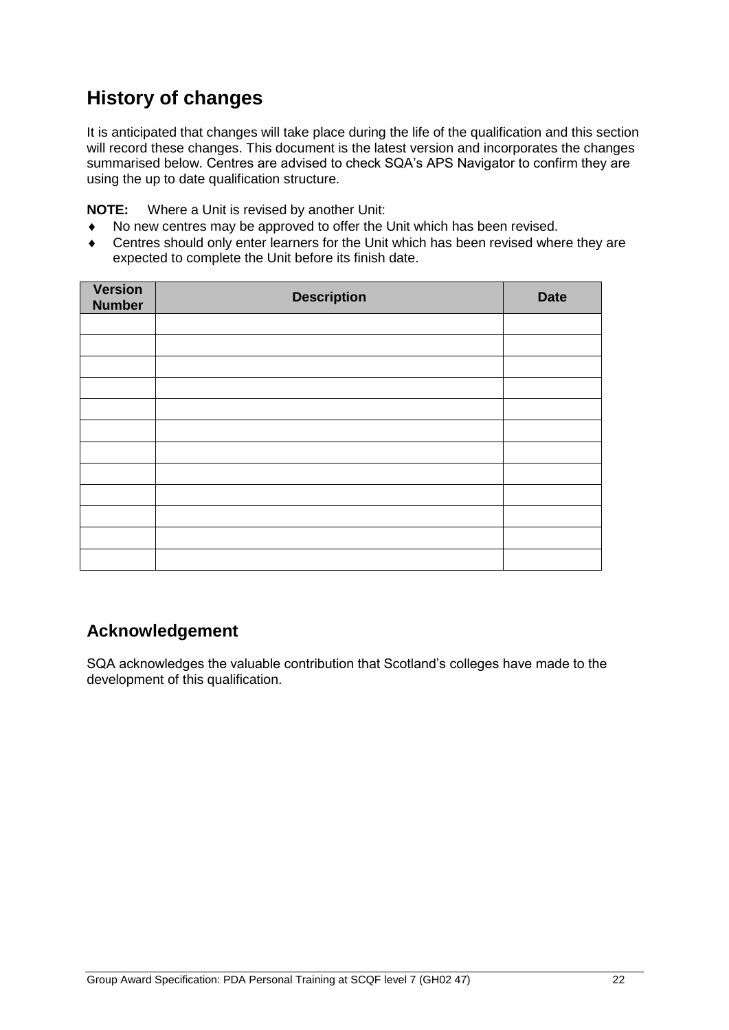## History of changes

It is anticipated that changes will take place during the life of the qualification and this section will record these changes. This document is the latest version and incorporates the changes summarised below. Centres are advised to check SQA's APS Navigator to confirm they are using the up to date qualification structure.

**NOTE:** Where a Unit is revised by another Unit:

- No new centres may be approved to offer the Unit which has been revised.
- Centres should only enter learners for the Unit which has been revised where they are expected to complete the Unit before its finish date.

| Version Number | Description | Date |
|---|---|---|
| | | |
| | | |
| | | |
| | | |
| | | |
| | | |
| | | |
| | | |
| | | |
| | | |
| | | |
| | | |

### Acknowledgement

SQA acknowledges the valuable contribution that Scotland's colleges have made to the development of this qualification.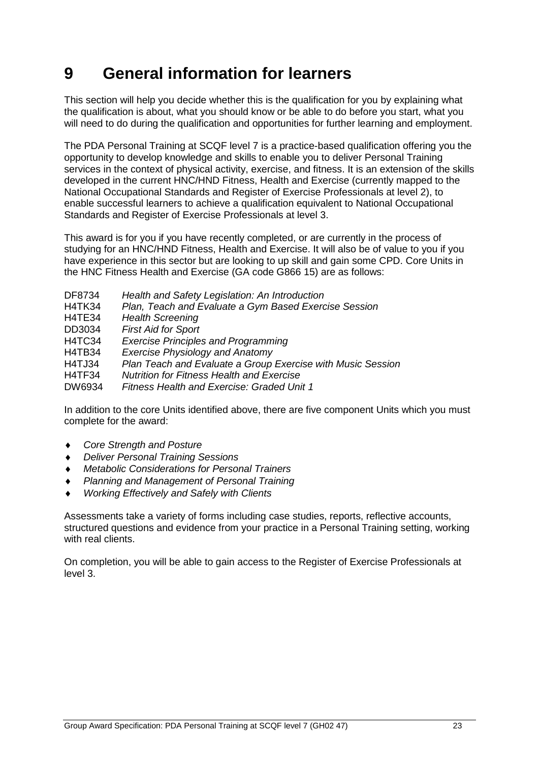# 9 General information for learners

This section will help you decide whether this is the qualification for you by explaining what the qualification is about, what you should know or be able to do before you start, what you will need to do during the qualification and opportunities for further learning and employment.

The PDA Personal Training at SCQF level 7 is a practice-based qualification offering you the opportunity to develop knowledge and skills to enable you to deliver Personal Training services in the context of physical activity, exercise, and fitness. It is an extension of the skills developed in the current HNC/HND Fitness, Health and Exercise (currently mapped to the National Occupational Standards and Register of Exercise Professionals at level 2), to enable successful learners to achieve a qualification equivalent to National Occupational Standards and Register of Exercise Professionals at level 3.

This award is for you if you have recently completed, or are currently in the process of studying for an HNC/HND Fitness, Health and Exercise. It will also be of value to you if you have experience in this sector but are looking to up skill and gain some CPD. Core Units in the HNC Fitness Health and Exercise (GA code G866 15) are as follows:

| | |
|---|---|
| DF8734 | *Health and Safety Legislation: An Introduction* |
| H4TK34 | *Plan, Teach and Evaluate a Gym Based Exercise Session* |
| H4TE34 | *Health Screening* |
| DD3034 | *First Aid for Sport* |
| H4TC34 | *Exercise Principles and Programming* |
| H4TB34 | *Exercise Physiology and Anatomy* |
| H4TJ34 | *Plan Teach and Evaluate a Group Exercise with Music Session* |
| H4TF34 | *Nutrition for Fitness Health and Exercise* |
| DW6934 | *Fitness Health and Exercise: Graded Unit 1* |

In addition to the core Units identified above, there are five component Units which you must complete for the award:

- *Core Strength and Posture*
- *Deliver Personal Training Sessions*
- *Metabolic Considerations for Personal Trainers*
- *Planning and Management of Personal Training*
- *Working Effectively and Safely with Clients*

Assessments take a variety of forms including case studies, reports, reflective accounts, structured questions and evidence from your practice in a Personal Training setting, working with real clients.

On completion, you will be able to gain access to the Register of Exercise Professionals at level 3.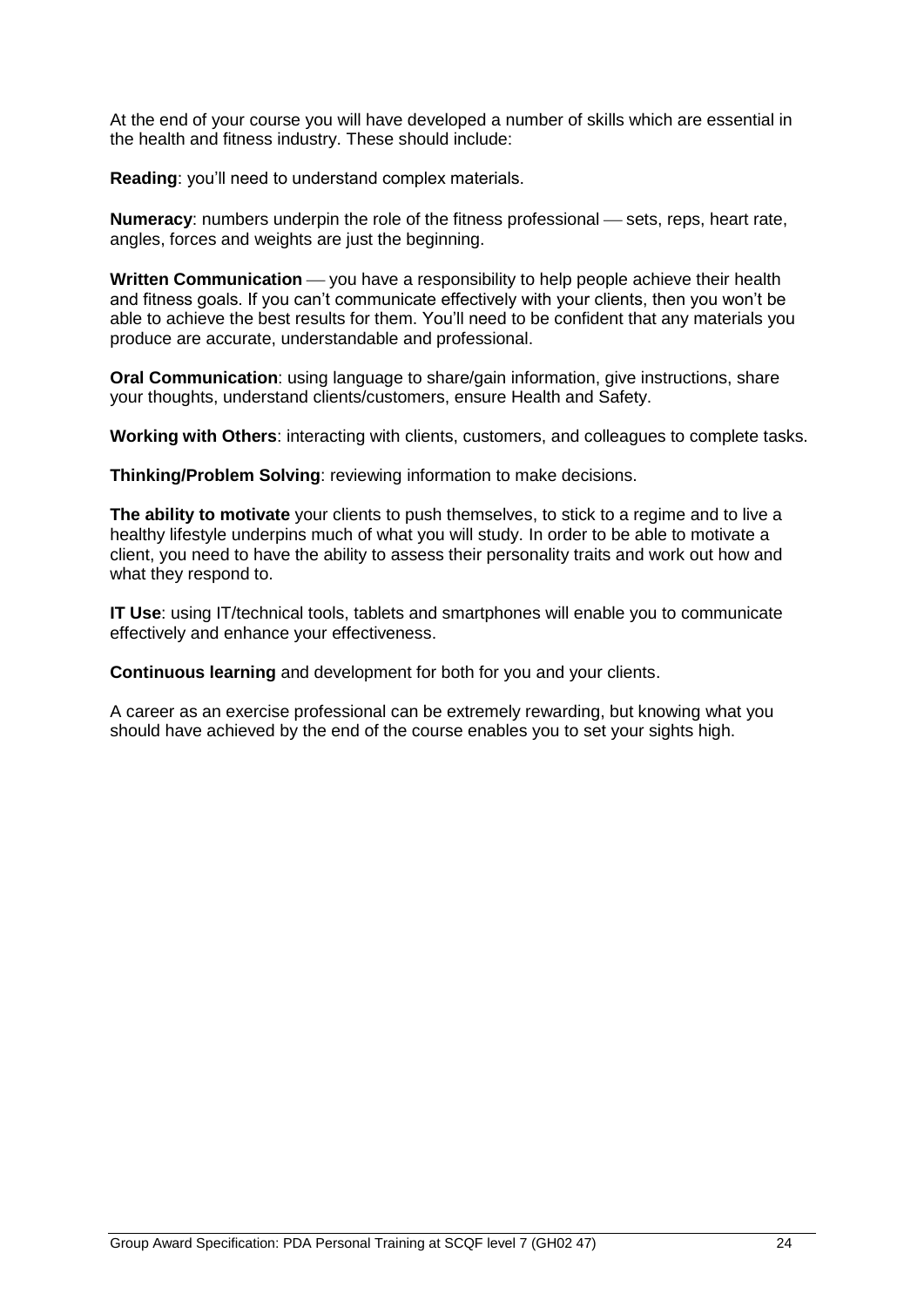At the end of your course you will have developed a number of skills which are essential in the health and fitness industry. These should include:

**Reading**: you'll need to understand complex materials.

**Numeracy**: numbers underpin the role of the fitness professional — sets, reps, heart rate, angles, forces and weights are just the beginning.

**Written Communication** — you have a responsibility to help people achieve their health and fitness goals. If you can't communicate effectively with your clients, then you won't be able to achieve the best results for them. You'll need to be confident that any materials you produce are accurate, understandable and professional.

**Oral Communication**: using language to share/gain information, give instructions, share your thoughts, understand clients/customers, ensure Health and Safety.

**Working with Others**: interacting with clients, customers, and colleagues to complete tasks.

**Thinking/Problem Solving**: reviewing information to make decisions.

**The ability to motivate** your clients to push themselves, to stick to a regime and to live a healthy lifestyle underpins much of what you will study. In order to be able to motivate a client, you need to have the ability to assess their personality traits and work out how and what they respond to.

**IT Use**: using IT/technical tools, tablets and smartphones will enable you to communicate effectively and enhance your effectiveness.

**Continuous learning** and development for both for you and your clients.

A career as an exercise professional can be extremely rewarding, but knowing what you should have achieved by the end of the course enables you to set your sights high.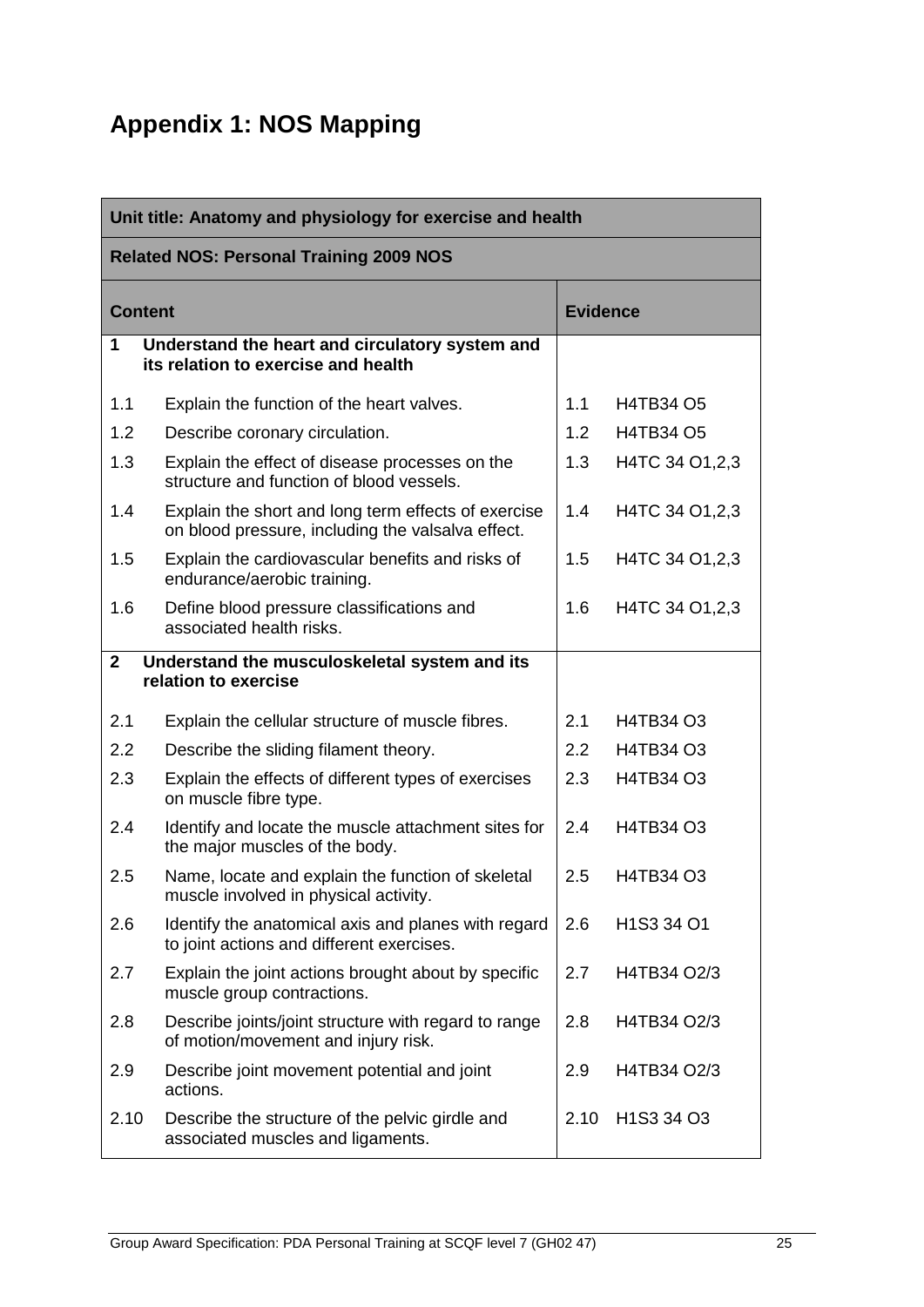# Appendix 1: NOS Mapping

| Unit title: Anatomy and physiology for exercise and health | | | |
|---|---|---|---|
| **Related NOS: Personal Training 2009 NOS** | | | |
| **Content** | | **Evidence** | |
| **1** | **Understand the heart and circulatory system and its relation to exercise and health** | | |
| 1.1 | Explain the function of the heart valves. | 1.1 | H4TB34 O5 |
| 1.2 | Describe coronary circulation. | 1.2 | H4TB34 O5 |
| 1.3 | Explain the effect of disease processes on the structure and function of blood vessels. | 1.3 | H4TC 34 O1,2,3 |
| 1.4 | Explain the short and long term effects of exercise on blood pressure, including the valsalva effect. | 1.4 | H4TC 34 O1,2,3 |
| 1.5 | Explain the cardiovascular benefits and risks of endurance/aerobic training. | 1.5 | H4TC 34 O1,2,3 |
| 1.6 | Define blood pressure classifications and associated health risks. | 1.6 | H4TC 34 O1,2,3 |
| **2** | **Understand the musculoskeletal system and its relation to exercise** | | |
| 2.1 | Explain the cellular structure of muscle fibres. | 2.1 | H4TB34 O3 |
| 2.2 | Describe the sliding filament theory. | 2.2 | H4TB34 O3 |
| 2.3 | Explain the effects of different types of exercises on muscle fibre type. | 2.3 | H4TB34 O3 |
| 2.4 | Identify and locate the muscle attachment sites for the major muscles of the body. | 2.4 | H4TB34 O3 |
| 2.5 | Name, locate and explain the function of skeletal muscle involved in physical activity. | 2.5 | H4TB34 O3 |
| 2.6 | Identify the anatomical axis and planes with regard to joint actions and different exercises. | 2.6 | H1S3 34 O1 |
| 2.7 | Explain the joint actions brought about by specific muscle group contractions. | 2.7 | H4TB34 O2/3 |
| 2.8 | Describe joints/joint structure with regard to range of motion/movement and injury risk. | 2.8 | H4TB34 O2/3 |
| 2.9 | Describe joint movement potential and joint actions. | 2.9 | H4TB34 O2/3 |
| 2.10 | Describe the structure of the pelvic girdle and associated muscles and ligaments. | 2.10 | H1S3 34 O3 |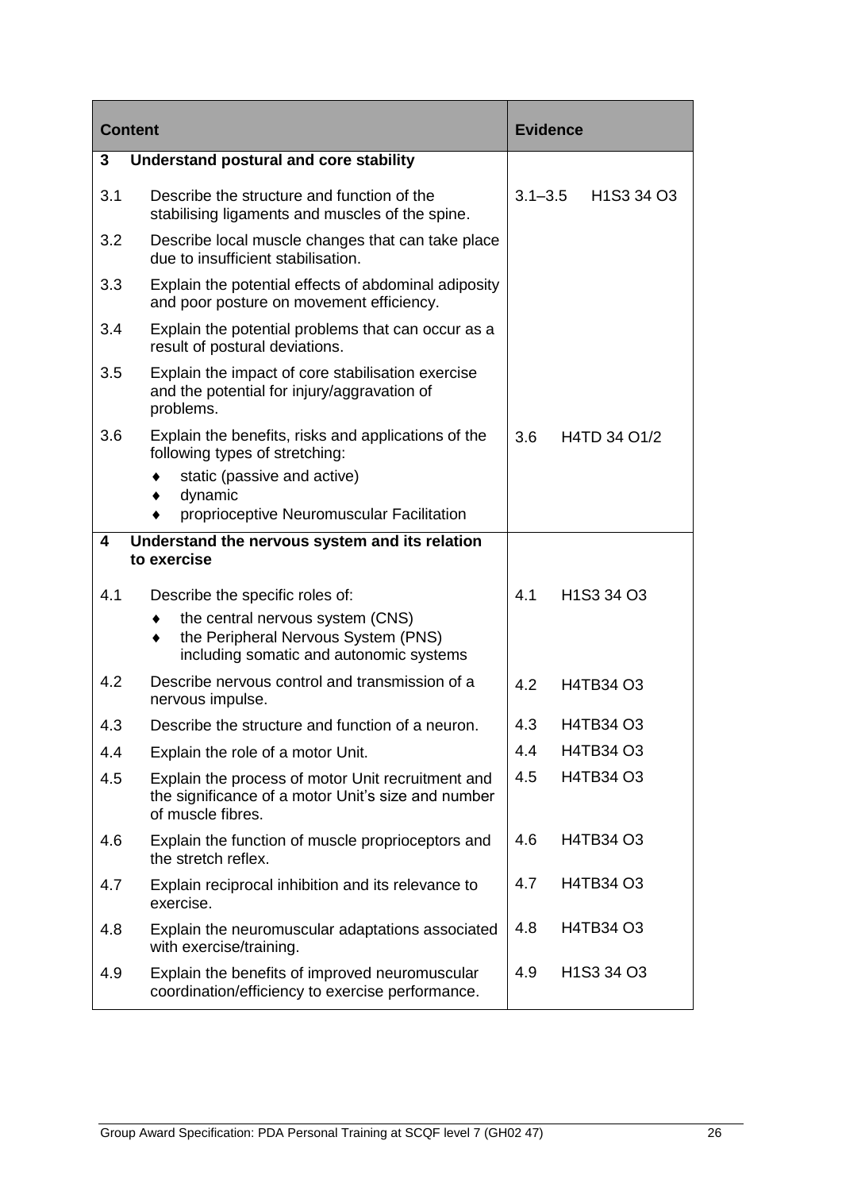| Content | | Evidence |
|---|---|---|
| **3** | **Understand postural and core stability** | |
| 3.1 | Describe the structure and function of the stabilising ligaments and muscles of the spine. | 3.1–3.5 H1S3 34 O3 |
| 3.2 | Describe local muscle changes that can take place due to insufficient stabilisation. | |
| 3.3 | Explain the potential effects of abdominal adiposity and poor posture on movement efficiency. | |
| 3.4 | Explain the potential problems that can occur as a result of postural deviations. | |
| 3.5 | Explain the impact of core stabilisation exercise and the potential for injury/aggravation of problems. | |
| 3.6 | Explain the benefits, risks and applications of the following types of stretching:<br>♦ static (passive and active)<br>♦ dynamic<br>♦ proprioceptive Neuromuscular Facilitation | 3.6 H4TD 34 O1/2 |
| **4** | **Understand the nervous system and its relation to exercise** | |
| 4.1 | Describe the specific roles of:<br>♦ the central nervous system (CNS)<br>♦ the Peripheral Nervous System (PNS) including somatic and autonomic systems | 4.1 H1S3 34 O3 |
| 4.2 | Describe nervous control and transmission of a nervous impulse. | 4.2 H4TB34 O3 |
| 4.3 | Describe the structure and function of a neuron. | 4.3 H4TB34 O3 |
| 4.4 | Explain the role of a motor Unit. | 4.4 H4TB34 O3 |
| 4.5 | Explain the process of motor Unit recruitment and the significance of a motor Unit's size and number of muscle fibres. | 4.5 H4TB34 O3 |
| 4.6 | Explain the function of muscle proprioceptors and the stretch reflex. | 4.6 H4TB34 O3 |
| 4.7 | Explain reciprocal inhibition and its relevance to exercise. | 4.7 H4TB34 O3 |
| 4.8 | Explain the neuromuscular adaptations associated with exercise/training. | 4.8 H4TB34 O3 |
| 4.9 | Explain the benefits of improved neuromuscular coordination/efficiency to exercise performance. | 4.9 H1S3 34 O3 |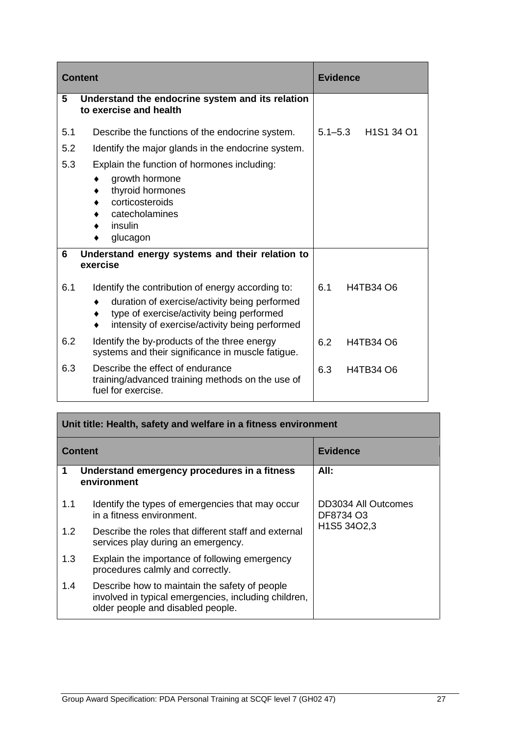| Content | | Evidence |
|---|---|---|
| **5** | **Understand the endocrine system and its relation to exercise and health** | |
| 5.1 | Describe the functions of the endocrine system. | 5.1–5.3 H1S1 34 O1 |
| 5.2 | Identify the major glands in the endocrine system. | |
| 5.3 | Explain the function of hormones including:<br>♦ growth hormone<br>♦ thyroid hormones<br>♦ corticosteroids<br>♦ catecholamines<br>♦ insulin<br>♦ glucagon | |
| **6** | **Understand energy systems and their relation to exercise** | |
| 6.1 | Identify the contribution of energy according to:<br>♦ duration of exercise/activity being performed<br>♦ type of exercise/activity being performed<br>♦ intensity of exercise/activity being performed | 6.1 H4TB34 O6 |
| 6.2 | Identify the by-products of the three energy systems and their significance in muscle fatigue. | 6.2 H4TB34 O6 |
| 6.3 | Describe the effect of endurance training/advanced training methods on the use of fuel for exercise. | 6.3 H4TB34 O6 |

| Unit title: Health, safety and welfare in a fitness environment | | |
|---|---|---|
| **Content** | | **Evidence** |
| **1** | **Understand emergency procedures in a fitness environment** | **All:**<br><br>DD3034 All Outcomes<br>DF8734 O3<br>H1S5 34O2,3 |
| 1.1 | Identify the types of emergencies that may occur in a fitness environment. | |
| 1.2 | Describe the roles that different staff and external services play during an emergency. | |
| 1.3 | Explain the importance of following emergency procedures calmly and correctly. | |
| 1.4 | Describe how to maintain the safety of people involved in typical emergencies, including children, older people and disabled people. | |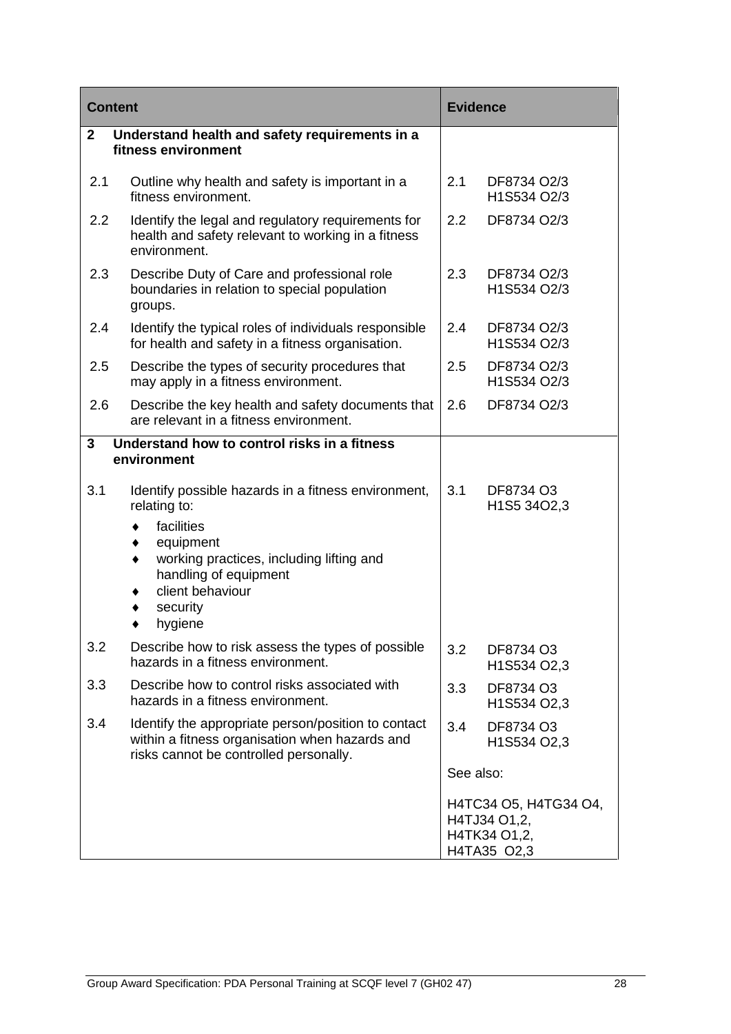| Content | | Evidence | |
|---|---|---|---|
| **2** | **Understand health and safety requirements in a fitness environment** | | |
| 2.1 | Outline why health and safety is important in a fitness environment. | 2.1 | DF8734 O2/3<br>H1S534 O2/3 |
| 2.2 | Identify the legal and regulatory requirements for health and safety relevant to working in a fitness environment. | 2.2 | DF8734 O2/3 |
| 2.3 | Describe Duty of Care and professional role boundaries in relation to special population groups. | 2.3 | DF8734 O2/3<br>H1S534 O2/3 |
| 2.4 | Identify the typical roles of individuals responsible for health and safety in a fitness organisation. | 2.4 | DF8734 O2/3<br>H1S534 O2/3 |
| 2.5 | Describe the types of security procedures that may apply in a fitness environment. | 2.5 | DF8734 O2/3<br>H1S534 O2/3 |
| 2.6 | Describe the key health and safety documents that are relevant in a fitness environment. | 2.6 | DF8734 O2/3 |
| **3** | **Understand how to control risks in a fitness environment** | | |
| 3.1 | Identify possible hazards in a fitness environment, relating to:<br>♦ facilities<br>♦ equipment<br>♦ working practices, including lifting and handling of equipment<br>♦ client behaviour<br>♦ security<br>♦ hygiene | 3.1 | DF8734 O3<br>H1S5 34O2,3 |
| 3.2 | Describe how to risk assess the types of possible hazards in a fitness environment. | 3.2 | DF8734 O3<br>H1S534 O2,3 |
| 3.3 | Describe how to control risks associated with hazards in a fitness environment. | 3.3 | DF8734 O3<br>H1S534 O2,3 |
| 3.4 | Identify the appropriate person/position to contact within a fitness organisation when hazards and risks cannot be controlled personally. | 3.4 | DF8734 O3<br>H1S534 O2,3 |
| | | See also: | |
| | | H4TC34 O5, H4TG34 O4, H4TJ34 O1,2, H4TK34 O1,2, H4TA35 O2,3 | |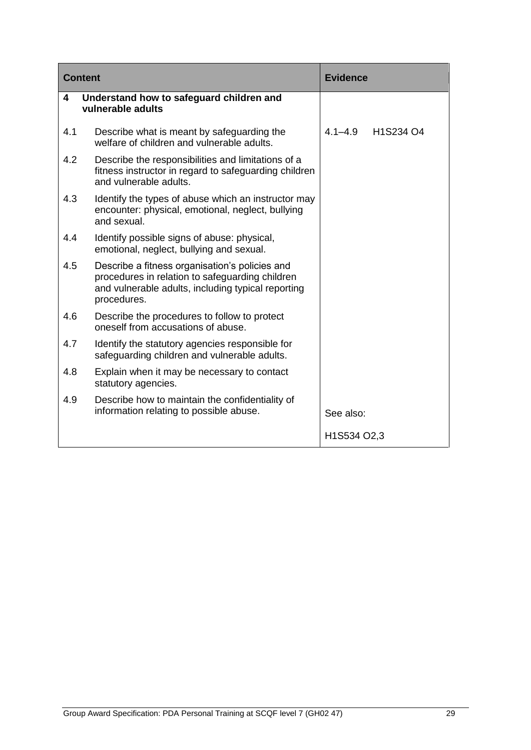| Content | | Evidence |
|---|---|---|
| **4** | **Understand how to safeguard children and vulnerable adults** | |
| 4.1 | Describe what is meant by safeguarding the welfare of children and vulnerable adults. | 4.1–4.9 H1S234 O4 |
| 4.2 | Describe the responsibilities and limitations of a fitness instructor in regard to safeguarding children and vulnerable adults. | |
| 4.3 | Identify the types of abuse which an instructor may encounter: physical, emotional, neglect, bullying and sexual. | |
| 4.4 | Identify possible signs of abuse: physical, emotional, neglect, bullying and sexual. | |
| 4.5 | Describe a fitness organisation's policies and procedures in relation to safeguarding children and vulnerable adults, including typical reporting procedures. | |
| 4.6 | Describe the procedures to follow to protect oneself from accusations of abuse. | |
| 4.7 | Identify the statutory agencies responsible for safeguarding children and vulnerable adults. | |
| 4.8 | Explain when it may be necessary to contact statutory agencies. | |
| 4.9 | Describe how to maintain the confidentiality of information relating to possible abuse. | See also: H1S534 O2,3 |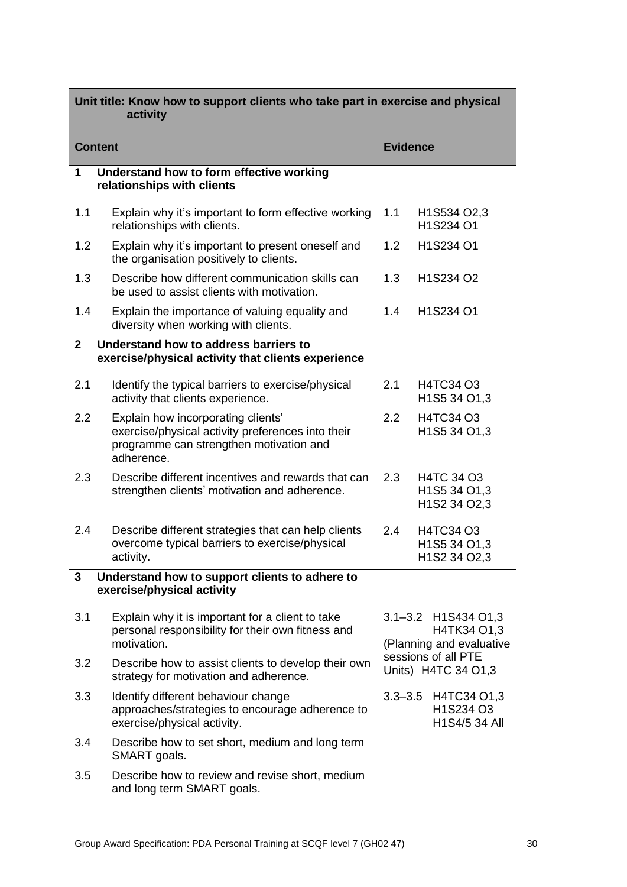| Unit title: Know how to support clients who take part in exercise and physical activity | |
|---|---|
| **Content** | **Evidence** |
| **1 Understand how to form effective working relationships with clients** | |
| 1.1 Explain why it's important to form effective working relationships with clients. | 1.1 H1S534 O2,3 H1S234 O1 |
| 1.2 Explain why it's important to present oneself and the organisation positively to clients. | 1.2 H1S234 O1 |
| 1.3 Describe how different communication skills can be used to assist clients with motivation. | 1.3 H1S234 O2 |
| 1.4 Explain the importance of valuing equality and diversity when working with clients. | 1.4 H1S234 O1 |
| **2 Understand how to address barriers to exercise/physical activity that clients experience** | |
| 2.1 Identify the typical barriers to exercise/physical activity that clients experience. | 2.1 H4TC34 O3 H1S5 34 O1,3 |
| 2.2 Explain how incorporating clients' exercise/physical activity preferences into their programme can strengthen motivation and adherence. | 2.2 H4TC34 O3 H1S5 34 O1,3 |
| 2.3 Describe different incentives and rewards that can strengthen clients' motivation and adherence. | 2.3 H4TC 34 O3 H1S5 34 O1,3 H1S2 34 O2,3 |
| 2.4 Describe different strategies that can help clients overcome typical barriers to exercise/physical activity. | 2.4 H4TC34 O3 H1S5 34 O1,3 H1S2 34 O2,3 |
| **3 Understand how to support clients to adhere to exercise/physical activity** | |
| 3.1 Explain why it is important for a client to take personal responsibility for their own fitness and motivation. | 3.1–3.2 H1S434 O1,3 H4TK34 O1,3 (Planning and evaluative sessions of all PTE Units) H4TC 34 O1,3 |
| 3.2 Describe how to assist clients to develop their own strategy for motivation and adherence. | |
| 3.3 Identify different behaviour change approaches/strategies to encourage adherence to exercise/physical activity. | 3.3–3.5 H4TC34 O1,3 H1S234 O3 H1S4/5 34 All |
| 3.4 Describe how to set short, medium and long term SMART goals. | |
| 3.5 Describe how to review and revise short, medium and long term SMART goals. | |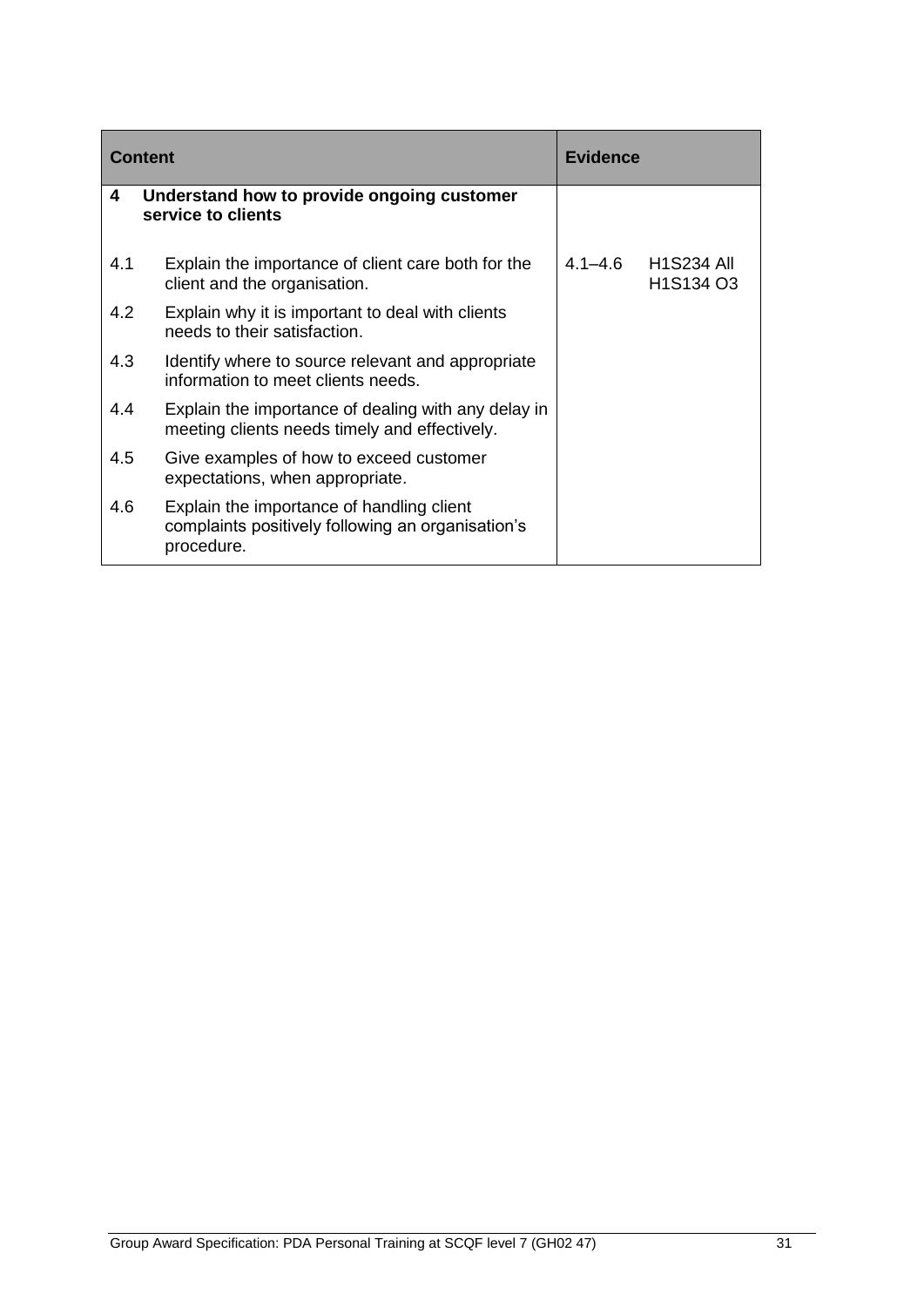| Content | | Evidence | |
|---|---|---|---|
| **4** | **Understand how to provide ongoing customer service to clients** | | |
| 4.1 | Explain the importance of client care both for the client and the organisation. | 4.1–4.6 | H1S234 All<br>H1S134 O3 |
| 4.2 | Explain why it is important to deal with clients needs to their satisfaction. | | |
| 4.3 | Identify where to source relevant and appropriate information to meet clients needs. | | |
| 4.4 | Explain the importance of dealing with any delay in meeting clients needs timely and effectively. | | |
| 4.5 | Give examples of how to exceed customer expectations, when appropriate. | | |
| 4.6 | Explain the importance of handling client complaints positively following an organisation's procedure. | | |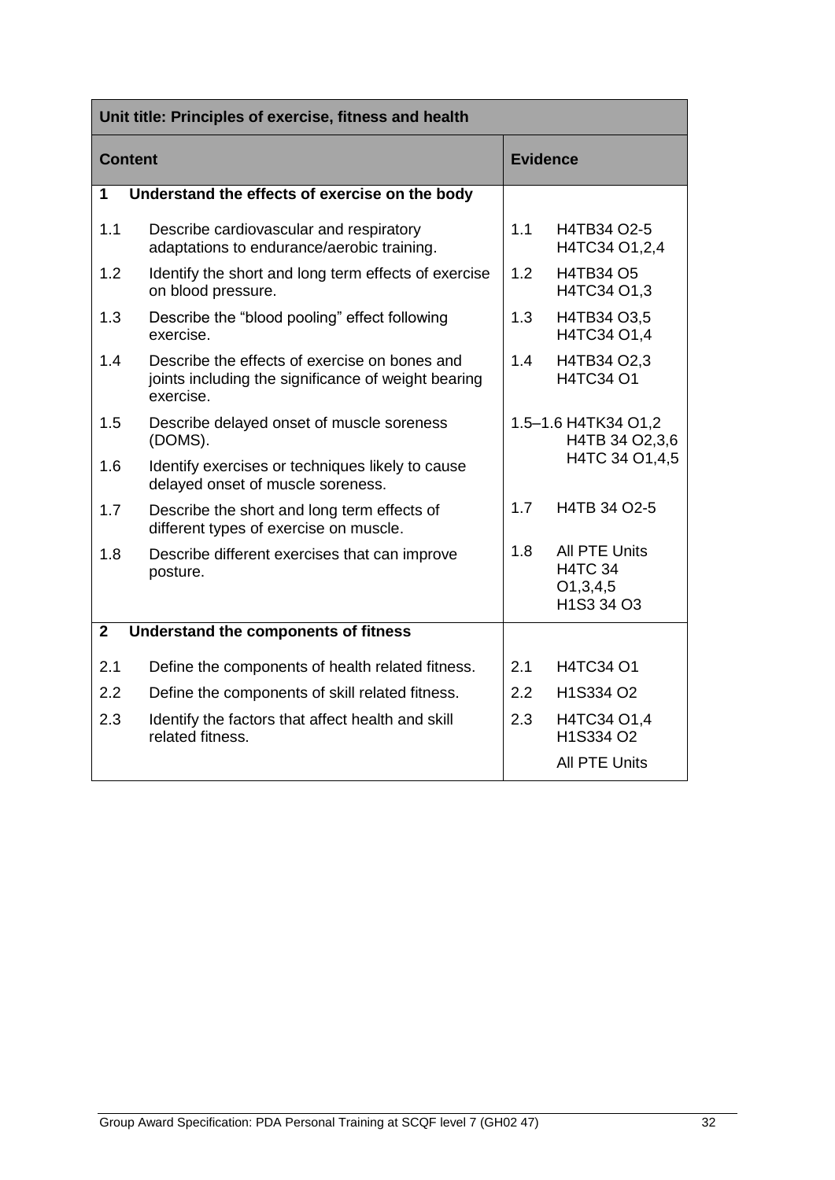| Unit title: Principles of exercise, fitness and health | |
|---|---|
| **Content** | **Evidence** |
| **1 Understand the effects of exercise on the body** | |
| 1.1 Describe cardiovascular and respiratory adaptations to endurance/aerobic training. | 1.1 H4TB34 O2-5 H4TC34 O1,2,4 |
| 1.2 Identify the short and long term effects of exercise on blood pressure. | 1.2 H4TB34 O5 H4TC34 O1,3 |
| 1.3 Describe the "blood pooling" effect following exercise. | 1.3 H4TB34 O3,5 H4TC34 O1,4 |
| 1.4 Describe the effects of exercise on bones and joints including the significance of weight bearing exercise. | 1.4 H4TB34 O2,3 H4TC34 O1 |
| 1.5 Describe delayed onset of muscle soreness (DOMS). | 1.5–1.6 H4TK34 O1,2 H4TB 34 O2,3,6 H4TC 34 O1,4,5 |
| 1.6 Identify exercises or techniques likely to cause delayed onset of muscle soreness. | |
| 1.7 Describe the short and long term effects of different types of exercise on muscle. | 1.7 H4TB 34 O2-5 |
| 1.8 Describe different exercises that can improve posture. | 1.8 All PTE Units H4TC 34 O1,3,4,5 H1S3 34 O3 |
| **2 Understand the components of fitness** | |
| 2.1 Define the components of health related fitness. | 2.1 H4TC34 O1 |
| 2.2 Define the components of skill related fitness. | 2.2 H1S334 O2 |
| 2.3 Identify the factors that affect health and skill related fitness. | 2.3 H4TC34 O1,4 H1S334 O2 All PTE Units |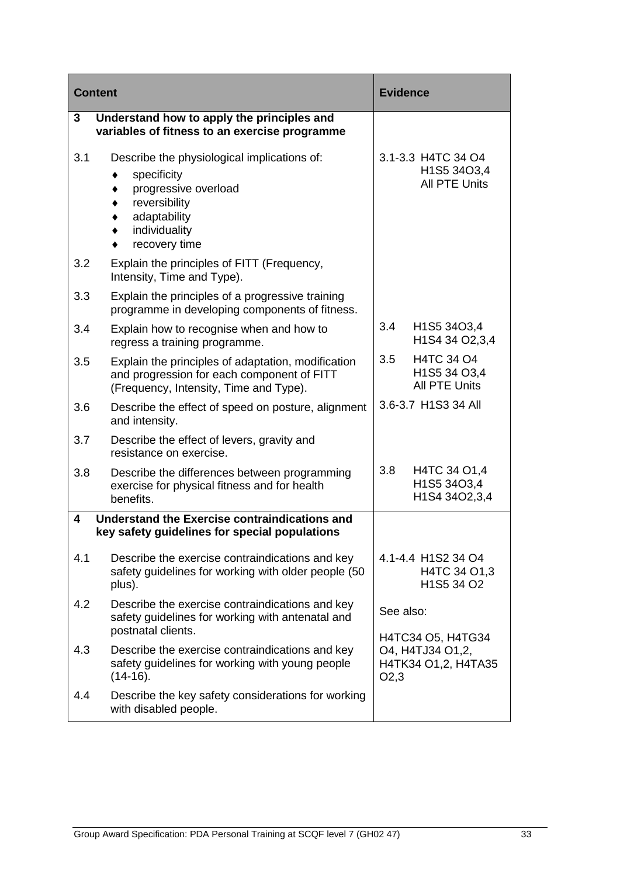| Content | | Evidence |
|---|---|---|
| **3** | **Understand how to apply the principles and variables of fitness to an exercise programme** | |
| 3.1 | Describe the physiological implications of:<br>♦ specificity<br>♦ progressive overload<br>♦ reversibility<br>♦ adaptability<br>♦ individuality<br>♦ recovery time | 3.1-3.3 H4TC 34 O4<br>H1S5 34O3,4<br>All PTE Units |
| 3.2 | Explain the principles of FITT (Frequency, Intensity, Time and Type). | |
| 3.3 | Explain the principles of a progressive training programme in developing components of fitness. | |
| 3.4 | Explain how to recognise when and how to regress a training programme. | 3.4 H1S5 34O3,4<br>H1S4 34 O2,3,4 |
| 3.5 | Explain the principles of adaptation, modification and progression for each component of FITT (Frequency, Intensity, Time and Type). | 3.5 H4TC 34 O4<br>H1S5 34 O3,4<br>All PTE Units |
| 3.6 | Describe the effect of speed on posture, alignment and intensity. | 3.6-3.7 H1S3 34 All |
| 3.7 | Describe the effect of levers, gravity and resistance on exercise. | |
| 3.8 | Describe the differences between programming exercise for physical fitness and for health benefits. | 3.8 H4TC 34 O1,4<br>H1S5 34O3,4<br>H1S4 34O2,3,4 |
| **4** | **Understand the Exercise contraindications and key safety guidelines for special populations** | |
| 4.1 | Describe the exercise contraindications and key safety guidelines for working with older people (50 plus). | 4.1-4.4 H1S2 34 O4<br>H4TC 34 O1,3<br>H1S5 34 O2 |
| 4.2 | Describe the exercise contraindications and key safety guidelines for working with antenatal and postnatal clients. | See also:<br>H4TC34 O5, H4TG34 O4, H4TJ34 O1,2, H4TK34 O1,2, H4TA35 O2,3 |
| 4.3 | Describe the exercise contraindications and key safety guidelines for working with young people (14-16). | |
| 4.4 | Describe the key safety considerations for working with disabled people. | |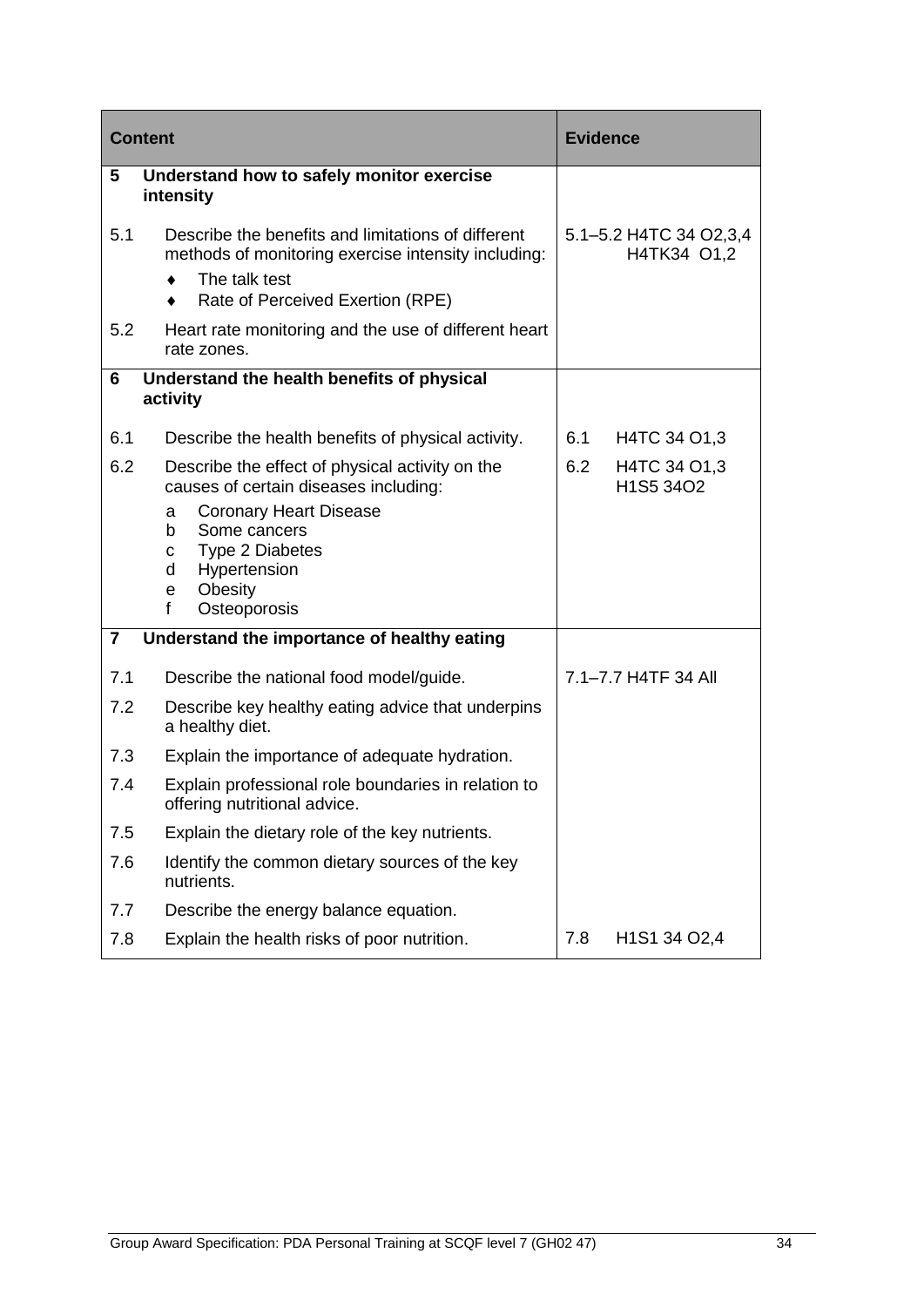| Content | Evidence |
|---|---|
| **5 Understand how to safely monitor exercise intensity** | |
| 5.1 Describe the benefits and limitations of different methods of monitoring exercise intensity including:<br>♦ The talk test<br>♦ Rate of Perceived Exertion (RPE) | 5.1–5.2 H4TC 34 O2,3,4<br>H4TK34 O1,2 |
| 5.2 Heart rate monitoring and the use of different heart rate zones. | |
| **6 Understand the health benefits of physical activity** | |
| 6.1 Describe the health benefits of physical activity. | 6.1 H4TC 34 O1,3 |
| 6.2 Describe the effect of physical activity on the causes of certain diseases including:<br>a Coronary Heart Disease<br>b Some cancers<br>c Type 2 Diabetes<br>d Hypertension<br>e Obesity<br>f Osteoporosis | 6.2 H4TC 34 O1,3<br>H1S5 34O2 |
| **7 Understand the importance of healthy eating** | |
| 7.1 Describe the national food model/guide. | 7.1–7.7 H4TF 34 All |
| 7.2 Describe key healthy eating advice that underpins a healthy diet. | |
| 7.3 Explain the importance of adequate hydration. | |
| 7.4 Explain professional role boundaries in relation to offering nutritional advice. | |
| 7.5 Explain the dietary role of the key nutrients. | |
| 7.6 Identify the common dietary sources of the key nutrients. | |
| 7.7 Describe the energy balance equation. | |
| 7.8 Explain the health risks of poor nutrition. | 7.8 H1S1 34 O2,4 |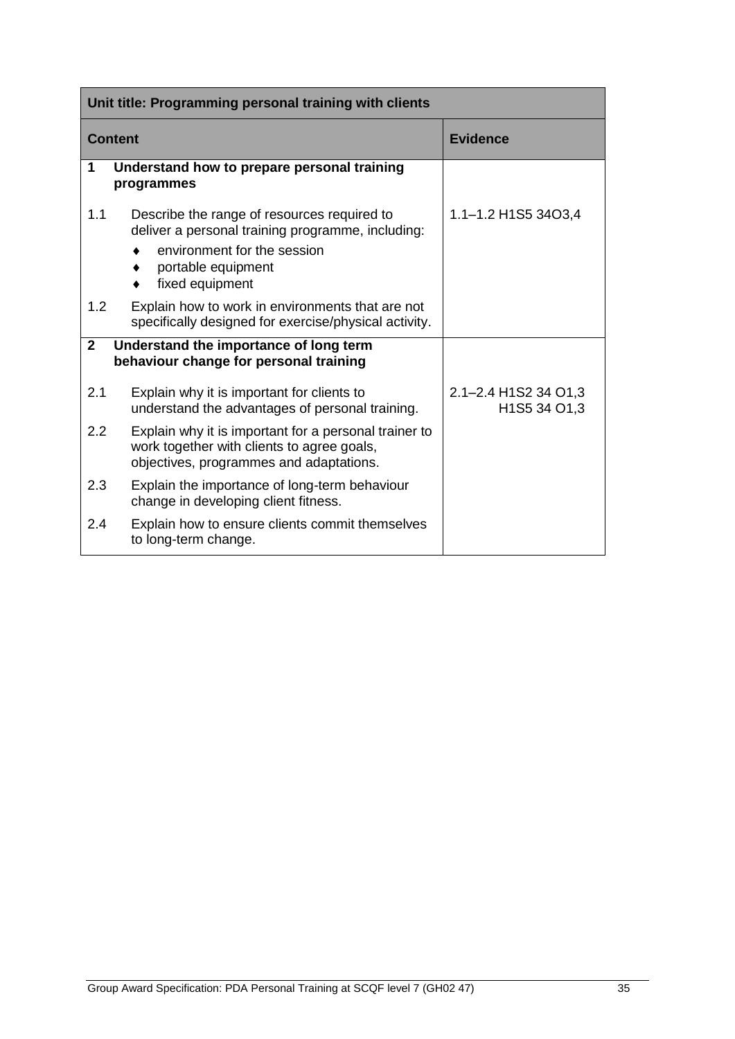| Unit title: Programming personal training with clients | |
|---|---|
| **Content** | **Evidence** |
| **1 Understand how to prepare personal training programmes** | |
| 1.1 Describe the range of resources required to deliver a personal training programme, including:<br>♦ environment for the session<br>♦ portable equipment<br>♦ fixed equipment | 1.1–1.2 H1S5 34O3,4 |
| 1.2 Explain how to work in environments that are not specifically designed for exercise/physical activity. | |
| **2 Understand the importance of long term behaviour change for personal training** | |
| 2.1 Explain why it is important for clients to understand the advantages of personal training. | 2.1–2.4 H1S2 34 O1,3<br>H1S5 34 O1,3 |
| 2.2 Explain why it is important for a personal trainer to work together with clients to agree goals, objectives, programmes and adaptations. | |
| 2.3 Explain the importance of long-term behaviour change in developing client fitness. | |
| 2.4 Explain how to ensure clients commit themselves to long-term change. | |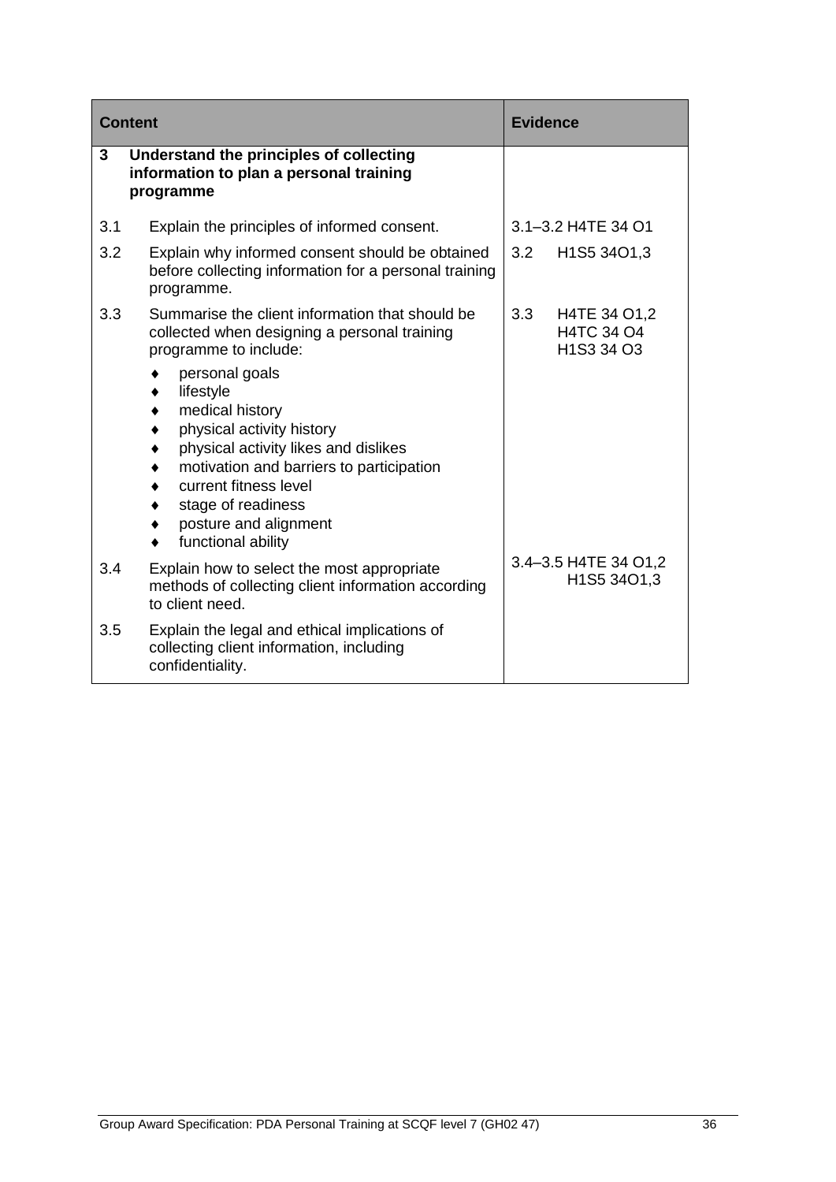| Content | | Evidence |
|---|---|---|
| **3** | **Understand the principles of collecting information to plan a personal training programme** | |
| 3.1 | Explain the principles of informed consent. | 3.1–3.2 H4TE 34 O1 |
| 3.2 | Explain why informed consent should be obtained before collecting information for a personal training programme. | 3.2 H1S5 34O1,3 |
| 3.3 | Summarise the client information that should be collected when designing a personal training programme to include:<br>♦ personal goals<br>♦ lifestyle<br>♦ medical history<br>♦ physical activity history<br>♦ physical activity likes and dislikes<br>♦ motivation and barriers to participation<br>♦ current fitness level<br>♦ stage of readiness<br>♦ posture and alignment<br>♦ functional ability | 3.3 H4TE 34 O1,2<br>H4TC 34 O4<br>H1S3 34 O3 |
| 3.4 | Explain how to select the most appropriate methods of collecting client information according to client need. | 3.4–3.5 H4TE 34 O1,2<br>H1S5 34O1,3 |
| 3.5 | Explain the legal and ethical implications of collecting client information, including confidentiality. | |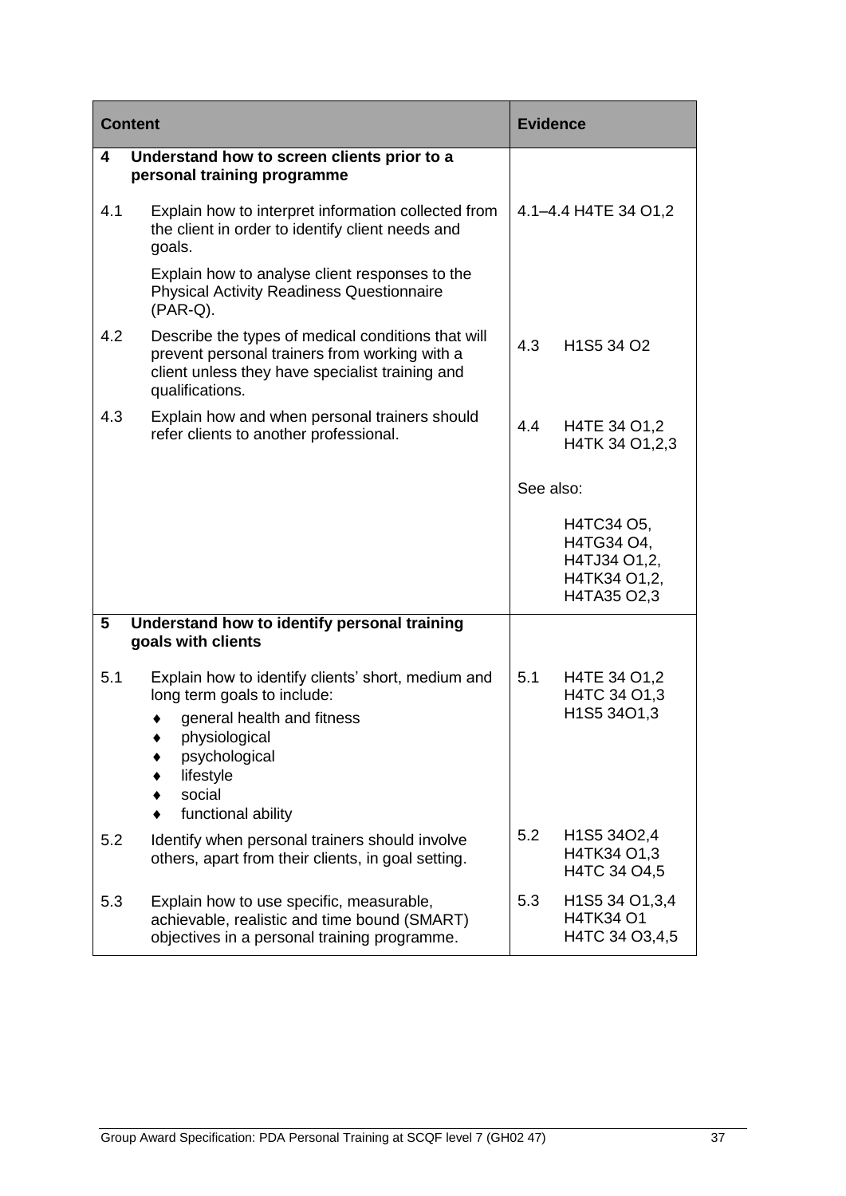| Content | Evidence |
|---|---|
| **4 Understand how to screen clients prior to a personal training programme** | |
| 4.1 Explain how to interpret information collected from the client in order to identify client needs and goals.<br><br>Explain how to analyse client responses to the Physical Activity Readiness Questionnaire (PAR-Q). | 4.1–4.4 H4TE 34 O1,2 |
| 4.2 Describe the types of medical conditions that will prevent personal trainers from working with a client unless they have specialist training and qualifications. | 4.3 H1S5 34 O2 |
| 4.3 Explain how and when personal trainers should refer clients to another professional. | 4.4 H4TE 34 O1,2<br>H4TK 34 O1,2,3<br><br>See also:<br><br>H4TC34 O5,<br>H4TG34 O4,<br>H4TJ34 O1,2,<br>H4TK34 O1,2,<br>H4TA35 O2,3 |
| **5 Understand how to identify personal training goals with clients** | |
| 5.1 Explain how to identify clients' short, medium and long term goals to include:<br>♦ general health and fitness<br>♦ physiological<br>♦ psychological<br>♦ lifestyle<br>♦ social<br>♦ functional ability | 5.1 H4TE 34 O1,2<br>H4TC 34 O1,3<br>H1S5 34O1,3 |
| 5.2 Identify when personal trainers should involve others, apart from their clients, in goal setting. | 5.2 H1S5 34O2,4<br>H4TK34 O1,3<br>H4TC 34 O4,5 |
| 5.3 Explain how to use specific, measurable, achievable, realistic and time bound (SMART) objectives in a personal training programme. | 5.3 H1S5 34 O1,3,4<br>H4TK34 O1<br>H4TC 34 O3,4,5 |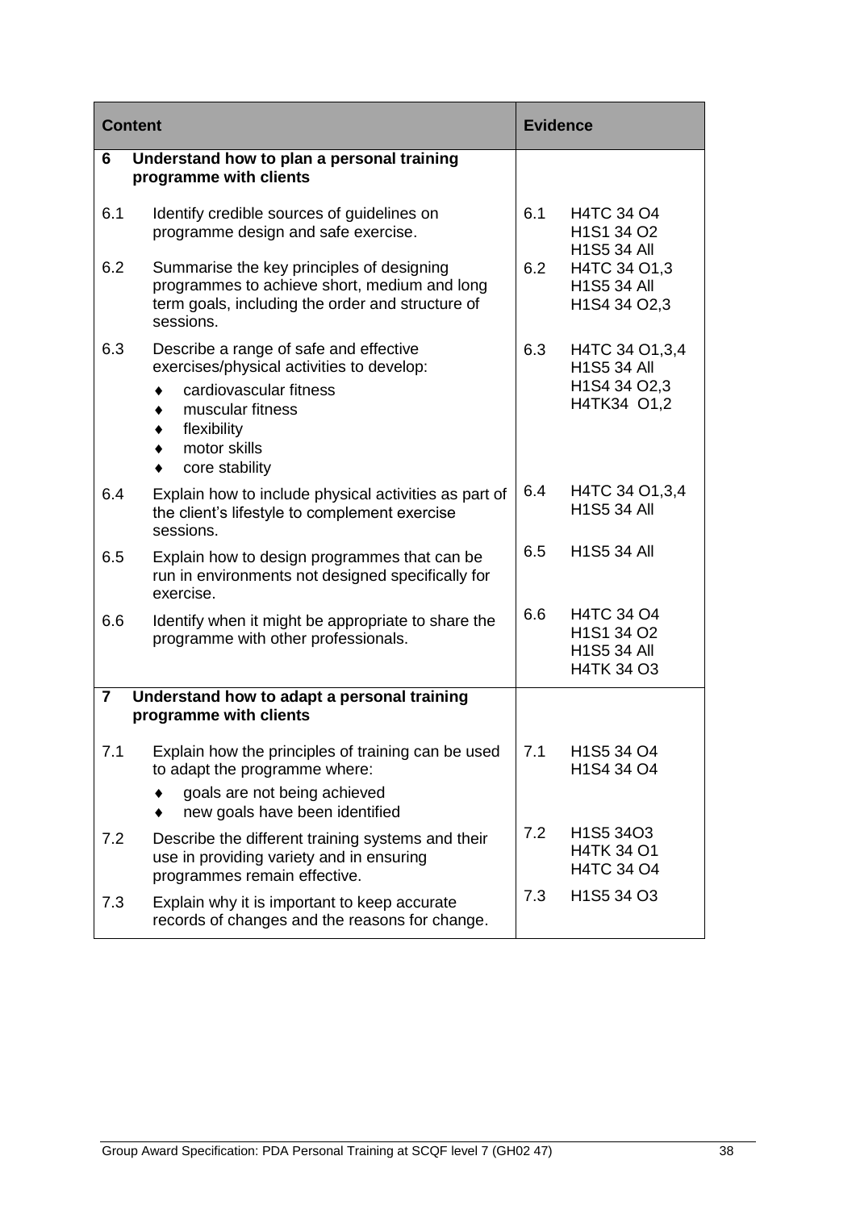| Content | Evidence |
|---|---|
| **6 Understand how to plan a personal training programme with clients** | |
| 6.1 Identify credible sources of guidelines on programme design and safe exercise. | 6.1 H4TC 34 O4<br>H1S1 34 O2<br>H1S5 34 All |
| 6.2 Summarise the key principles of designing programmes to achieve short, medium and long term goals, including the order and structure of sessions. | 6.2 H4TC 34 O1,3<br>H1S5 34 All<br>H1S4 34 O2,3 |
| 6.3 Describe a range of safe and effective exercises/physical activities to develop:<br>♦ cardiovascular fitness<br>♦ muscular fitness<br>♦ flexibility<br>♦ motor skills<br>♦ core stability | 6.3 H4TC 34 O1,3,4<br>H1S5 34 All<br>H1S4 34 O2,3<br>H4TK34 O1,2 |
| 6.4 Explain how to include physical activities as part of the client's lifestyle to complement exercise sessions. | 6.4 H4TC 34 O1,3,4<br>H1S5 34 All |
| 6.5 Explain how to design programmes that can be run in environments not designed specifically for exercise. | 6.5 H1S5 34 All |
| 6.6 Identify when it might be appropriate to share the programme with other professionals. | 6.6 H4TC 34 O4<br>H1S1 34 O2<br>H1S5 34 All<br>H4TK 34 O3 |
| **7 Understand how to adapt a personal training programme with clients** | |
| 7.1 Explain how the principles of training can be used to adapt the programme where:<br>♦ goals are not being achieved<br>♦ new goals have been identified | 7.1 H1S5 34 O4<br>H1S4 34 O4 |
| 7.2 Describe the different training systems and their use in providing variety and in ensuring programmes remain effective. | 7.2 H1S5 34O3<br>H4TK 34 O1<br>H4TC 34 O4 |
| 7.3 Explain why it is important to keep accurate records of changes and the reasons for change. | 7.3 H1S5 34 O3 |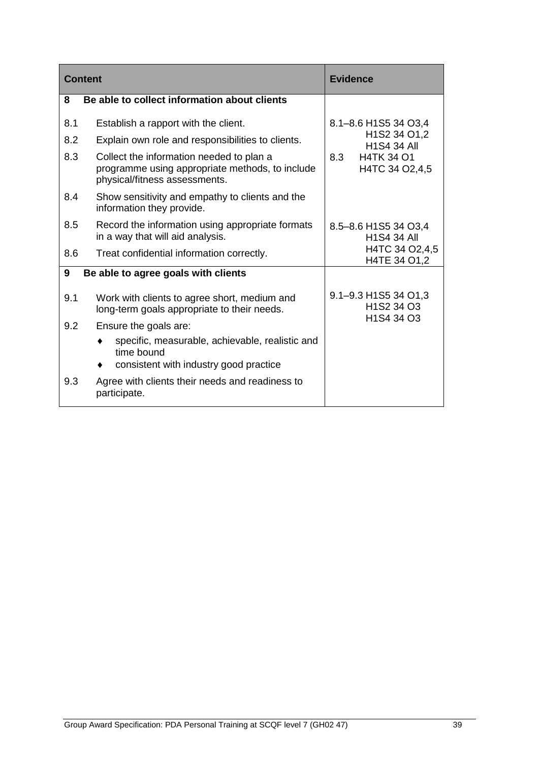| Content | Evidence |
|---|---|
| **8 Be able to collect information about clients** | |
| 8.1 Establish a rapport with the client.<br>8.2 Explain own role and responsibilities to clients.<br>8.3 Collect the information needed to plan a programme using appropriate methods, to include physical/fitness assessments.<br>8.4 Show sensitivity and empathy to clients and the information they provide. | 8.1–8.6 H1S5 34 O3,4<br>H1S2 34 O1,2<br>H1S4 34 All<br>8.3 H4TK 34 O1<br>H4TC 34 O2,4,5 |
| 8.5 Record the information using appropriate formats in a way that will aid analysis.<br>8.6 Treat confidential information correctly. | 8.5–8.6 H1S5 34 O3,4<br>H1S4 34 All<br>H4TC 34 O2,4,5<br>H4TE 34 O1,2 |
| **9 Be able to agree goals with clients** | |
| 9.1 Work with clients to agree short, medium and long-term goals appropriate to their needs.<br>9.2 Ensure the goals are:<br>♦ specific, measurable, achievable, realistic and time bound<br>♦ consistent with industry good practice<br>9.3 Agree with clients their needs and readiness to participate. | 9.1–9.3 H1S5 34 O1,3<br>H1S2 34 O3<br>H1S4 34 O3 |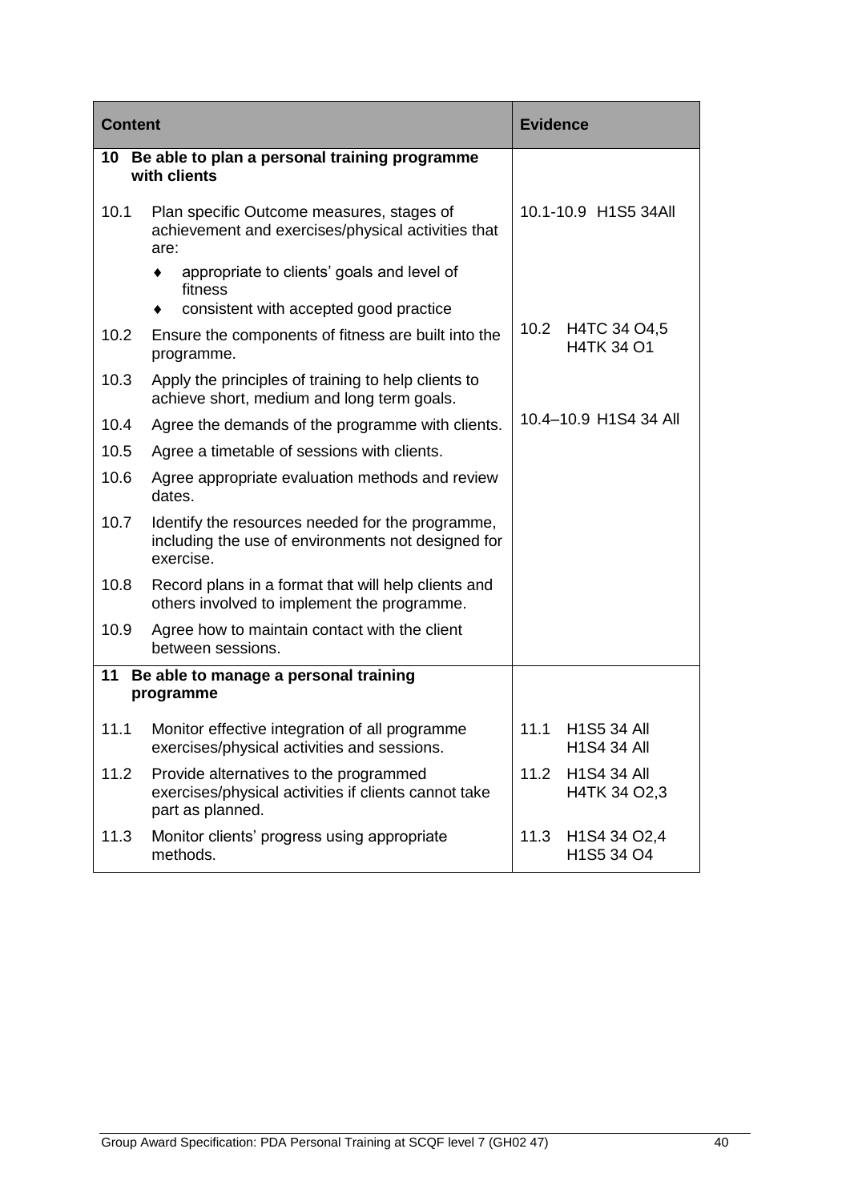| Content | | Evidence |
|---|---|---|
| **10** | **Be able to plan a personal training programme with clients** | |
| 10.1 | Plan specific Outcome measures, stages of achievement and exercises/physical activities that are:<br>♦ appropriate to clients' goals and level of fitness<br>♦ consistent with accepted good practice | 10.1-10.9 H1S5 34All |
| 10.2 | Ensure the components of fitness are built into the programme. | 10.2 H4TC 34 O4,5<br>H4TK 34 O1 |
| 10.3 | Apply the principles of training to help clients to achieve short, medium and long term goals. | |
| 10.4 | Agree the demands of the programme with clients. | 10.4–10.9 H1S4 34 All |
| 10.5 | Agree a timetable of sessions with clients. | |
| 10.6 | Agree appropriate evaluation methods and review dates. | |
| 10.7 | Identify the resources needed for the programme, including the use of environments not designed for exercise. | |
| 10.8 | Record plans in a format that will help clients and others involved to implement the programme. | |
| 10.9 | Agree how to maintain contact with the client between sessions. | |
| **11** | **Be able to manage a personal training programme** | |
| 11.1 | Monitor effective integration of all programme exercises/physical activities and sessions. | 11.1 H1S5 34 All<br>H1S4 34 All |
| 11.2 | Provide alternatives to the programmed exercises/physical activities if clients cannot take part as planned. | 11.2 H1S4 34 All<br>H4TK 34 O2,3 |
| 11.3 | Monitor clients' progress using appropriate methods. | 11.3 H1S4 34 O2,4<br>H1S5 34 O4 |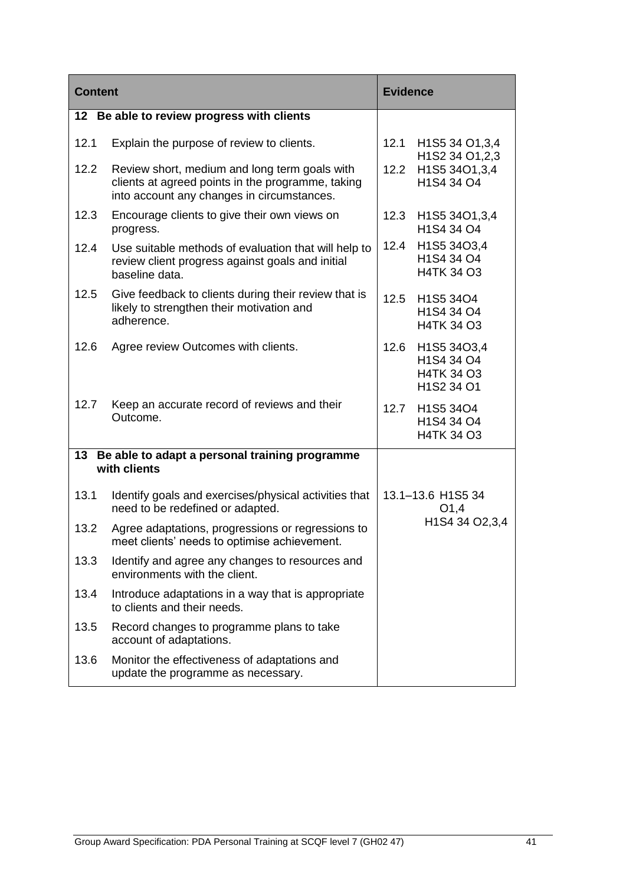| Content | Evidence |
|---|---|
| **12 Be able to review progress with clients** | |
| 12.1 Explain the purpose of review to clients. | 12.1 H1S5 34 O1,3,4<br>H1S2 34 O1,2,3 |
| 12.2 Review short, medium and long term goals with clients at agreed points in the programme, taking into account any changes in circumstances. | 12.2 H1S5 34O1,3,4<br>H1S4 34 O4 |
| 12.3 Encourage clients to give their own views on progress. | 12.3 H1S5 34O1,3,4<br>H1S4 34 O4 |
| 12.4 Use suitable methods of evaluation that will help to review client progress against goals and initial baseline data. | 12.4 H1S5 34O3,4<br>H1S4 34 O4<br>H4TK 34 O3 |
| 12.5 Give feedback to clients during their review that is likely to strengthen their motivation and adherence. | 12.5 H1S5 34O4<br>H1S4 34 O4<br>H4TK 34 O3 |
| 12.6 Agree review Outcomes with clients. | 12.6 H1S5 34O3,4<br>H1S4 34 O4<br>H4TK 34 O3<br>H1S2 34 O1 |
| 12.7 Keep an accurate record of reviews and their Outcome. | 12.7 H1S5 34O4<br>H1S4 34 O4<br>H4TK 34 O3 |
| **13 Be able to adapt a personal training programme with clients** | |
| 13.1 Identify goals and exercises/physical activities that need to be redefined or adapted. | 13.1–13.6 H1S5 34 O1,4<br>H1S4 34 O2,3,4 |
| 13.2 Agree adaptations, progressions or regressions to meet clients' needs to optimise achievement. | |
| 13.3 Identify and agree any changes to resources and environments with the client. | |
| 13.4 Introduce adaptations in a way that is appropriate to clients and their needs. | |
| 13.5 Record changes to programme plans to take account of adaptations. | |
| 13.6 Monitor the effectiveness of adaptations and update the programme as necessary. | |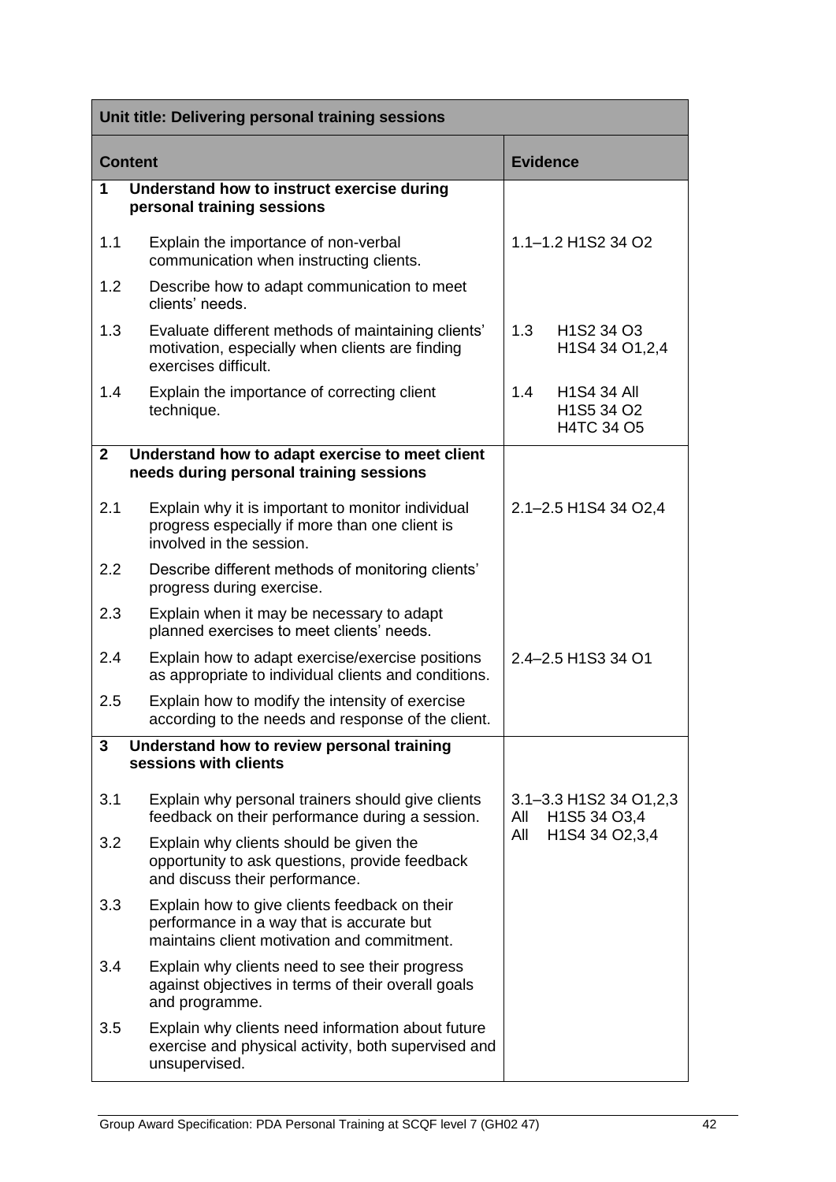| Unit title: Delivering personal training sessions | | |
|---|---|---|
| **Content** | | **Evidence** |
| **1** | **Understand how to instruct exercise during personal training sessions** | |
| 1.1 | Explain the importance of non-verbal communication when instructing clients. | 1.1–1.2 H1S2 34 O2 |
| 1.2 | Describe how to adapt communication to meet clients' needs. | |
| 1.3 | Evaluate different methods of maintaining clients' motivation, especially when clients are finding exercises difficult. | 1.3 H1S2 34 O3<br>H1S4 34 O1,2,4 |
| 1.4 | Explain the importance of correcting client technique. | 1.4 H1S4 34 All<br>H1S5 34 O2<br>H4TC 34 O5 |
| **2** | **Understand how to adapt exercise to meet client needs during personal training sessions** | |
| 2.1 | Explain why it is important to monitor individual progress especially if more than one client is involved in the session. | 2.1–2.5 H1S4 34 O2,4 |
| 2.2 | Describe different methods of monitoring clients' progress during exercise. | |
| 2.3 | Explain when it may be necessary to adapt planned exercises to meet clients' needs. | |
| 2.4 | Explain how to adapt exercise/exercise positions as appropriate to individual clients and conditions. | 2.4–2.5 H1S3 34 O1 |
| 2.5 | Explain how to modify the intensity of exercise according to the needs and response of the client. | |
| **3** | **Understand how to review personal training sessions with clients** | |
| 3.1 | Explain why personal trainers should give clients feedback on their performance during a session. | 3.1–3.3 H1S2 34 O1,2,3<br>All H1S5 34 O3,4<br>All H1S4 34 O2,3,4 |
| 3.2 | Explain why clients should be given the opportunity to ask questions, provide feedback and discuss their performance. | |
| 3.3 | Explain how to give clients feedback on their performance in a way that is accurate but maintains client motivation and commitment. | |
| 3.4 | Explain why clients need to see their progress against objectives in terms of their overall goals and programme. | |
| 3.5 | Explain why clients need information about future exercise and physical activity, both supervised and unsupervised. | |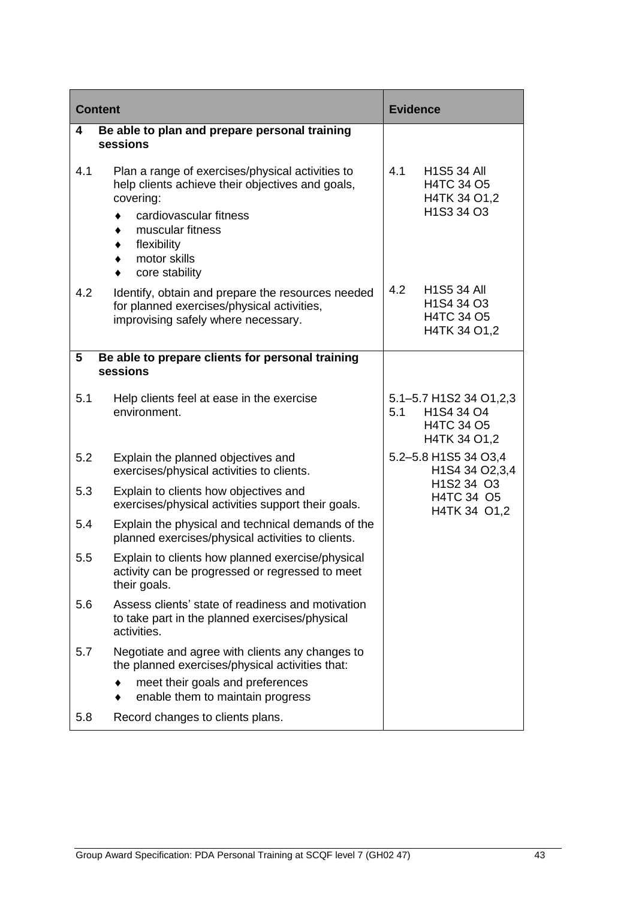| Content | Evidence |
|---|---|
| **4 Be able to plan and prepare personal training sessions** | |
| 4.1 Plan a range of exercises/physical activities to help clients achieve their objectives and goals, covering:<br>♦ cardiovascular fitness<br>♦ muscular fitness<br>♦ flexibility<br>♦ motor skills<br>♦ core stability | 4.1 H1S5 34 All<br>H4TC 34 O5<br>H4TK 34 O1,2<br>H1S3 34 O3 |
| 4.2 Identify, obtain and prepare the resources needed for planned exercises/physical activities, improvising safely where necessary. | 4.2 H1S5 34 All<br>H1S4 34 O3<br>H4TC 34 O5<br>H4TK 34 O1,2 |
| **5 Be able to prepare clients for personal training sessions** | |
| 5.1 Help clients feel at ease in the exercise environment. | 5.1–5.7 H1S2 34 O1,2,3<br>5.1 H1S4 34 O4<br>H4TC 34 O5<br>H4TK 34 O1,2 |
| 5.2 Explain the planned objectives and exercises/physical activities to clients.<br>5.3 Explain to clients how objectives and exercises/physical activities support their goals.<br>5.4 Explain the physical and technical demands of the planned exercises/physical activities to clients.<br>5.5 Explain to clients how planned exercise/physical activity can be progressed or regressed to meet their goals.<br>5.6 Assess clients' state of readiness and motivation to take part in the planned exercises/physical activities.<br>5.7 Negotiate and agree with clients any changes to the planned exercises/physical activities that:<br>♦ meet their goals and preferences<br>♦ enable them to maintain progress<br>5.8 Record changes to clients plans. | 5.2–5.8 H1S5 34 O3,4<br>H1S4 34 O2,3,4<br>H1S2 34 O3<br>H4TC 34 O5<br>H4TK 34 O1,2 |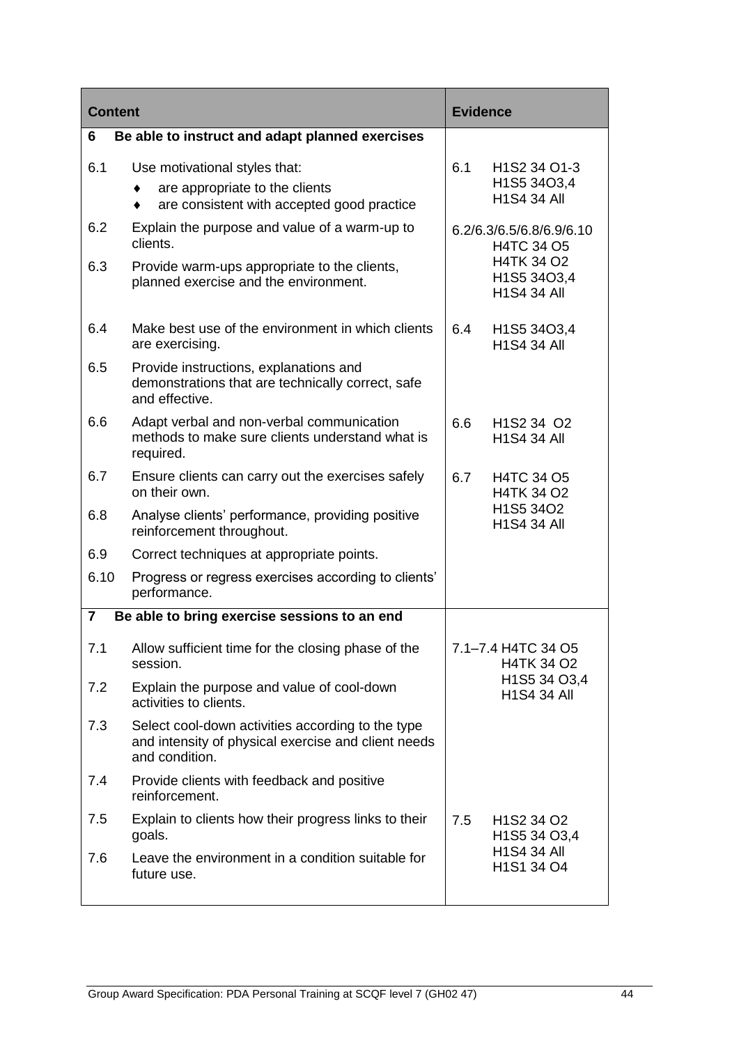| Content | | Evidence |
|---|---|---|
| **6** | **Be able to instruct and adapt planned exercises** | |
| 6.1 | Use motivational styles that:<br>♦ are appropriate to the clients<br>♦ are consistent with accepted good practice | 6.1 H1S2 34 O1-3<br>H1S5 34O3,4<br>H1S4 34 All |
| 6.2 | Explain the purpose and value of a warm-up to clients. | 6.2/6.3/6.5/6.8/6.9/6.10<br>H4TC 34 O5<br>H4TK 34 O2<br>H1S5 34O3,4<br>H1S4 34 All |
| 6.3 | Provide warm-ups appropriate to the clients, planned exercise and the environment. | |
| 6.4 | Make best use of the environment in which clients are exercising. | 6.4 H1S5 34O3,4<br>H1S4 34 All |
| 6.5 | Provide instructions, explanations and demonstrations that are technically correct, safe and effective. | |
| 6.6 | Adapt verbal and non-verbal communication methods to make sure clients understand what is required. | 6.6 H1S2 34 O2<br>H1S4 34 All |
| 6.7 | Ensure clients can carry out the exercises safely on their own. | 6.7 H4TC 34 O5<br>H4TK 34 O2<br>H1S5 34O2<br>H1S4 34 All |
| 6.8 | Analyse clients' performance, providing positive reinforcement throughout. | |
| 6.9 | Correct techniques at appropriate points. | |
| 6.10 | Progress or regress exercises according to clients' performance. | |
| **7** | **Be able to bring exercise sessions to an end** | |
| 7.1 | Allow sufficient time for the closing phase of the session. | 7.1–7.4 H4TC 34 O5<br>H4TK 34 O2<br>H1S5 34 O3,4<br>H1S4 34 All |
| 7.2 | Explain the purpose and value of cool-down activities to clients. | |
| 7.3 | Select cool-down activities according to the type and intensity of physical exercise and client needs and condition. | |
| 7.4 | Provide clients with feedback and positive reinforcement. | |
| 7.5 | Explain to clients how their progress links to their goals. | 7.5 H1S2 34 O2<br>H1S5 34 O3,4<br>H1S4 34 All<br>H1S1 34 O4 |
| 7.6 | Leave the environment in a condition suitable for future use. | |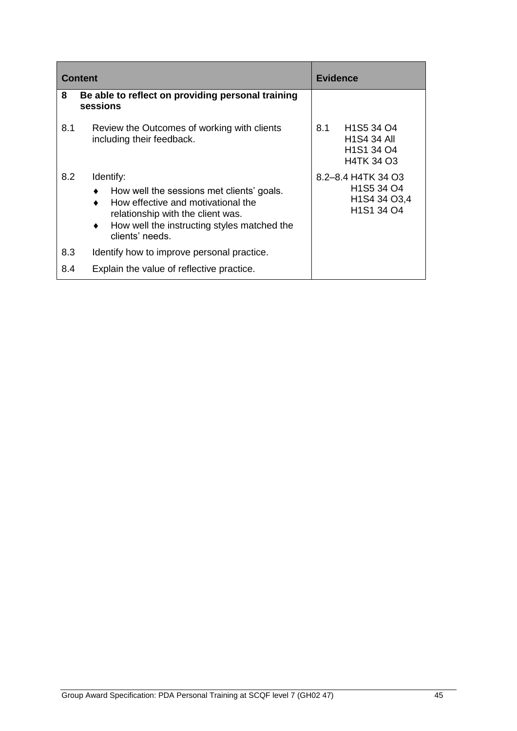| Content | Evidence |
|---|---|
| **8 Be able to reflect on providing personal training sessions** | |
| 8.1 Review the Outcomes of working with clients including their feedback. | 8.1 H1S5 34 O4<br>H1S4 34 All<br>H1S1 34 O4<br>H4TK 34 O3 |
| 8.2 Identify:<br>♦ How well the sessions met clients' goals.<br>♦ How effective and motivational the relationship with the client was.<br>♦ How well the instructing styles matched the clients' needs. | 8.2–8.4 H4TK 34 O3<br>H1S5 34 O4<br>H1S4 34 O3,4<br>H1S1 34 O4 |
| 8.3 Identify how to improve personal practice. | |
| 8.4 Explain the value of reflective practice. | |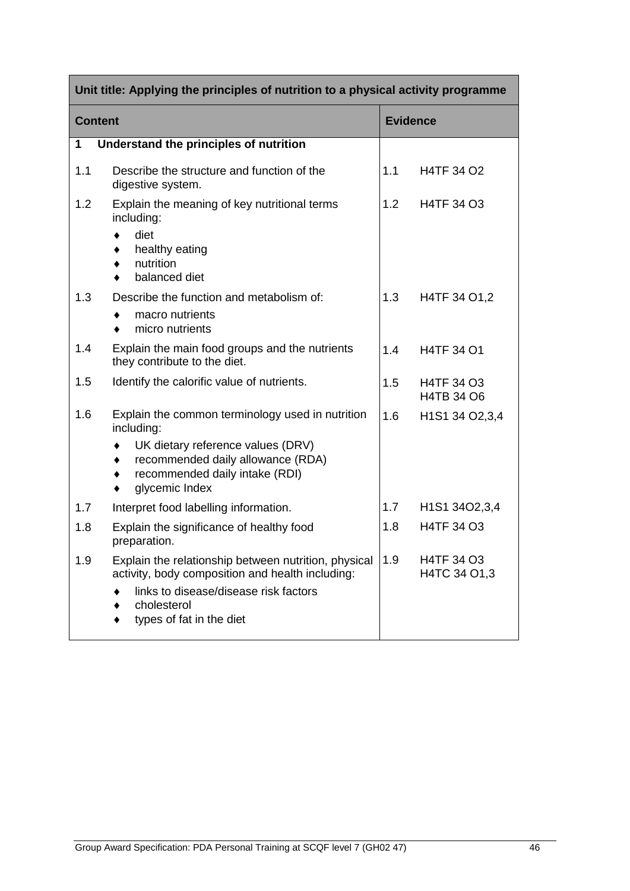| Unit title: Applying the principles of nutrition to a physical activity programme | |
|---|---|
| **Content** | **Evidence** |
| **1 Understand the principles of nutrition** | |
| 1.1 Describe the structure and function of the digestive system. | 1.1 H4TF 34 O2 |
| 1.2 Explain the meaning of key nutritional terms including:<br>♦ diet<br>♦ healthy eating<br>♦ nutrition<br>♦ balanced diet | 1.2 H4TF 34 O3 |
| 1.3 Describe the function and metabolism of:<br>♦ macro nutrients<br>♦ micro nutrients | 1.3 H4TF 34 O1,2 |
| 1.4 Explain the main food groups and the nutrients they contribute to the diet. | 1.4 H4TF 34 O1 |
| 1.5 Identify the calorific value of nutrients. | 1.5 H4TF 34 O3<br>H4TB 34 O6 |
| 1.6 Explain the common terminology used in nutrition including:<br>♦ UK dietary reference values (DRV)<br>♦ recommended daily allowance (RDA)<br>♦ recommended daily intake (RDI)<br>♦ glycemic Index | 1.6 H1S1 34 O2,3,4 |
| 1.7 Interpret food labelling information. | 1.7 H1S1 34O2,3,4 |
| 1.8 Explain the significance of healthy food preparation. | 1.8 H4TF 34 O3 |
| 1.9 Explain the relationship between nutrition, physical activity, body composition and health including:<br>♦ links to disease/disease risk factors<br>♦ cholesterol<br>♦ types of fat in the diet | 1.9 H4TF 34 O3<br>H4TC 34 O1,3 |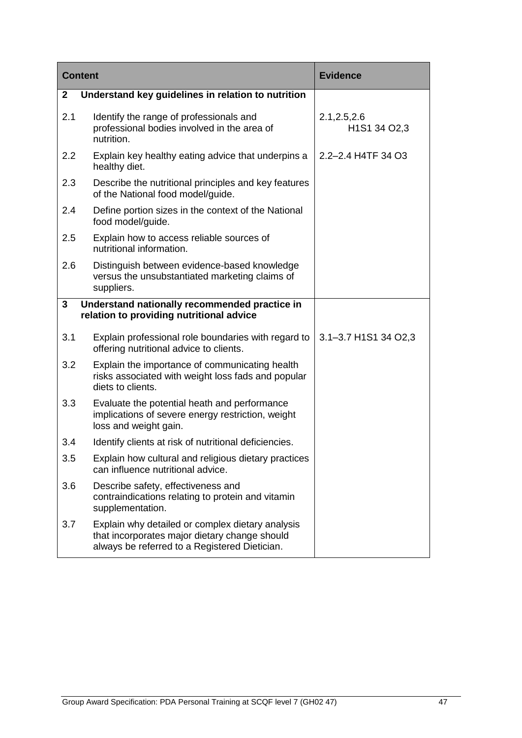| Content | | Evidence |
|---|---|---|
| **2** | **Understand key guidelines in relation to nutrition** | |
| 2.1 | Identify the range of professionals and professional bodies involved in the area of nutrition. | 2.1,2.5,2.6 H1S1 34 O2,3 |
| 2.2 | Explain key healthy eating advice that underpins a healthy diet. | 2.2–2.4 H4TF 34 O3 |
| 2.3 | Describe the nutritional principles and key features of the National food model/guide. | |
| 2.4 | Define portion sizes in the context of the National food model/guide. | |
| 2.5 | Explain how to access reliable sources of nutritional information. | |
| 2.6 | Distinguish between evidence-based knowledge versus the unsubstantiated marketing claims of suppliers. | |
| **3** | **Understand nationally recommended practice in relation to providing nutritional advice** | |
| 3.1 | Explain professional role boundaries with regard to offering nutritional advice to clients. | 3.1–3.7 H1S1 34 O2,3 |
| 3.2 | Explain the importance of communicating health risks associated with weight loss fads and popular diets to clients. | |
| 3.3 | Evaluate the potential heath and performance implications of severe energy restriction, weight loss and weight gain. | |
| 3.4 | Identify clients at risk of nutritional deficiencies. | |
| 3.5 | Explain how cultural and religious dietary practices can influence nutritional advice. | |
| 3.6 | Describe safety, effectiveness and contraindications relating to protein and vitamin supplementation. | |
| 3.7 | Explain why detailed or complex dietary analysis that incorporates major dietary change should always be referred to a Registered Dietician. | |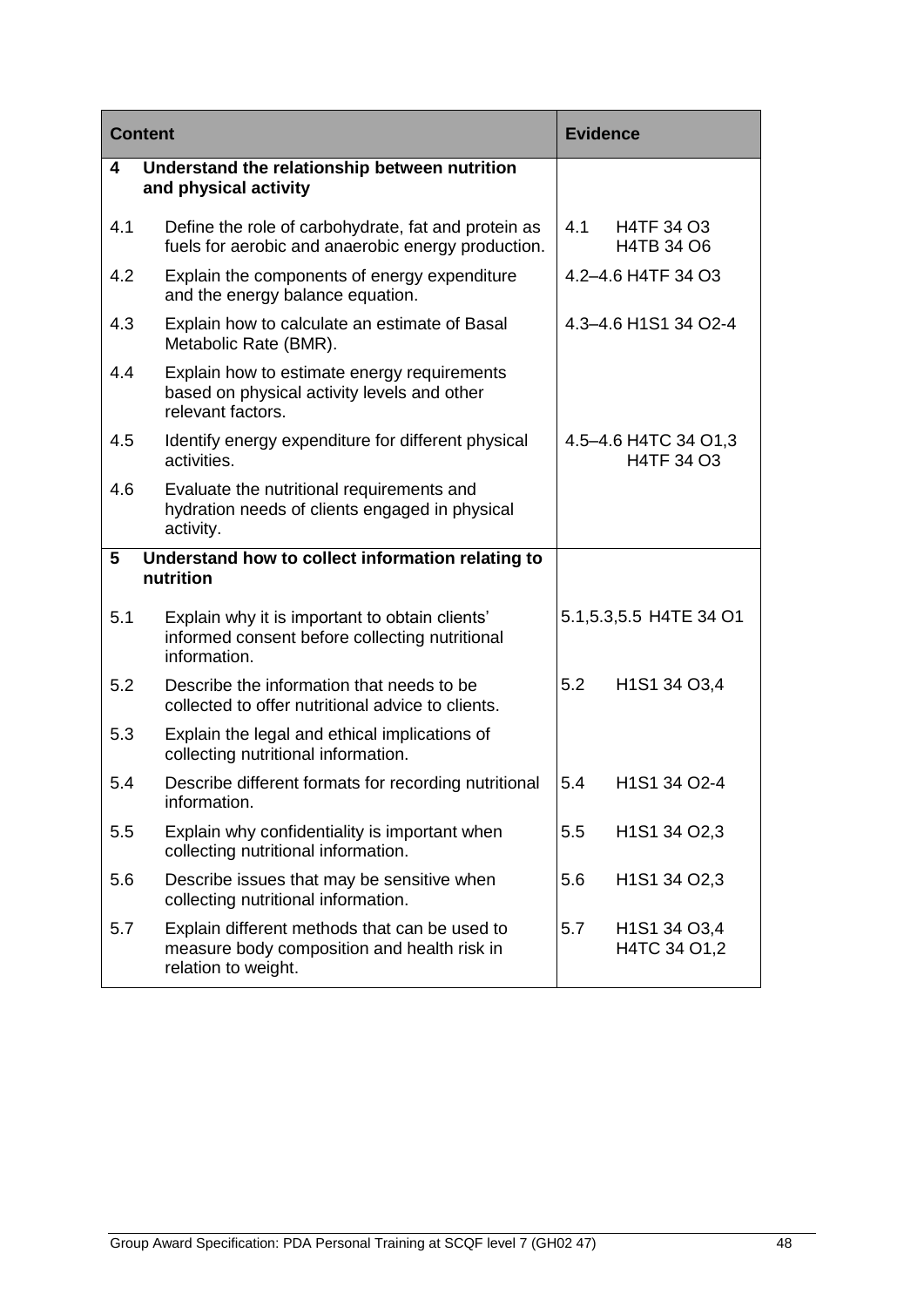| Content | Evidence |
|---|---|
| **4 Understand the relationship between nutrition and physical activity** | |
| 4.1 Define the role of carbohydrate, fat and protein as fuels for aerobic and anaerobic energy production. | 4.1 H4TF 34 O3 H4TB 34 O6 |
| 4.2 Explain the components of energy expenditure and the energy balance equation. | 4.2–4.6 H4TF 34 O3 |
| 4.3 Explain how to calculate an estimate of Basal Metabolic Rate (BMR). | 4.3–4.6 H1S1 34 O2-4 |
| 4.4 Explain how to estimate energy requirements based on physical activity levels and other relevant factors. | |
| 4.5 Identify energy expenditure for different physical activities. | 4.5–4.6 H4TC 34 O1,3 H4TF 34 O3 |
| 4.6 Evaluate the nutritional requirements and hydration needs of clients engaged in physical activity. | |
| **5 Understand how to collect information relating to nutrition** | |
| 5.1 Explain why it is important to obtain clients' informed consent before collecting nutritional information. | 5.1,5.3,5.5 H4TE 34 O1 |
| 5.2 Describe the information that needs to be collected to offer nutritional advice to clients. | 5.2 H1S1 34 O3,4 |
| 5.3 Explain the legal and ethical implications of collecting nutritional information. | |
| 5.4 Describe different formats for recording nutritional information. | 5.4 H1S1 34 O2-4 |
| 5.5 Explain why confidentiality is important when collecting nutritional information. | 5.5 H1S1 34 O2,3 |
| 5.6 Describe issues that may be sensitive when collecting nutritional information. | 5.6 H1S1 34 O2,3 |
| 5.7 Explain different methods that can be used to measure body composition and health risk in relation to weight. | 5.7 H1S1 34 O3,4 H4TC 34 O1,2 |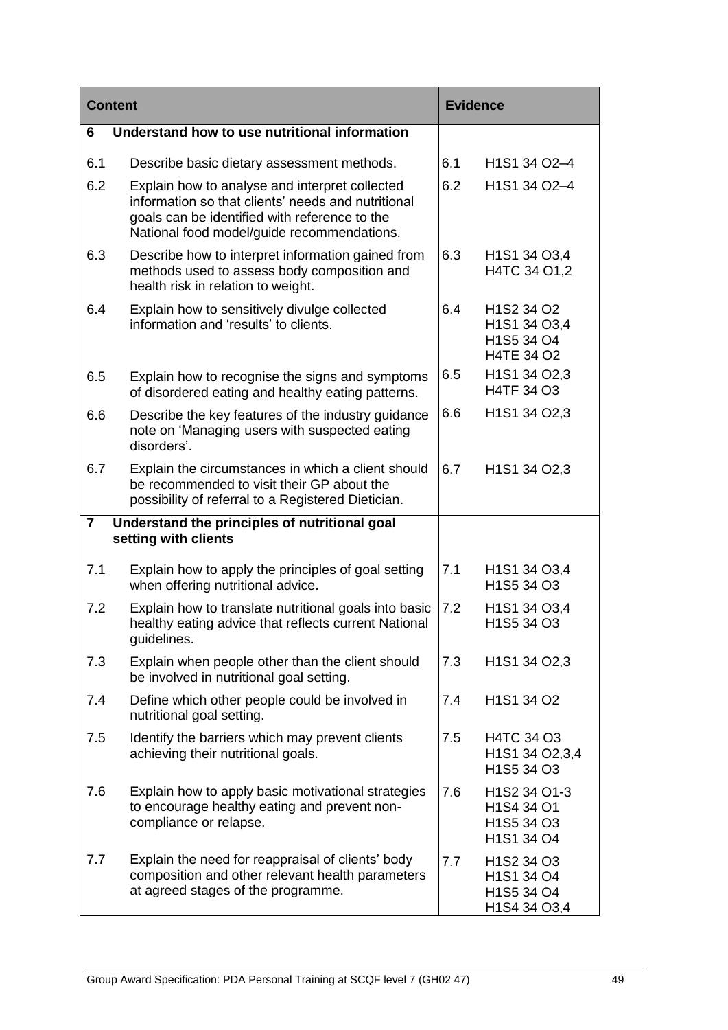| Content | | Evidence | |
|---|---|---|---|
| **6** | **Understand how to use nutritional information** | | |
| 6.1 | Describe basic dietary assessment methods. | 6.1 | H1S1 34 O2–4 |
| 6.2 | Explain how to analyse and interpret collected information so that clients' needs and nutritional goals can be identified with reference to the National food model/guide recommendations. | 6.2 | H1S1 34 O2–4 |
| 6.3 | Describe how to interpret information gained from methods used to assess body composition and health risk in relation to weight. | 6.3 | H1S1 34 O3,4<br>H4TC 34 O1,2 |
| 6.4 | Explain how to sensitively divulge collected information and 'results' to clients. | 6.4 | H1S2 34 O2<br>H1S1 34 O3,4<br>H1S5 34 O4<br>H4TE 34 O2 |
| 6.5 | Explain how to recognise the signs and symptoms of disordered eating and healthy eating patterns. | 6.5 | H1S1 34 O2,3<br>H4TF 34 O3 |
| 6.6 | Describe the key features of the industry guidance note on 'Managing users with suspected eating disorders'. | 6.6 | H1S1 34 O2,3 |
| 6.7 | Explain the circumstances in which a client should be recommended to visit their GP about the possibility of referral to a Registered Dietician. | 6.7 | H1S1 34 O2,3 |
| **7** | **Understand the principles of nutritional goal setting with clients** | | |
| 7.1 | Explain how to apply the principles of goal setting when offering nutritional advice. | 7.1 | H1S1 34 O3,4<br>H1S5 34 O3 |
| 7.2 | Explain how to translate nutritional goals into basic healthy eating advice that reflects current National guidelines. | 7.2 | H1S1 34 O3,4<br>H1S5 34 O3 |
| 7.3 | Explain when people other than the client should be involved in nutritional goal setting. | 7.3 | H1S1 34 O2,3 |
| 7.4 | Define which other people could be involved in nutritional goal setting. | 7.4 | H1S1 34 O2 |
| 7.5 | Identify the barriers which may prevent clients achieving their nutritional goals. | 7.5 | H4TC 34 O3<br>H1S1 34 O2,3,4<br>H1S5 34 O3 |
| 7.6 | Explain how to apply basic motivational strategies to encourage healthy eating and prevent non-compliance or relapse. | 7.6 | H1S2 34 O1-3<br>H1S4 34 O1<br>H1S5 34 O3<br>H1S1 34 O4 |
| 7.7 | Explain the need for reappraisal of clients' body composition and other relevant health parameters at agreed stages of the programme. | 7.7 | H1S2 34 O3<br>H1S1 34 O4<br>H1S5 34 O4<br>H1S4 34 O3,4 |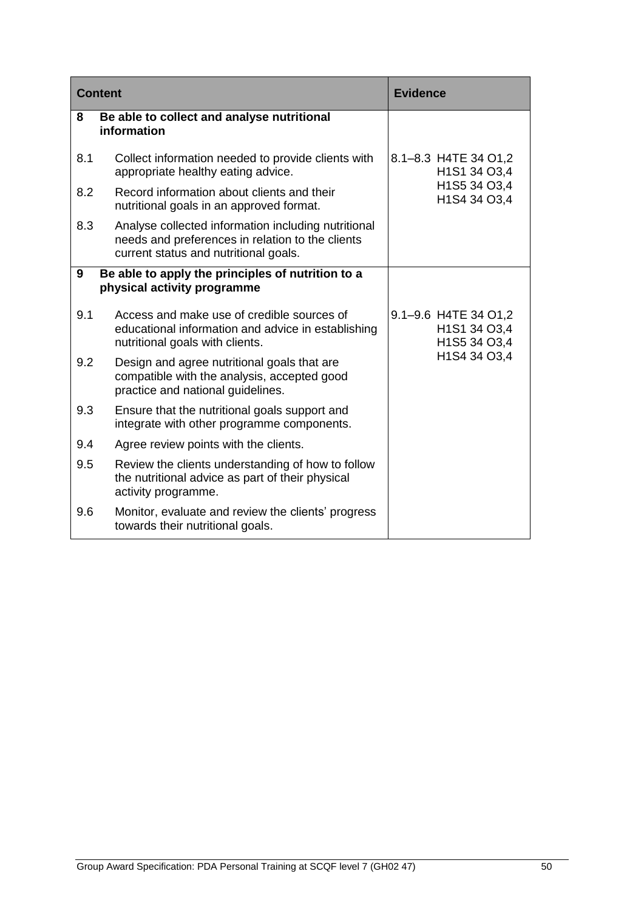| Content | | Evidence |
|---|---|---|
| **8** | **Be able to collect and analyse nutritional information** | |
| 8.1 | Collect information needed to provide clients with appropriate healthy eating advice. | 8.1–8.3 H4TE 34 O1,2<br>H1S1 34 O3,4<br>H1S5 34 O3,4<br>H1S4 34 O3,4 |
| 8.2 | Record information about clients and their nutritional goals in an approved format. | |
| 8.3 | Analyse collected information including nutritional needs and preferences in relation to the clients current status and nutritional goals. | |
| **9** | **Be able to apply the principles of nutrition to a physical activity programme** | |
| 9.1 | Access and make use of credible sources of educational information and advice in establishing nutritional goals with clients. | 9.1–9.6 H4TE 34 O1,2<br>H1S1 34 O3,4<br>H1S5 34 O3,4<br>H1S4 34 O3,4 |
| 9.2 | Design and agree nutritional goals that are compatible with the analysis, accepted good practice and national guidelines. | |
| 9.3 | Ensure that the nutritional goals support and integrate with other programme components. | |
| 9.4 | Agree review points with the clients. | |
| 9.5 | Review the clients understanding of how to follow the nutritional advice as part of their physical activity programme. | |
| 9.6 | Monitor, evaluate and review the clients' progress towards their nutritional goals. | |